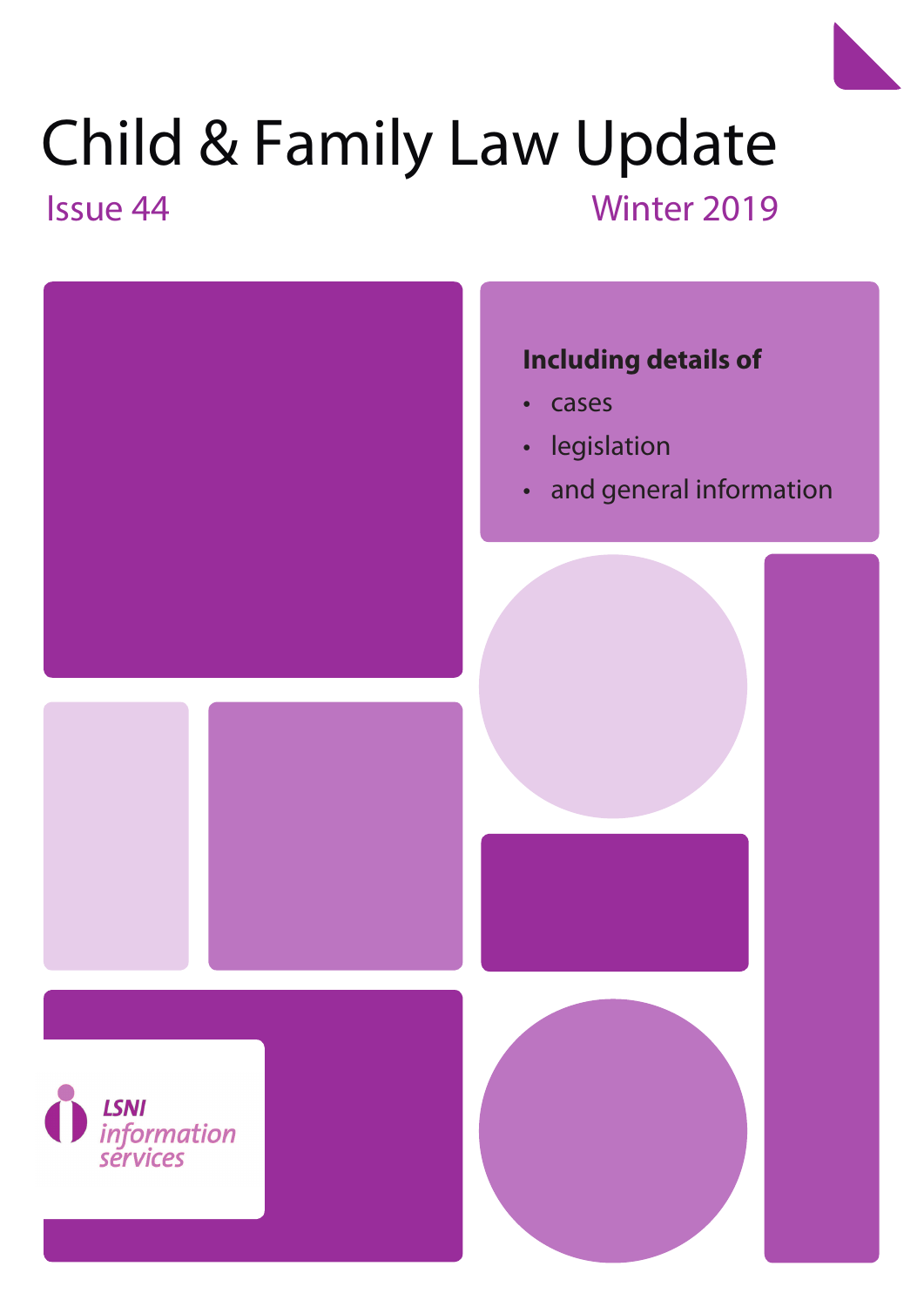# Child & Family Law Update

Issue 44

Winter 2019

**Including details of**

- cases
- legislation
- and general information

LSNI information services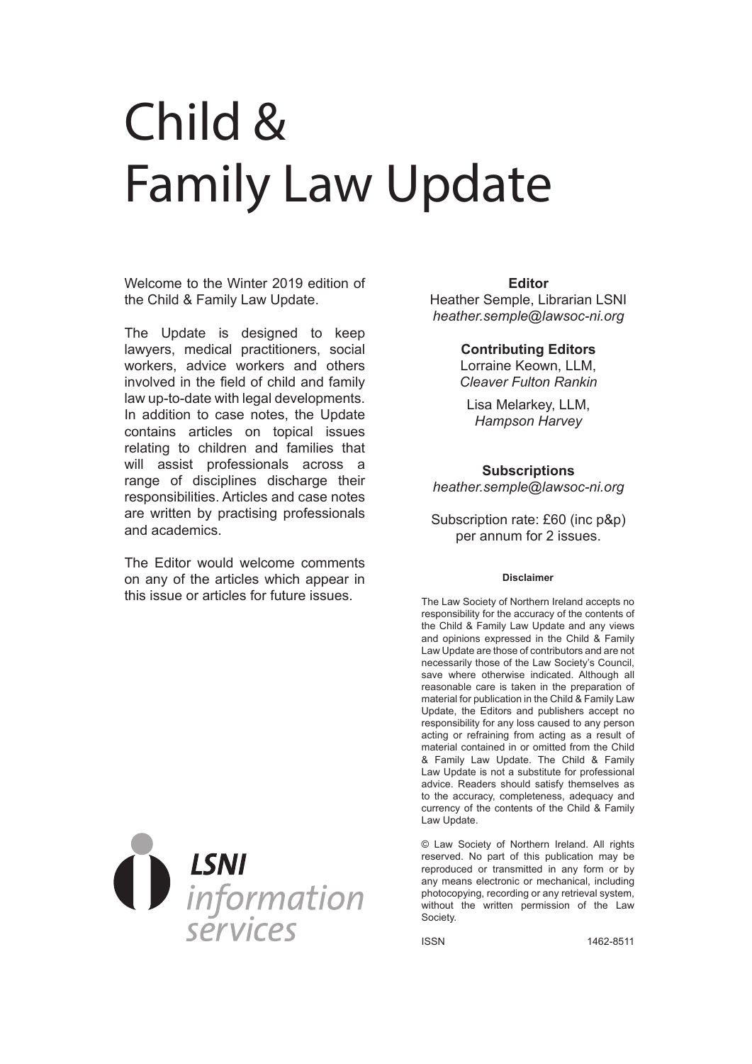# Child & Family Law Update

Welcome to the Winter 2019 edition of the Child & Family Law Update.

The Update is designed to keep lawyers, medical practitioners, social workers, advice workers and others involved in the field of child and family law up-to-date with legal developments. In addition to case notes, the Update contains articles on topical issues relating to children and families that will assist professionals across a range of disciplines discharge their responsibilities. Articles and case notes are written by practising professionals and academics.

The Editor would welcome comments on any of the articles which appear in this issue or articles for future issues.

LSNI information services

**Editor**
Heather Semple, Librarian LSNI
*heather.semple@lawsoc-ni.org*

**Contributing Editors**
Lorraine Keown, LLM,
*Cleaver Fulton Rankin*

Lisa Melarkey, LLM,
*Hampson Harvey*

**Subscriptions**
*heather.semple@lawsoc-ni.org*

Subscription rate: £60 (inc p&p) per annum for 2 issues.

**Disclaimer**

The Law Society of Northern Ireland accepts no responsibility for the accuracy of the contents of the Child & Family Law Update and any views and opinions expressed in the Child & Family Law Update are those of contributors and are not necessarily those of the Law Society's Council, save where otherwise indicated. Although all reasonable care is taken in the preparation of material for publication in the Child & Family Law Update, the Editors and publishers accept no responsibility for any loss caused to any person acting or refraining from acting as a result of material contained in or omitted from the Child & Family Law Update. The Child & Family Law Update is not a substitute for professional advice. Readers should satisfy themselves as to the accuracy, completeness, adequacy and currency of the contents of the Child & Family Law Update.

© Law Society of Northern Ireland. All rights reserved. No part of this publication may be reproduced or transmitted in any form or by any means electronic or mechanical, including photocopying, recording or any retrieval system, without the written permission of the Law Society.

ISSN 1462-8511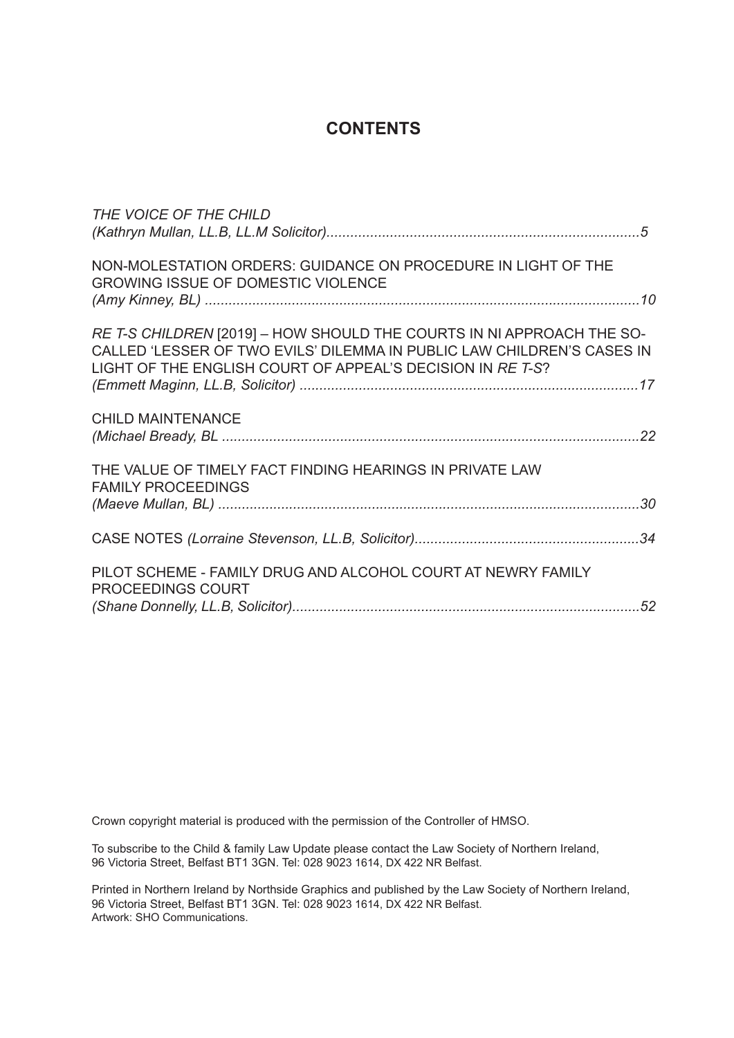## CONTENTS

*THE VOICE OF THE CHILD*
*(Kathryn Mullan, LL.B, LL.M Solicitor)*...............................................................................5

NON-MOLESTATION ORDERS: GUIDANCE ON PROCEDURE IN LIGHT OF THE GROWING ISSUE OF DOMESTIC VIOLENCE
*(Amy Kinney, BL)* .............................................................................................................10

*RE T-S CHILDREN* [2019] – HOW SHOULD THE COURTS IN NI APPROACH THE SO-CALLED 'LESSER OF TWO EVILS' DILEMMA IN PUBLIC LAW CHILDREN'S CASES IN LIGHT OF THE ENGLISH COURT OF APPEAL'S DECISION IN *RE T-S*?
*(Emmett Maginn, LL.B, Solicitor)* .....................................................................................17

CHILD MAINTENANCE
*(Michael Bready, BL* .........................................................................................................22

THE VALUE OF TIMELY FACT FINDING HEARINGS IN PRIVATE LAW FAMILY PROCEEDINGS
*(Maeve Mullan, BL)* ..........................................................................................................30

CASE NOTES *(Lorraine Stevenson, LL.B, Solicitor)*.........................................................34

PILOT SCHEME - FAMILY DRUG AND ALCOHOL COURT AT NEWRY FAMILY PROCEEDINGS COURT
*(Shane Donnelly, LL.B, Solicitor)*.........................................................................................52

Crown copyright material is produced with the permission of the Controller of HMSO.

To subscribe to the Child & family Law Update please contact the Law Society of Northern Ireland, 96 Victoria Street, Belfast BT1 3GN. Tel: 028 9023 1614, DX 422 NR Belfast.

Printed in Northern Ireland by Northside Graphics and published by the Law Society of Northern Ireland, 96 Victoria Street, Belfast BT1 3GN. Tel: 028 9023 1614, DX 422 NR Belfast.
Artwork: SHO Communications.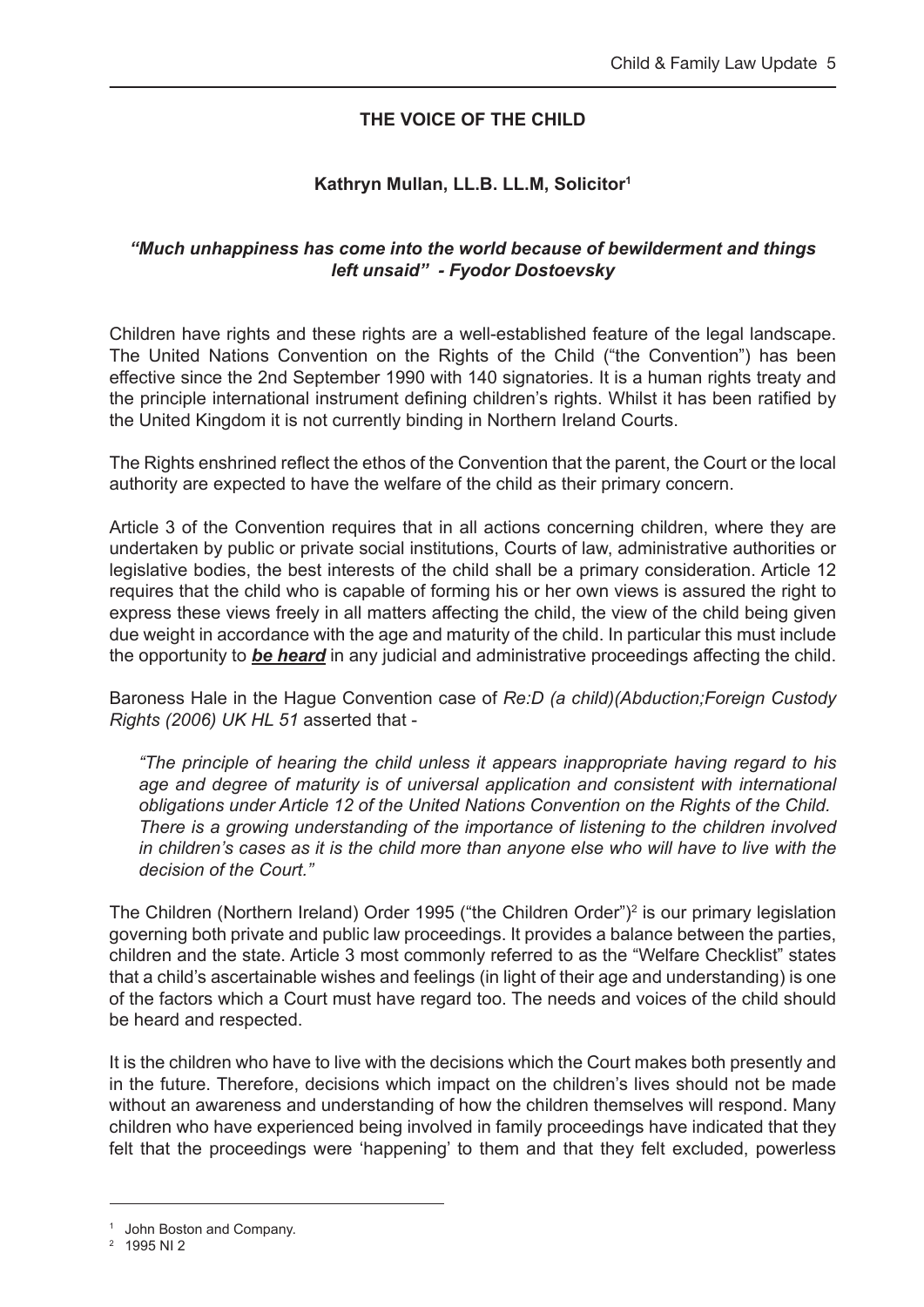## THE VOICE OF THE CHILD

**Kathryn Mullan, LL.B. LL.M, Solicitor**[1]

***"Much unhappiness has come into the world because of bewilderment and things left unsaid" - Fyodor Dostoevsky***

Children have rights and these rights are a well-established feature of the legal landscape. The United Nations Convention on the Rights of the Child ("the Convention") has been effective since the 2nd September 1990 with 140 signatories. It is a human rights treaty and the principle international instrument defining children's rights. Whilst it has been ratified by the United Kingdom it is not currently binding in Northern Ireland Courts.

The Rights enshrined reflect the ethos of the Convention that the parent, the Court or the local authority are expected to have the welfare of the child as their primary concern.

Article 3 of the Convention requires that in all actions concerning children, where they are undertaken by public or private social institutions, Courts of law, administrative authorities or legislative bodies, the best interests of the child shall be a primary consideration. Article 12 requires that the child who is capable of forming his or her own views is assured the right to express these views freely in all matters affecting the child, the view of the child being given due weight in accordance with the age and maturity of the child. In particular this must include the opportunity to ***be heard*** in any judicial and administrative proceedings affecting the child.

Baroness Hale in the Hague Convention case of *Re:D (a child)(Abduction;Foreign Custody Rights (2006) UK HL 51* asserted that -

> *"The principle of hearing the child unless it appears inappropriate having regard to his age and degree of maturity is of universal application and consistent with international obligations under Article 12 of the United Nations Convention on the Rights of the Child. There is a growing understanding of the importance of listening to the children involved in children's cases as it is the child more than anyone else who will have to live with the decision of the Court."*

The Children (Northern Ireland) Order 1995 ("the Children Order")[2] is our primary legislation governing both private and public law proceedings. It provides a balance between the parties, children and the state. Article 3 most commonly referred to as the "Welfare Checklist" states that a child's ascertainable wishes and feelings (in light of their age and understanding) is one of the factors which a Court must have regard too. The needs and voices of the child should be heard and respected.

It is the children who have to live with the decisions which the Court makes both presently and in the future. Therefore, decisions which impact on the children's lives should not be made without an awareness and understanding of how the children themselves will respond. Many children who have experienced being involved in family proceedings have indicated that they felt that the proceedings were 'happening' to them and that they felt excluded, powerless

---

[1] John Boston and Company.

[2] 1995 NI 2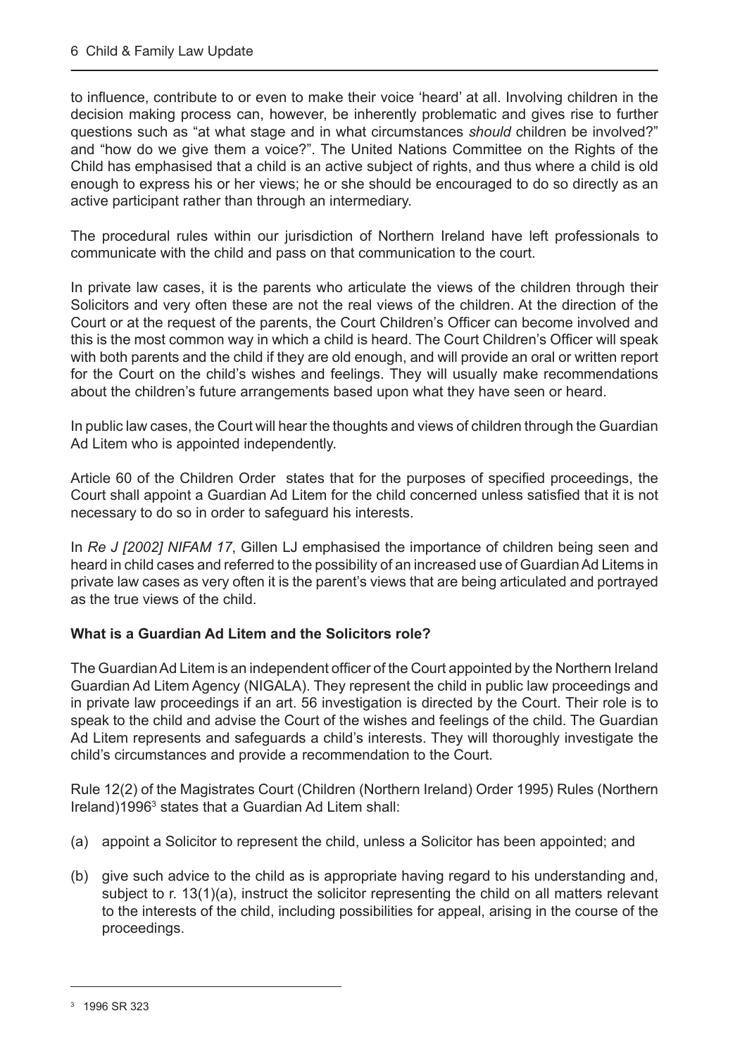to influence, contribute to or even to make their voice 'heard' at all. Involving children in the decision making process can, however, be inherently problematic and gives rise to further questions such as "at what stage and in what circumstances *should* children be involved?" and "how do we give them a voice?". The United Nations Committee on the Rights of the Child has emphasised that a child is an active subject of rights, and thus where a child is old enough to express his or her views; he or she should be encouraged to do so directly as an active participant rather than through an intermediary.

The procedural rules within our jurisdiction of Northern Ireland have left professionals to communicate with the child and pass on that communication to the court.

In private law cases, it is the parents who articulate the views of the children through their Solicitors and very often these are not the real views of the children. At the direction of the Court or at the request of the parents, the Court Children's Officer can become involved and this is the most common way in which a child is heard. The Court Children's Officer will speak with both parents and the child if they are old enough, and will provide an oral or written report for the Court on the child's wishes and feelings. They will usually make recommendations about the children's future arrangements based upon what they have seen or heard.

In public law cases, the Court will hear the thoughts and views of children through the Guardian Ad Litem who is appointed independently.

Article 60 of the Children Order states that for the purposes of specified proceedings, the Court shall appoint a Guardian Ad Litem for the child concerned unless satisfied that it is not necessary to do so in order to safeguard his interests.

In *Re J [2002] NIFAM 17*, Gillen LJ emphasised the importance of children being seen and heard in child cases and referred to the possibility of an increased use of Guardian Ad Litems in private law cases as very often it is the parent's views that are being articulated and portrayed as the true views of the child.

**What is a Guardian Ad Litem and the Solicitors role?**

The Guardian Ad Litem is an independent officer of the Court appointed by the Northern Ireland Guardian Ad Litem Agency (NIGALA). They represent the child in public law proceedings and in private law proceedings if an art. 56 investigation is directed by the Court. Their role is to speak to the child and advise the Court of the wishes and feelings of the child. The Guardian Ad Litem represents and safeguards a child's interests. They will thoroughly investigate the child's circumstances and provide a recommendation to the Court.

Rule 12(2) of the Magistrates Court (Children (Northern Ireland) Order 1995) Rules (Northern Ireland)1996[3] states that a Guardian Ad Litem shall:

(a) appoint a Solicitor to represent the child, unless a Solicitor has been appointed; and

(b) give such advice to the child as is appropriate having regard to his understanding and, subject to r. 13(1)(a), instruct the solicitor representing the child on all matters relevant to the interests of the child, including possibilities for appeal, arising in the course of the proceedings.

[3] 1996 SR 323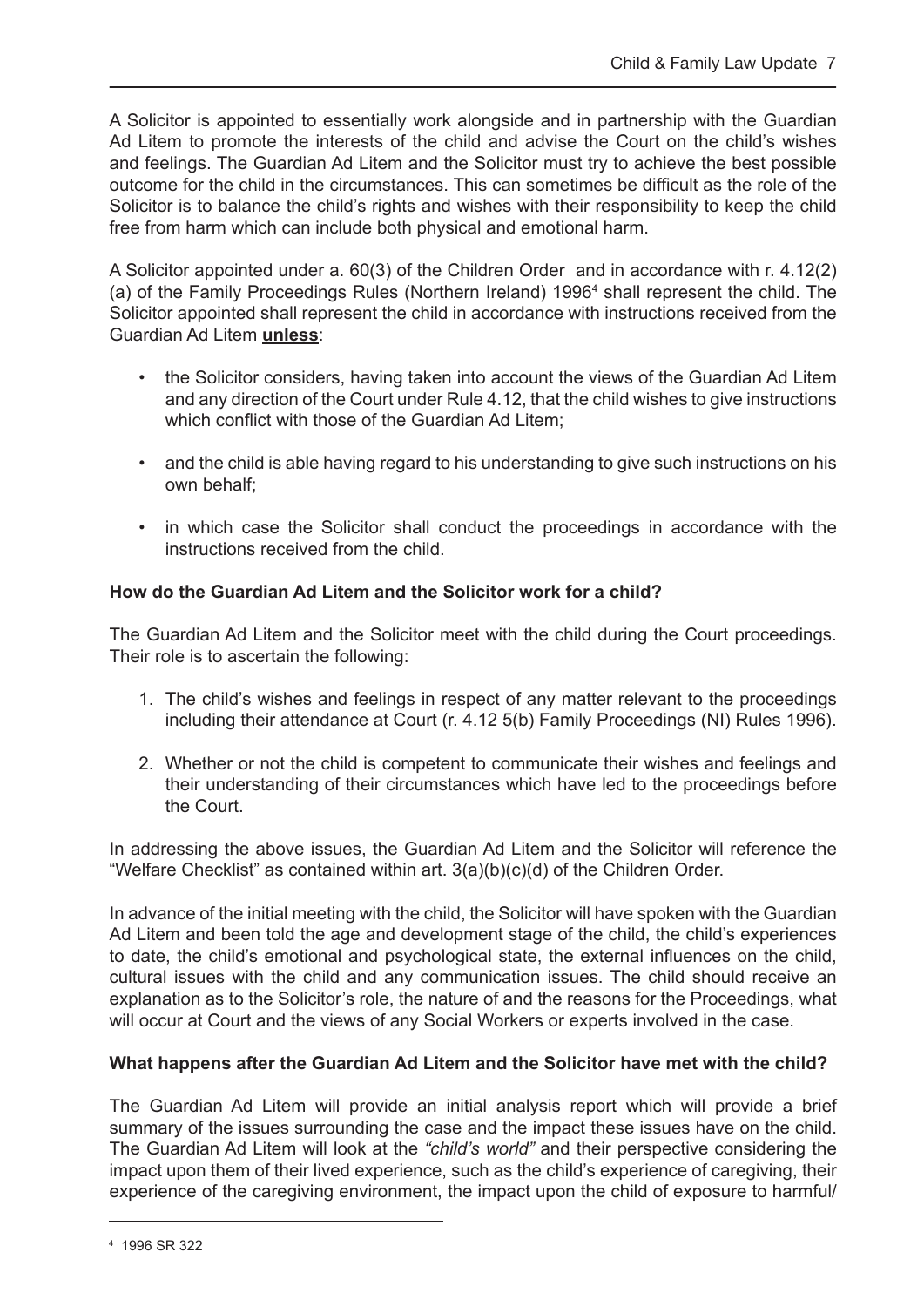A Solicitor is appointed to essentially work alongside and in partnership with the Guardian Ad Litem to promote the interests of the child and advise the Court on the child's wishes and feelings. The Guardian Ad Litem and the Solicitor must try to achieve the best possible outcome for the child in the circumstances. This can sometimes be difficult as the role of the Solicitor is to balance the child's rights and wishes with their responsibility to keep the child free from harm which can include both physical and emotional harm.

A Solicitor appointed under a. 60(3) of the Children Order and in accordance with r. 4.12(2)(a) of the Family Proceedings Rules (Northern Ireland) 1996[4] shall represent the child. The Solicitor appointed shall represent the child in accordance with instructions received from the Guardian Ad Litem **unless**:

- the Solicitor considers, having taken into account the views of the Guardian Ad Litem and any direction of the Court under Rule 4.12, that the child wishes to give instructions which conflict with those of the Guardian Ad Litem;
- and the child is able having regard to his understanding to give such instructions on his own behalf;
- in which case the Solicitor shall conduct the proceedings in accordance with the instructions received from the child.

### How do the Guardian Ad Litem and the Solicitor work for a child?

The Guardian Ad Litem and the Solicitor meet with the child during the Court proceedings. Their role is to ascertain the following:

1. The child's wishes and feelings in respect of any matter relevant to the proceedings including their attendance at Court (r. 4.12 5(b) Family Proceedings (NI) Rules 1996).
2. Whether or not the child is competent to communicate their wishes and feelings and their understanding of their circumstances which have led to the proceedings before the Court.

In addressing the above issues, the Guardian Ad Litem and the Solicitor will reference the "Welfare Checklist" as contained within art. 3(a)(b)(c)(d) of the Children Order.

In advance of the initial meeting with the child, the Solicitor will have spoken with the Guardian Ad Litem and been told the age and development stage of the child, the child's experiences to date, the child's emotional and psychological state, the external influences on the child, cultural issues with the child and any communication issues. The child should receive an explanation as to the Solicitor's role, the nature of and the reasons for the Proceedings, what will occur at Court and the views of any Social Workers or experts involved in the case.

### What happens after the Guardian Ad Litem and the Solicitor have met with the child?

The Guardian Ad Litem will provide an initial analysis report which will provide a brief summary of the issues surrounding the case and the impact these issues have on the child. The Guardian Ad Litem will look at the *"child's world"* and their perspective considering the impact upon them of their lived experience, such as the child's experience of caregiving, their experience of the caregiving environment, the impact upon the child of exposure to harmful/

[4] 1996 SR 322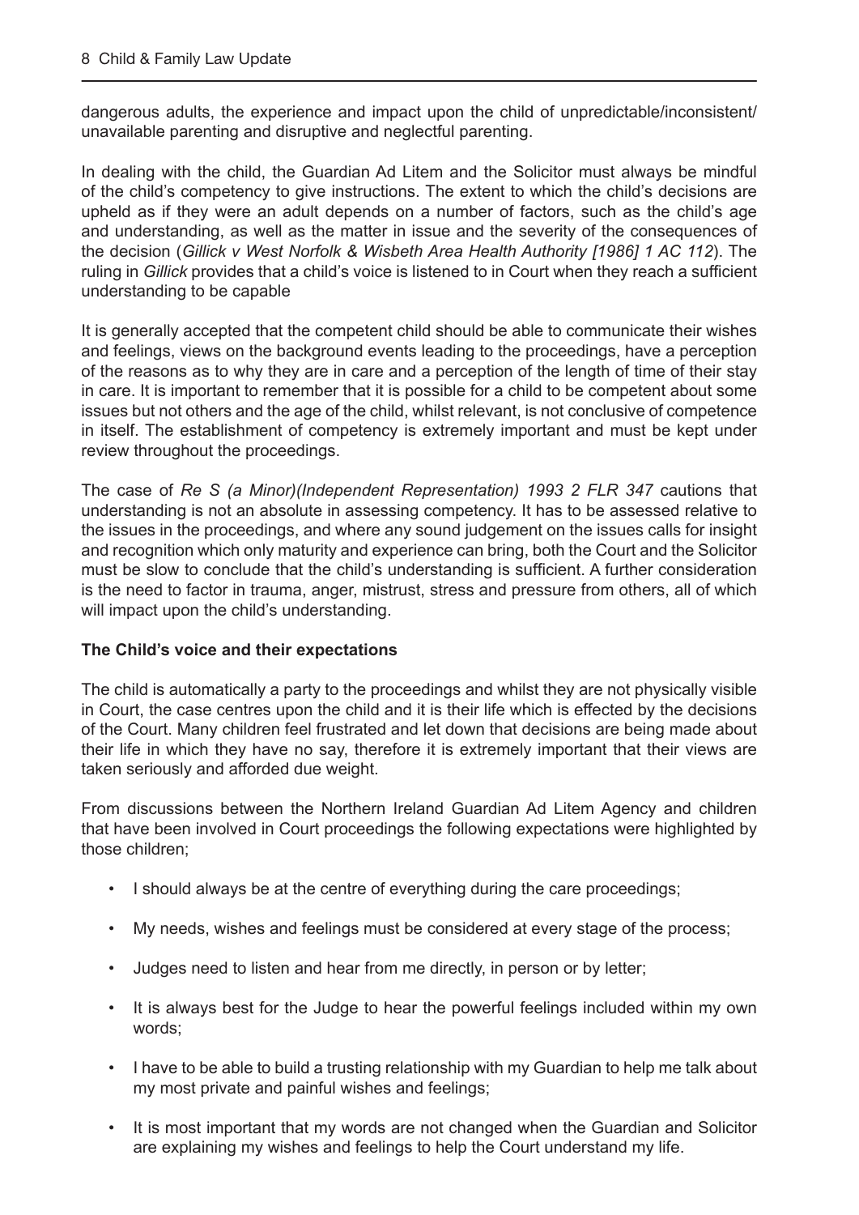dangerous adults, the experience and impact upon the child of unpredictable/inconsistent/ unavailable parenting and disruptive and neglectful parenting.

In dealing with the child, the Guardian Ad Litem and the Solicitor must always be mindful of the child's competency to give instructions. The extent to which the child's decisions are upheld as if they were an adult depends on a number of factors, such as the child's age and understanding, as well as the matter in issue and the severity of the consequences of the decision (*Gillick v West Norfolk & Wisbeth Area Health Authority [1986] 1 AC 112*). The ruling in *Gillick* provides that a child's voice is listened to in Court when they reach a sufficient understanding to be capable

It is generally accepted that the competent child should be able to communicate their wishes and feelings, views on the background events leading to the proceedings, have a perception of the reasons as to why they are in care and a perception of the length of time of their stay in care. It is important to remember that it is possible for a child to be competent about some issues but not others and the age of the child, whilst relevant, is not conclusive of competence in itself. The establishment of competency is extremely important and must be kept under review throughout the proceedings.

The case of *Re S (a Minor)(Independent Representation) 1993 2 FLR 347* cautions that understanding is not an absolute in assessing competency. It has to be assessed relative to the issues in the proceedings, and where any sound judgement on the issues calls for insight and recognition which only maturity and experience can bring, both the Court and the Solicitor must be slow to conclude that the child's understanding is sufficient. A further consideration is the need to factor in trauma, anger, mistrust, stress and pressure from others, all of which will impact upon the child's understanding.

**The Child's voice and their expectations**

The child is automatically a party to the proceedings and whilst they are not physically visible in Court, the case centres upon the child and it is their life which is effected by the decisions of the Court. Many children feel frustrated and let down that decisions are being made about their life in which they have no say, therefore it is extremely important that their views are taken seriously and afforded due weight.

From discussions between the Northern Ireland Guardian Ad Litem Agency and children that have been involved in Court proceedings the following expectations were highlighted by those children;

- I should always be at the centre of everything during the care proceedings;
- My needs, wishes and feelings must be considered at every stage of the process;
- Judges need to listen and hear from me directly, in person or by letter;
- It is always best for the Judge to hear the powerful feelings included within my own words;
- I have to be able to build a trusting relationship with my Guardian to help me talk about my most private and painful wishes and feelings;
- It is most important that my words are not changed when the Guardian and Solicitor are explaining my wishes and feelings to help the Court understand my life.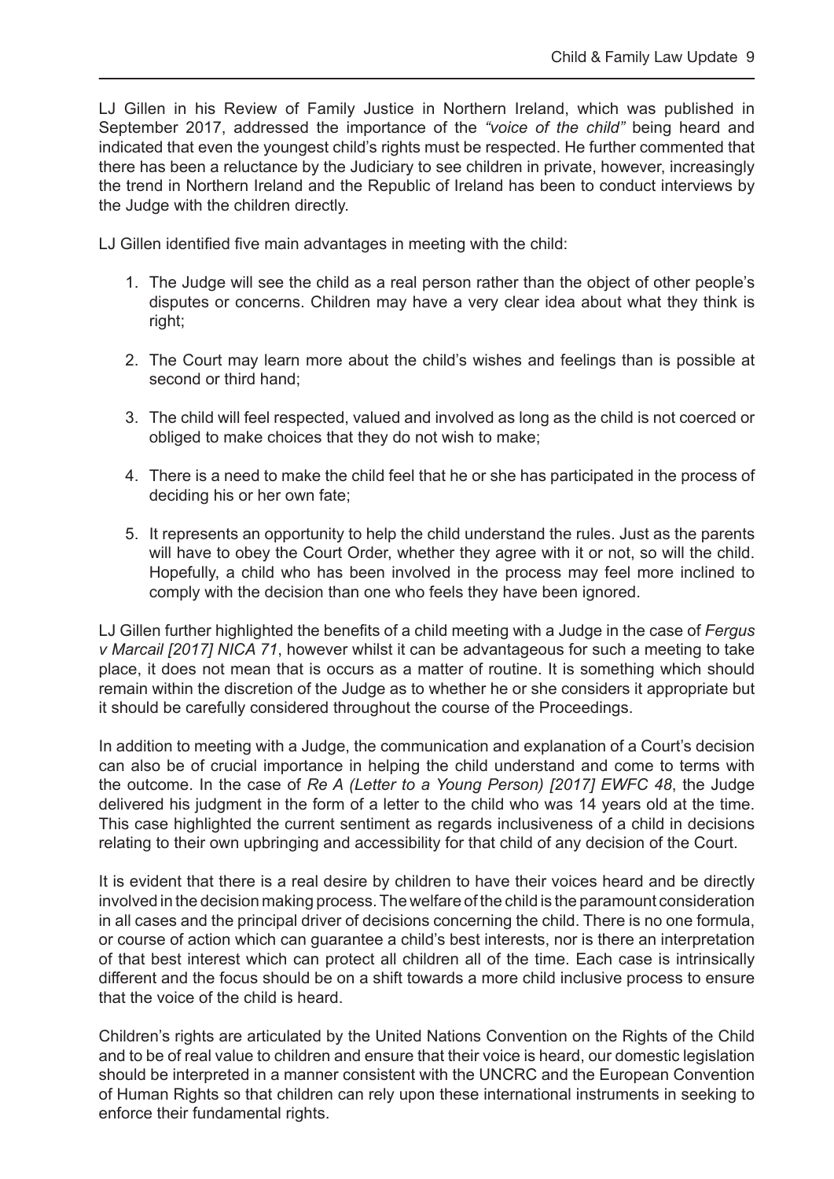LJ Gillen in his Review of Family Justice in Northern Ireland, which was published in September 2017, addressed the importance of the *"voice of the child"* being heard and indicated that even the youngest child's rights must be respected. He further commented that there has been a reluctance by the Judiciary to see children in private, however, increasingly the trend in Northern Ireland and the Republic of Ireland has been to conduct interviews by the Judge with the children directly.

LJ Gillen identified five main advantages in meeting with the child:

1. The Judge will see the child as a real person rather than the object of other people's disputes or concerns. Children may have a very clear idea about what they think is right;
2. The Court may learn more about the child's wishes and feelings than is possible at second or third hand;
3. The child will feel respected, valued and involved as long as the child is not coerced or obliged to make choices that they do not wish to make;
4. There is a need to make the child feel that he or she has participated in the process of deciding his or her own fate;
5. It represents an opportunity to help the child understand the rules. Just as the parents will have to obey the Court Order, whether they agree with it or not, so will the child. Hopefully, a child who has been involved in the process may feel more inclined to comply with the decision than one who feels they have been ignored.

LJ Gillen further highlighted the benefits of a child meeting with a Judge in the case of *Fergus v Marcail [2017] NICA 71*, however whilst it can be advantageous for such a meeting to take place, it does not mean that is occurs as a matter of routine. It is something which should remain within the discretion of the Judge as to whether he or she considers it appropriate but it should be carefully considered throughout the course of the Proceedings.

In addition to meeting with a Judge, the communication and explanation of a Court's decision can also be of crucial importance in helping the child understand and come to terms with the outcome. In the case of *Re A (Letter to a Young Person) [2017] EWFC 48*, the Judge delivered his judgment in the form of a letter to the child who was 14 years old at the time. This case highlighted the current sentiment as regards inclusiveness of a child in decisions relating to their own upbringing and accessibility for that child of any decision of the Court.

It is evident that there is a real desire by children to have their voices heard and be directly involved in the decision making process. The welfare of the child is the paramount consideration in all cases and the principal driver of decisions concerning the child. There is no one formula, or course of action which can guarantee a child's best interests, nor is there an interpretation of that best interest which can protect all children all of the time. Each case is intrinsically different and the focus should be on a shift towards a more child inclusive process to ensure that the voice of the child is heard.

Children's rights are articulated by the United Nations Convention on the Rights of the Child and to be of real value to children and ensure that their voice is heard, our domestic legislation should be interpreted in a manner consistent with the UNCRC and the European Convention of Human Rights so that children can rely upon these international instruments in seeking to enforce their fundamental rights.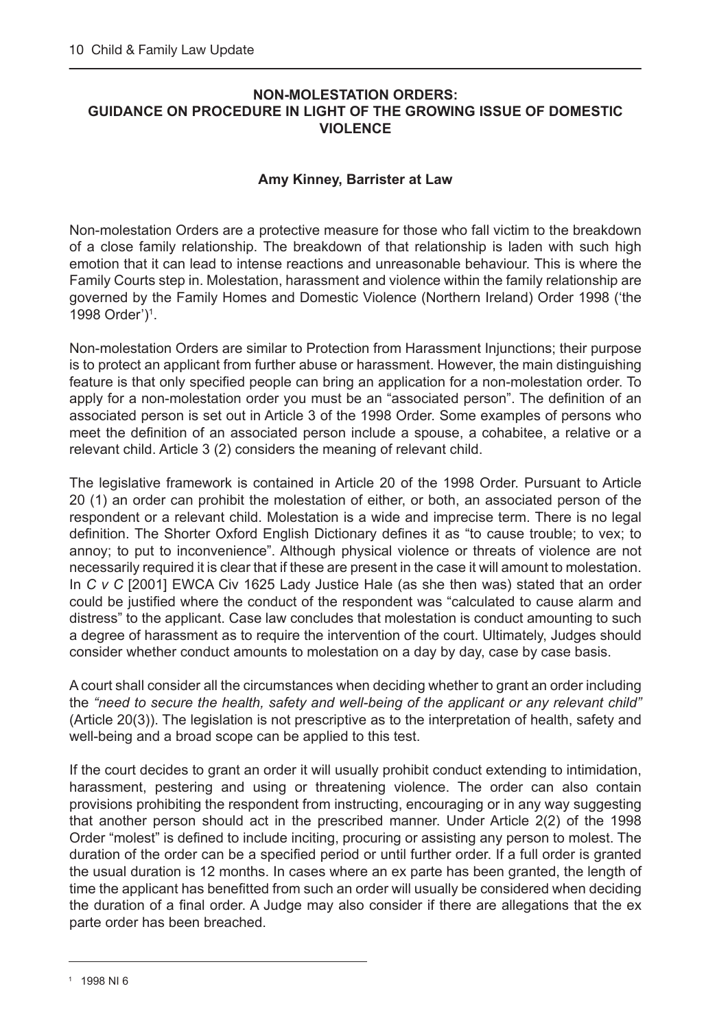## NON-MOLESTATION ORDERS: GUIDANCE ON PROCEDURE IN LIGHT OF THE GROWING ISSUE OF DOMESTIC VIOLENCE

**Amy Kinney, Barrister at Law**

Non-molestation Orders are a protective measure for those who fall victim to the breakdown of a close family relationship. The breakdown of that relationship is laden with such high emotion that it can lead to intense reactions and unreasonable behaviour. This is where the Family Courts step in. Molestation, harassment and violence within the family relationship are governed by the Family Homes and Domestic Violence (Northern Ireland) Order 1998 ('the 1998 Order')[1].

Non-molestation Orders are similar to Protection from Harassment Injunctions; their purpose is to protect an applicant from further abuse or harassment. However, the main distinguishing feature is that only specified people can bring an application for a non-molestation order. To apply for a non-molestation order you must be an "associated person". The definition of an associated person is set out in Article 3 of the 1998 Order. Some examples of persons who meet the definition of an associated person include a spouse, a cohabitee, a relative or a relevant child. Article 3 (2) considers the meaning of relevant child.

The legislative framework is contained in Article 20 of the 1998 Order. Pursuant to Article 20 (1) an order can prohibit the molestation of either, or both, an associated person of the respondent or a relevant child. Molestation is a wide and imprecise term. There is no legal definition. The Shorter Oxford English Dictionary defines it as "to cause trouble; to vex; to annoy; to put to inconvenience". Although physical violence or threats of violence are not necessarily required it is clear that if these are present in the case it will amount to molestation. In *C v C* [2001] EWCA Civ 1625 Lady Justice Hale (as she then was) stated that an order could be justified where the conduct of the respondent was "calculated to cause alarm and distress" to the applicant. Case law concludes that molestation is conduct amounting to such a degree of harassment as to require the intervention of the court. Ultimately, Judges should consider whether conduct amounts to molestation on a day by day, case by case basis.

A court shall consider all the circumstances when deciding whether to grant an order including the *"need to secure the health, safety and well-being of the applicant or any relevant child"* (Article 20(3)). The legislation is not prescriptive as to the interpretation of health, safety and well-being and a broad scope can be applied to this test.

If the court decides to grant an order it will usually prohibit conduct extending to intimidation, harassment, pestering and using or threatening violence. The order can also contain provisions prohibiting the respondent from instructing, encouraging or in any way suggesting that another person should act in the prescribed manner. Under Article 2(2) of the 1998 Order "molest" is defined to include inciting, procuring or assisting any person to molest. The duration of the order can be a specified period or until further order. If a full order is granted the usual duration is 12 months. In cases where an ex parte has been granted, the length of time the applicant has benefitted from such an order will usually be considered when deciding the duration of a final order. A Judge may also consider if there are allegations that the ex parte order has been breached.

---

[1] 1998 NI 6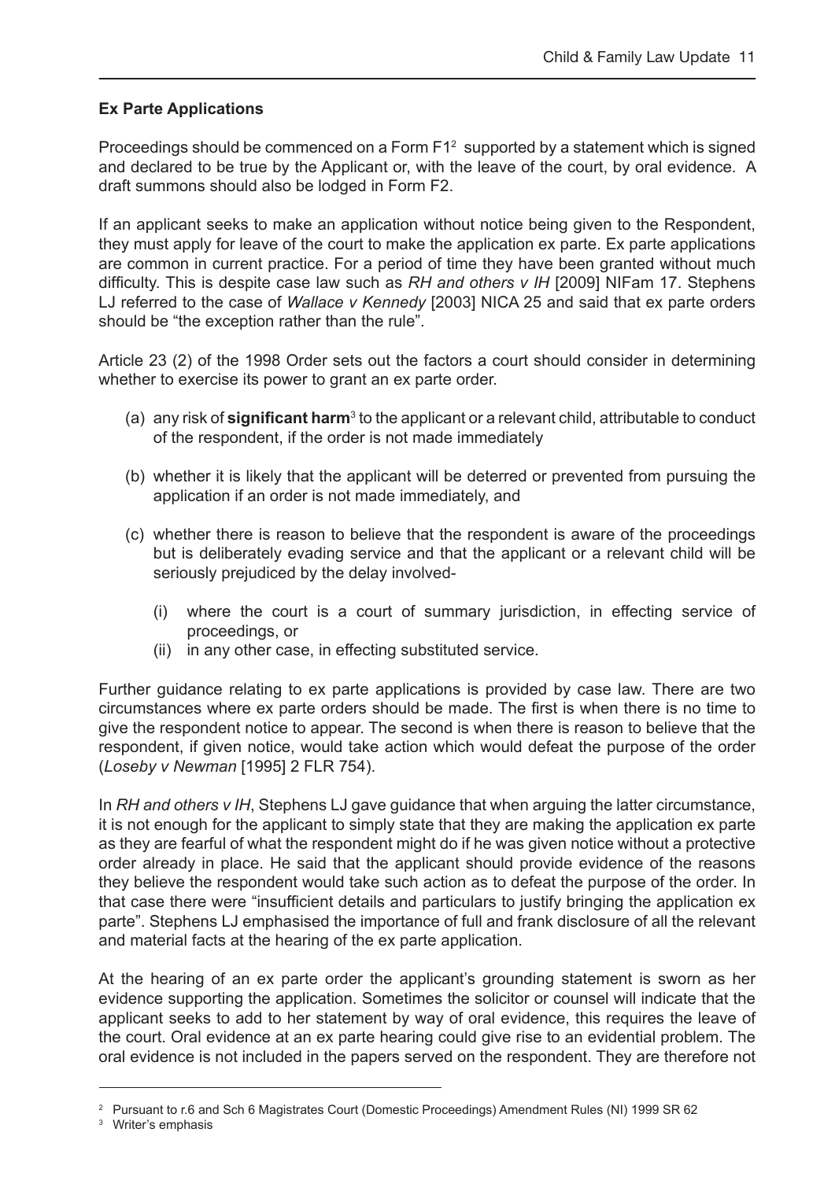**Ex Parte Applications**

Proceedings should be commenced on a Form F1[2] supported by a statement which is signed and declared to be true by the Applicant or, with the leave of the court, by oral evidence. A draft summons should also be lodged in Form F2.

If an applicant seeks to make an application without notice being given to the Respondent, they must apply for leave of the court to make the application ex parte. Ex parte applications are common in current practice. For a period of time they have been granted without much difficulty. This is despite case law such as *RH and others v IH* [2009] NIFam 17. Stephens LJ referred to the case of *Wallace v Kennedy* [2003] NICA 25 and said that ex parte orders should be "the exception rather than the rule".

Article 23 (2) of the 1998 Order sets out the factors a court should consider in determining whether to exercise its power to grant an ex parte order.

(a) any risk of **significant harm**[3] to the applicant or a relevant child, attributable to conduct of the respondent, if the order is not made immediately

(b) whether it is likely that the applicant will be deterred or prevented from pursuing the application if an order is not made immediately, and

(c) whether there is reason to believe that the respondent is aware of the proceedings but is deliberately evading service and that the applicant or a relevant child will be seriously prejudiced by the delay involved-

   (i) where the court is a court of summary jurisdiction, in effecting service of proceedings, or
   (ii) in any other case, in effecting substituted service.

Further guidance relating to ex parte applications is provided by case law. There are two circumstances where ex parte orders should be made. The first is when there is no time to give the respondent notice to appear. The second is when there is reason to believe that the respondent, if given notice, would take action which would defeat the purpose of the order (*Loseby v Newman* [1995] 2 FLR 754).

In *RH and others v IH*, Stephens LJ gave guidance that when arguing the latter circumstance, it is not enough for the applicant to simply state that they are making the application ex parte as they are fearful of what the respondent might do if he was given notice without a protective order already in place. He said that the applicant should provide evidence of the reasons they believe the respondent would take such action as to defeat the purpose of the order. In that case there were "insufficient details and particulars to justify bringing the application ex parte". Stephens LJ emphasised the importance of full and frank disclosure of all the relevant and material facts at the hearing of the ex parte application.

At the hearing of an ex parte order the applicant's grounding statement is sworn as her evidence supporting the application. Sometimes the solicitor or counsel will indicate that the applicant seeks to add to her statement by way of oral evidence, this requires the leave of the court. Oral evidence at an ex parte hearing could give rise to an evidential problem. The oral evidence is not included in the papers served on the respondent. They are therefore not

---

[2] Pursuant to r.6 and Sch 6 Magistrates Court (Domestic Proceedings) Amendment Rules (NI) 1999 SR 62

[3] Writer's emphasis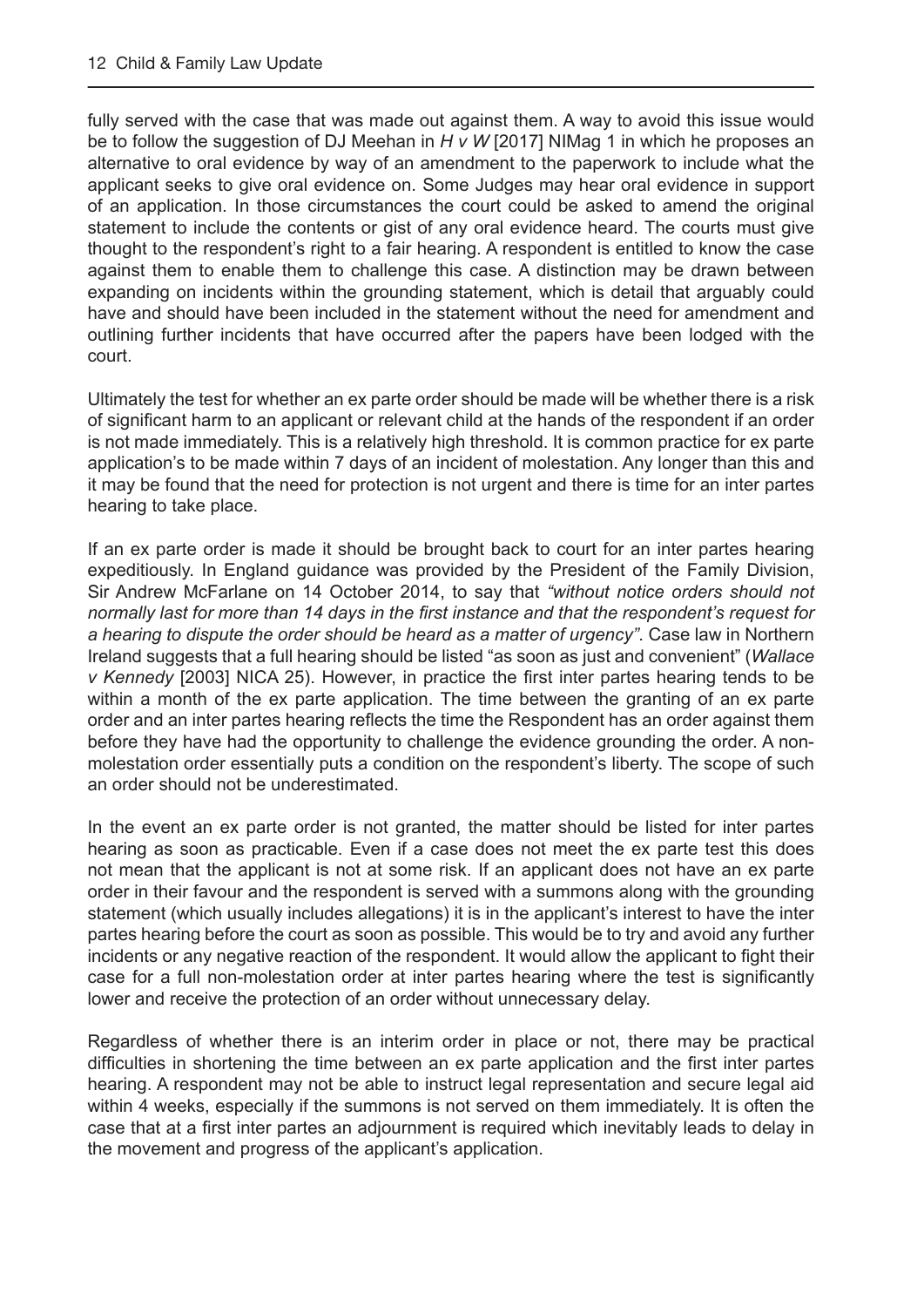fully served with the case that was made out against them. A way to avoid this issue would be to follow the suggestion of DJ Meehan in *H v W* [2017] NIMag 1 in which he proposes an alternative to oral evidence by way of an amendment to the paperwork to include what the applicant seeks to give oral evidence on. Some Judges may hear oral evidence in support of an application. In those circumstances the court could be asked to amend the original statement to include the contents or gist of any oral evidence heard. The courts must give thought to the respondent's right to a fair hearing. A respondent is entitled to know the case against them to enable them to challenge this case. A distinction may be drawn between expanding on incidents within the grounding statement, which is detail that arguably could have and should have been included in the statement without the need for amendment and outlining further incidents that have occurred after the papers have been lodged with the court.

Ultimately the test for whether an ex parte order should be made will be whether there is a risk of significant harm to an applicant or relevant child at the hands of the respondent if an order is not made immediately. This is a relatively high threshold. It is common practice for ex parte application's to be made within 7 days of an incident of molestation. Any longer than this and it may be found that the need for protection is not urgent and there is time for an inter partes hearing to take place.

If an ex parte order is made it should be brought back to court for an inter partes hearing expeditiously. In England guidance was provided by the President of the Family Division, Sir Andrew McFarlane on 14 October 2014, to say that *"without notice orders should not normally last for more than 14 days in the first instance and that the respondent's request for a hearing to dispute the order should be heard as a matter of urgency"*. Case law in Northern Ireland suggests that a full hearing should be listed "as soon as just and convenient" (*Wallace v Kennedy* [2003] NICA 25). However, in practice the first inter partes hearing tends to be within a month of the ex parte application. The time between the granting of an ex parte order and an inter partes hearing reflects the time the Respondent has an order against them before they have had the opportunity to challenge the evidence grounding the order. A non-molestation order essentially puts a condition on the respondent's liberty. The scope of such an order should not be underestimated.

In the event an ex parte order is not granted, the matter should be listed for inter partes hearing as soon as practicable. Even if a case does not meet the ex parte test this does not mean that the applicant is not at some risk. If an applicant does not have an ex parte order in their favour and the respondent is served with a summons along with the grounding statement (which usually includes allegations) it is in the applicant's interest to have the inter partes hearing before the court as soon as possible. This would be to try and avoid any further incidents or any negative reaction of the respondent. It would allow the applicant to fight their case for a full non-molestation order at inter partes hearing where the test is significantly lower and receive the protection of an order without unnecessary delay.

Regardless of whether there is an interim order in place or not, there may be practical difficulties in shortening the time between an ex parte application and the first inter partes hearing. A respondent may not be able to instruct legal representation and secure legal aid within 4 weeks, especially if the summons is not served on them immediately. It is often the case that at a first inter partes an adjournment is required which inevitably leads to delay in the movement and progress of the applicant's application.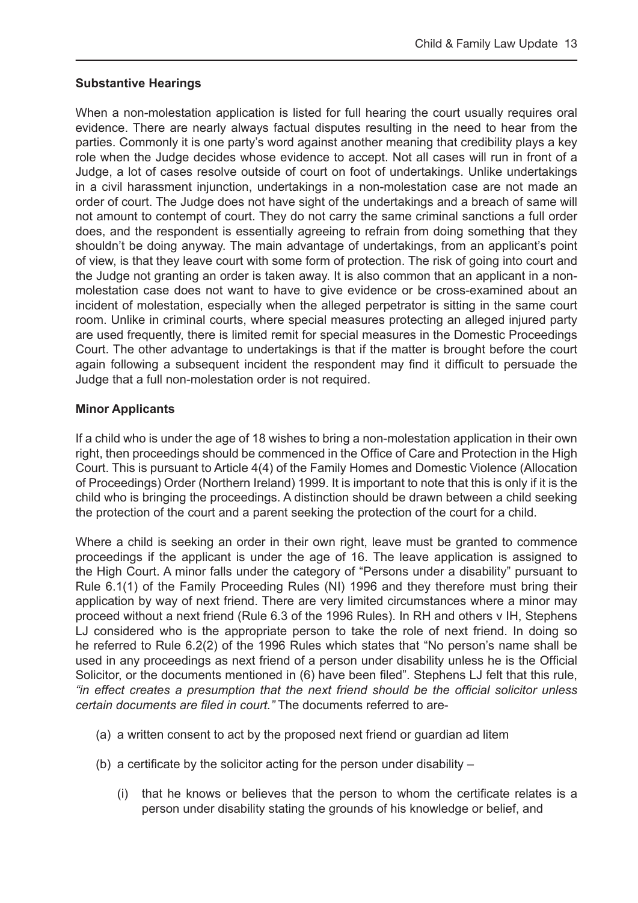**Substantive Hearings**

When a non-molestation application is listed for full hearing the court usually requires oral evidence. There are nearly always factual disputes resulting in the need to hear from the parties. Commonly it is one party's word against another meaning that credibility plays a key role when the Judge decides whose evidence to accept. Not all cases will run in front of a Judge, a lot of cases resolve outside of court on foot of undertakings. Unlike undertakings in a civil harassment injunction, undertakings in a non-molestation case are not made an order of court. The Judge does not have sight of the undertakings and a breach of same will not amount to contempt of court. They do not carry the same criminal sanctions a full order does, and the respondent is essentially agreeing to refrain from doing something that they shouldn't be doing anyway. The main advantage of undertakings, from an applicant's point of view, is that they leave court with some form of protection. The risk of going into court and the Judge not granting an order is taken away. It is also common that an applicant in a non-molestation case does not want to have to give evidence or be cross-examined about an incident of molestation, especially when the alleged perpetrator is sitting in the same court room. Unlike in criminal courts, where special measures protecting an alleged injured party are used frequently, there is limited remit for special measures in the Domestic Proceedings Court. The other advantage to undertakings is that if the matter is brought before the court again following a subsequent incident the respondent may find it difficult to persuade the Judge that a full non-molestation order is not required.

**Minor Applicants**

If a child who is under the age of 18 wishes to bring a non-molestation application in their own right, then proceedings should be commenced in the Office of Care and Protection in the High Court. This is pursuant to Article 4(4) of the Family Homes and Domestic Violence (Allocation of Proceedings) Order (Northern Ireland) 1999. It is important to note that this is only if it is the child who is bringing the proceedings. A distinction should be drawn between a child seeking the protection of the court and a parent seeking the protection of the court for a child.

Where a child is seeking an order in their own right, leave must be granted to commence proceedings if the applicant is under the age of 16. The leave application is assigned to the High Court. A minor falls under the category of "Persons under a disability" pursuant to Rule 6.1(1) of the Family Proceeding Rules (NI) 1996 and they therefore must bring their application by way of next friend. There are very limited circumstances where a minor may proceed without a next friend (Rule 6.3 of the 1996 Rules). In RH and others v IH, Stephens LJ considered who is the appropriate person to take the role of next friend. In doing so he referred to Rule 6.2(2) of the 1996 Rules which states that "No person's name shall be used in any proceedings as next friend of a person under disability unless he is the Official Solicitor, or the documents mentioned in (6) have been filed". Stephens LJ felt that this rule, *"in effect creates a presumption that the next friend should be the official solicitor unless certain documents are filed in court."* The documents referred to are-

(a) a written consent to act by the proposed next friend or guardian ad litem

(b) a certificate by the solicitor acting for the person under disability –

   (i) that he knows or believes that the person to whom the certificate relates is a person under disability stating the grounds of his knowledge or belief, and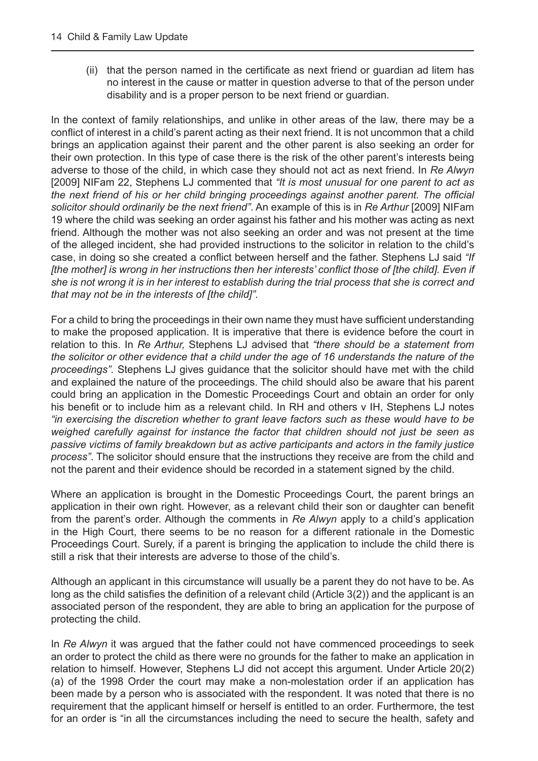(ii) that the person named in the certificate as next friend or guardian ad litem has no interest in the cause or matter in question adverse to that of the person under disability and is a proper person to be next friend or guardian.

In the context of family relationships, and unlike in other areas of the law, there may be a conflict of interest in a child's parent acting as their next friend. It is not uncommon that a child brings an application against their parent and the other parent is also seeking an order for their own protection. In this type of case there is the risk of the other parent's interests being adverse to those of the child, in which case they should not act as next friend. In *Re Alwyn* [2009] NIFam 22, Stephens LJ commented that *"It is most unusual for one parent to act as the next friend of his or her child bringing proceedings against another parent. The official solicitor should ordinarily be the next friend"*. An example of this is in *Re Arthur* [2009] NIFam 19 where the child was seeking an order against his father and his mother was acting as next friend. Although the mother was not also seeking an order and was not present at the time of the alleged incident, she had provided instructions to the solicitor in relation to the child's case, in doing so she created a conflict between herself and the father. Stephens LJ said *"If [the mother] is wrong in her instructions then her interests' conflict those of [the child]. Even if she is not wrong it is in her interest to establish during the trial process that she is correct and that may not be in the interests of [the child]"*.

For a child to bring the proceedings in their own name they must have sufficient understanding to make the proposed application. It is imperative that there is evidence before the court in relation to this. In *Re Arthur,* Stephens LJ advised that *"there should be a statement from the solicitor or other evidence that a child under the age of 16 understands the nature of the proceedings"*. Stephens LJ gives guidance that the solicitor should have met with the child and explained the nature of the proceedings. The child should also be aware that his parent could bring an application in the Domestic Proceedings Court and obtain an order for only his benefit or to include him as a relevant child. In RH and others v IH, Stephens LJ notes *"in exercising the discretion whether to grant leave factors such as these would have to be weighed carefully against for instance the factor that children should not just be seen as passive victims of family breakdown but as active participants and actors in the family justice process"*. The solicitor should ensure that the instructions they receive are from the child and not the parent and their evidence should be recorded in a statement signed by the child.

Where an application is brought in the Domestic Proceedings Court, the parent brings an application in their own right. However, as a relevant child their son or daughter can benefit from the parent's order. Although the comments in *Re Alwyn* apply to a child's application in the High Court, there seems to be no reason for a different rationale in the Domestic Proceedings Court. Surely, if a parent is bringing the application to include the child there is still a risk that their interests are adverse to those of the child's.

Although an applicant in this circumstance will usually be a parent they do not have to be. As long as the child satisfies the definition of a relevant child (Article 3(2)) and the applicant is an associated person of the respondent, they are able to bring an application for the purpose of protecting the child.

In *Re Alwyn* it was argued that the father could not have commenced proceedings to seek an order to protect the child as there were no grounds for the father to make an application in relation to himself. However, Stephens LJ did not accept this argument. Under Article 20(2)(a) of the 1998 Order the court may make a non-molestation order if an application has been made by a person who is associated with the respondent. It was noted that there is no requirement that the applicant himself or herself is entitled to an order. Furthermore, the test for an order is "in all the circumstances including the need to secure the health, safety and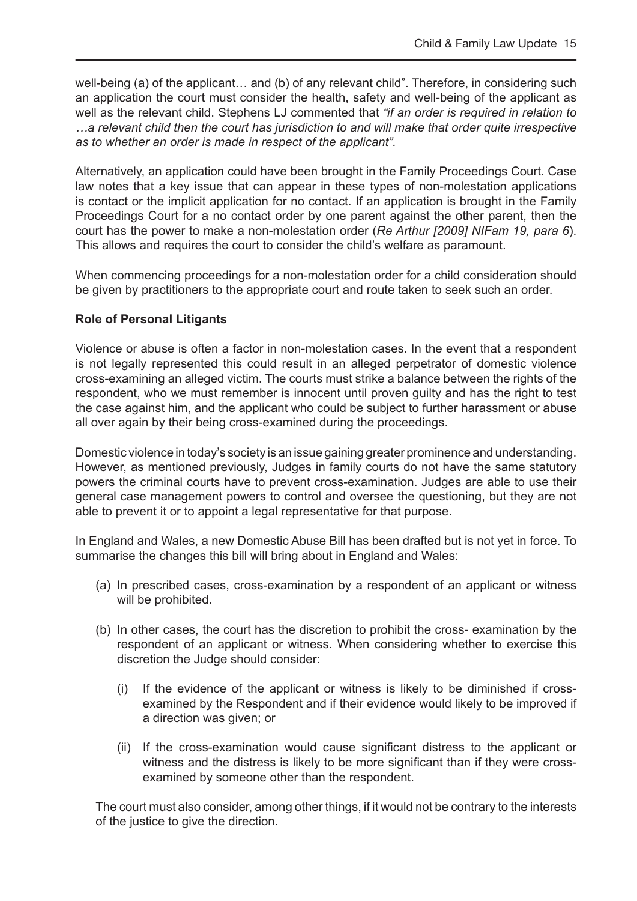well-being (a) of the applicant… and (b) of any relevant child". Therefore, in considering such an application the court must consider the health, safety and well-being of the applicant as well as the relevant child. Stephens LJ commented that *"if an order is required in relation to …a relevant child then the court has jurisdiction to and will make that order quite irrespective as to whether an order is made in respect of the applicant".*

Alternatively, an application could have been brought in the Family Proceedings Court. Case law notes that a key issue that can appear in these types of non-molestation applications is contact or the implicit application for no contact. If an application is brought in the Family Proceedings Court for a no contact order by one parent against the other parent, then the court has the power to make a non-molestation order (*Re Arthur [2009] NIFam 19, para 6*). This allows and requires the court to consider the child's welfare as paramount.

When commencing proceedings for a non-molestation order for a child consideration should be given by practitioners to the appropriate court and route taken to seek such an order.

**Role of Personal Litigants**

Violence or abuse is often a factor in non-molestation cases. In the event that a respondent is not legally represented this could result in an alleged perpetrator of domestic violence cross-examining an alleged victim. The courts must strike a balance between the rights of the respondent, who we must remember is innocent until proven guilty and has the right to test the case against him, and the applicant who could be subject to further harassment or abuse all over again by their being cross-examined during the proceedings.

Domestic violence in today's society is an issue gaining greater prominence and understanding. However, as mentioned previously, Judges in family courts do not have the same statutory powers the criminal courts have to prevent cross-examination. Judges are able to use their general case management powers to control and oversee the questioning, but they are not able to prevent it or to appoint a legal representative for that purpose.

In England and Wales, a new Domestic Abuse Bill has been drafted but is not yet in force. To summarise the changes this bill will bring about in England and Wales:

(a) In prescribed cases, cross-examination by a respondent of an applicant or witness will be prohibited.

(b) In other cases, the court has the discretion to prohibit the cross- examination by the respondent of an applicant or witness. When considering whether to exercise this discretion the Judge should consider:

 (i) If the evidence of the applicant or witness is likely to be diminished if cross-examined by the Respondent and if their evidence would likely to be improved if a direction was given; or

 (ii) If the cross-examination would cause significant distress to the applicant or witness and the distress is likely to be more significant than if they were cross-examined by someone other than the respondent.

The court must also consider, among other things, if it would not be contrary to the interests of the justice to give the direction.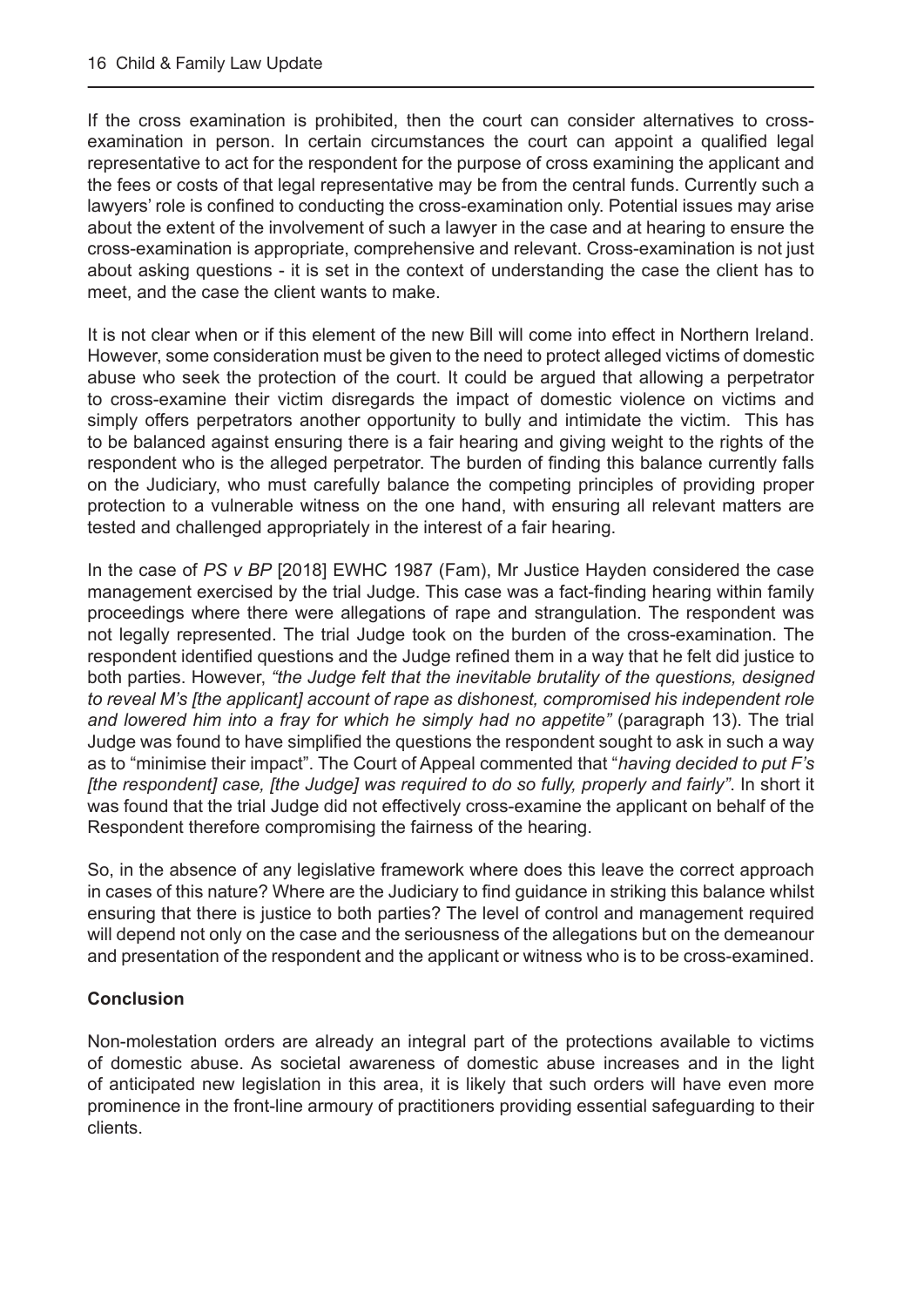If the cross examination is prohibited, then the court can consider alternatives to cross-examination in person. In certain circumstances the court can appoint a qualified legal representative to act for the respondent for the purpose of cross examining the applicant and the fees or costs of that legal representative may be from the central funds. Currently such a lawyers' role is confined to conducting the cross-examination only. Potential issues may arise about the extent of the involvement of such a lawyer in the case and at hearing to ensure the cross-examination is appropriate, comprehensive and relevant. Cross-examination is not just about asking questions - it is set in the context of understanding the case the client has to meet, and the case the client wants to make.

It is not clear when or if this element of the new Bill will come into effect in Northern Ireland. However, some consideration must be given to the need to protect alleged victims of domestic abuse who seek the protection of the court. It could be argued that allowing a perpetrator to cross-examine their victim disregards the impact of domestic violence on victims and simply offers perpetrators another opportunity to bully and intimidate the victim. This has to be balanced against ensuring there is a fair hearing and giving weight to the rights of the respondent who is the alleged perpetrator. The burden of finding this balance currently falls on the Judiciary, who must carefully balance the competing principles of providing proper protection to a vulnerable witness on the one hand, with ensuring all relevant matters are tested and challenged appropriately in the interest of a fair hearing.

In the case of *PS v BP* [2018] EWHC 1987 (Fam), Mr Justice Hayden considered the case management exercised by the trial Judge. This case was a fact-finding hearing within family proceedings where there were allegations of rape and strangulation. The respondent was not legally represented. The trial Judge took on the burden of the cross-examination. The respondent identified questions and the Judge refined them in a way that he felt did justice to both parties. However, *"the Judge felt that the inevitable brutality of the questions, designed to reveal M's [the applicant] account of rape as dishonest, compromised his independent role and lowered him into a fray for which he simply had no appetite"* (paragraph 13). The trial Judge was found to have simplified the questions the respondent sought to ask in such a way as to "minimise their impact". The Court of Appeal commented that "*having decided to put F's [the respondent] case, [the Judge] was required to do so fully, properly and fairly"*. In short it was found that the trial Judge did not effectively cross-examine the applicant on behalf of the Respondent therefore compromising the fairness of the hearing.

So, in the absence of any legislative framework where does this leave the correct approach in cases of this nature? Where are the Judiciary to find guidance in striking this balance whilst ensuring that there is justice to both parties? The level of control and management required will depend not only on the case and the seriousness of the allegations but on the demeanour and presentation of the respondent and the applicant or witness who is to be cross-examined.

**Conclusion**

Non-molestation orders are already an integral part of the protections available to victims of domestic abuse. As societal awareness of domestic abuse increases and in the light of anticipated new legislation in this area, it is likely that such orders will have even more prominence in the front-line armoury of practitioners providing essential safeguarding to their clients.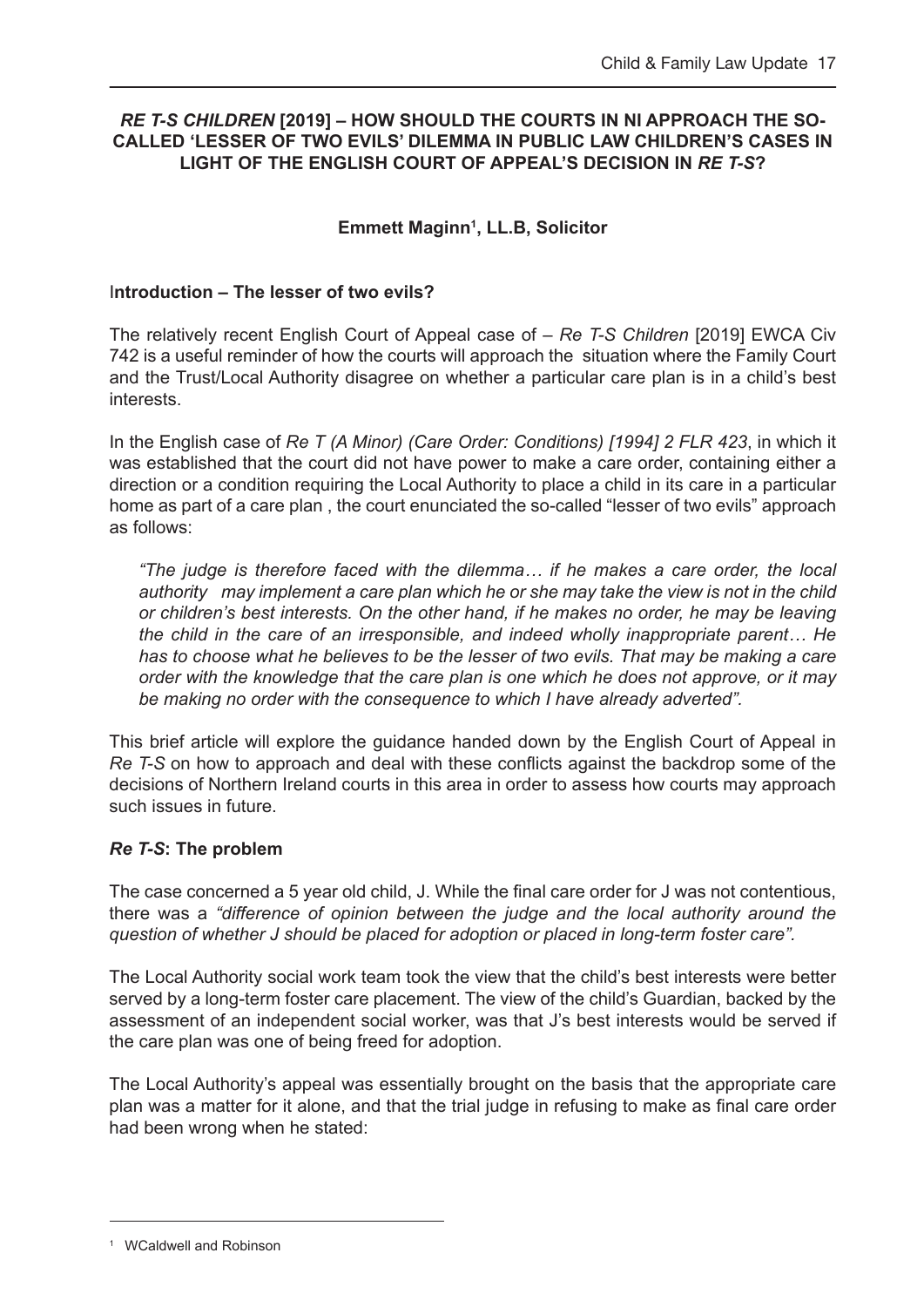**_RE T-S CHILDREN_ [2019] – HOW SHOULD THE COURTS IN NI APPROACH THE SO-CALLED 'LESSER OF TWO EVILS' DILEMMA IN PUBLIC LAW CHILDREN'S CASES IN LIGHT OF THE ENGLISH COURT OF APPEAL'S DECISION IN _RE T-S_?**

**Emmett Maginn[1], LL.B, Solicitor**

### Introduction – The lesser of two evils?

The relatively recent English Court of Appeal case of – *Re T-S Children* [2019] EWCA Civ 742 is a useful reminder of how the courts will approach the situation where the Family Court and the Trust/Local Authority disagree on whether a particular care plan is in a child's best interests.

In the English case of *Re T (A Minor) (Care Order: Conditions) [1994] 2 FLR 423*, in which it was established that the court did not have power to make a care order, containing either a direction or a condition requiring the Local Authority to place a child in its care in a particular home as part of a care plan , the court enunciated the so-called "lesser of two evils" approach as follows:

> *"The judge is therefore faced with the dilemma… if he makes a care order, the local authority may implement a care plan which he or she may take the view is not in the child or children's best interests. On the other hand, if he makes no order, he may be leaving the child in the care of an irresponsible, and indeed wholly inappropriate parent… He has to choose what he believes to be the lesser of two evils. That may be making a care order with the knowledge that the care plan is one which he does not approve, or it may be making no order with the consequence to which I have already adverted".*

This brief article will explore the guidance handed down by the English Court of Appeal in *Re T-S* on how to approach and deal with these conflicts against the backdrop some of the decisions of Northern Ireland courts in this area in order to assess how courts may approach such issues in future.

### *Re T-S*: The problem

The case concerned a 5 year old child, J. While the final care order for J was not contentious, there was a *"difference of opinion between the judge and the local authority around the question of whether J should be placed for adoption or placed in long-term foster care".*

The Local Authority social work team took the view that the child's best interests were better served by a long-term foster care placement. The view of the child's Guardian, backed by the assessment of an independent social worker, was that J's best interests would be served if the care plan was one of being freed for adoption.

The Local Authority's appeal was essentially brought on the basis that the appropriate care plan was a matter for it alone, and that the trial judge in refusing to make as final care order had been wrong when he stated:

[1] WCaldwell and Robinson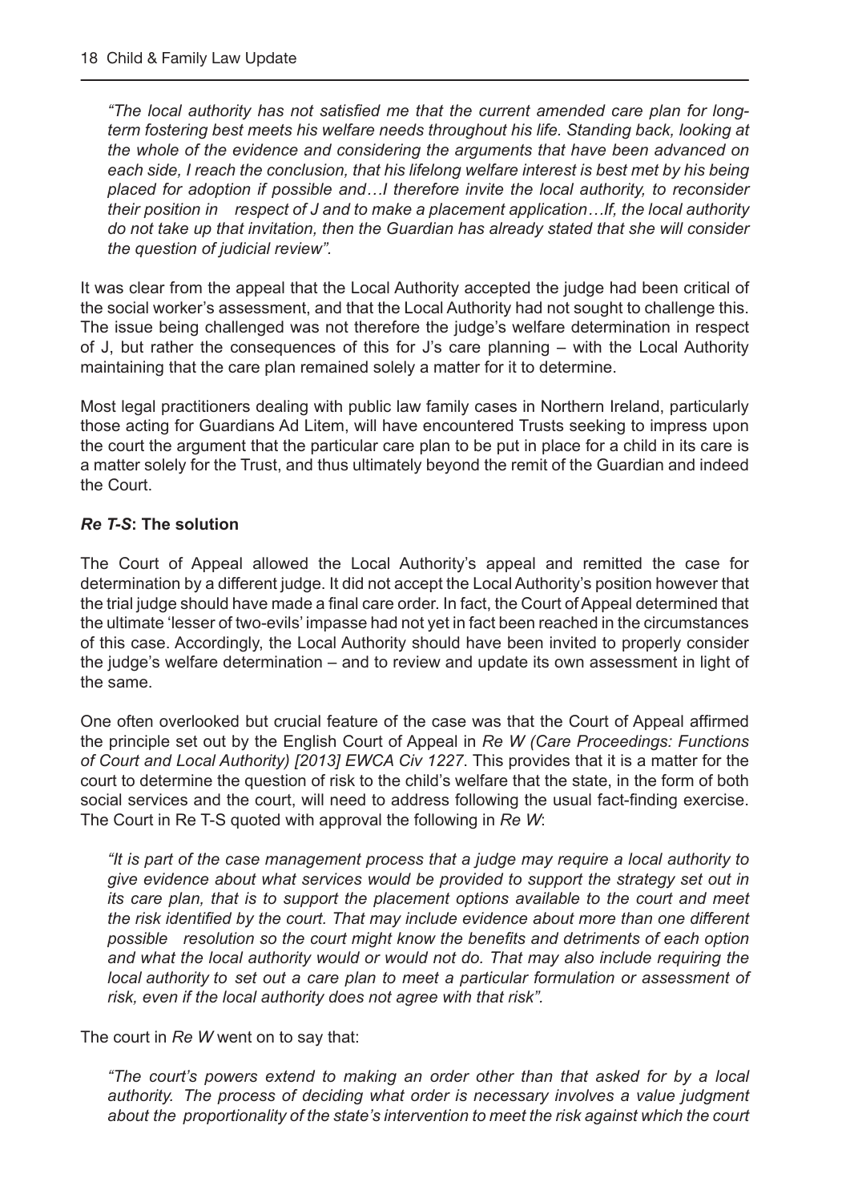*"The local authority has not satisfied me that the current amended care plan for long-term fostering best meets his welfare needs throughout his life. Standing back, looking at the whole of the evidence and considering the arguments that have been advanced on each side, I reach the conclusion, that his lifelong welfare interest is best met by his being placed for adoption if possible and…I therefore invite the local authority, to reconsider their position in respect of J and to make a placement application…If, the local authority do not take up that invitation, then the Guardian has already stated that she will consider the question of judicial review".*

It was clear from the appeal that the Local Authority accepted the judge had been critical of the social worker's assessment, and that the Local Authority had not sought to challenge this. The issue being challenged was not therefore the judge's welfare determination in respect of J, but rather the consequences of this for J's care planning – with the Local Authority maintaining that the care plan remained solely a matter for it to determine.

Most legal practitioners dealing with public law family cases in Northern Ireland, particularly those acting for Guardians Ad Litem, will have encountered Trusts seeking to impress upon the court the argument that the particular care plan to be put in place for a child in its care is a matter solely for the Trust, and thus ultimately beyond the remit of the Guardian and indeed the Court.

### ***Re T-S*: The solution**

The Court of Appeal allowed the Local Authority's appeal and remitted the case for determination by a different judge. It did not accept the Local Authority's position however that the trial judge should have made a final care order. In fact, the Court of Appeal determined that the ultimate 'lesser of two-evils' impasse had not yet in fact been reached in the circumstances of this case. Accordingly, the Local Authority should have been invited to properly consider the judge's welfare determination – and to review and update its own assessment in light of the same.

One often overlooked but crucial feature of the case was that the Court of Appeal affirmed the principle set out by the English Court of Appeal in *Re W (Care Proceedings: Functions of Court and Local Authority) [2013] EWCA Civ 1227*. This provides that it is a matter for the court to determine the question of risk to the child's welfare that the state, in the form of both social services and the court, will need to address following the usual fact-finding exercise. The Court in Re T-S quoted with approval the following in *Re W*:

*"It is part of the case management process that a judge may require a local authority to give evidence about what services would be provided to support the strategy set out in its care plan, that is to support the placement options available to the court and meet the risk identified by the court. That may include evidence about more than one different possible resolution so the court might know the benefits and detriments of each option and what the local authority would or would not do. That may also include requiring the local authority to set out a care plan to meet a particular formulation or assessment of risk, even if the local authority does not agree with that risk".*

The court in *Re W* went on to say that:

*"The court's powers extend to making an order other than that asked for by a local authority. The process of deciding what order is necessary involves a value judgment about the proportionality of the state's intervention to meet the risk against which the court*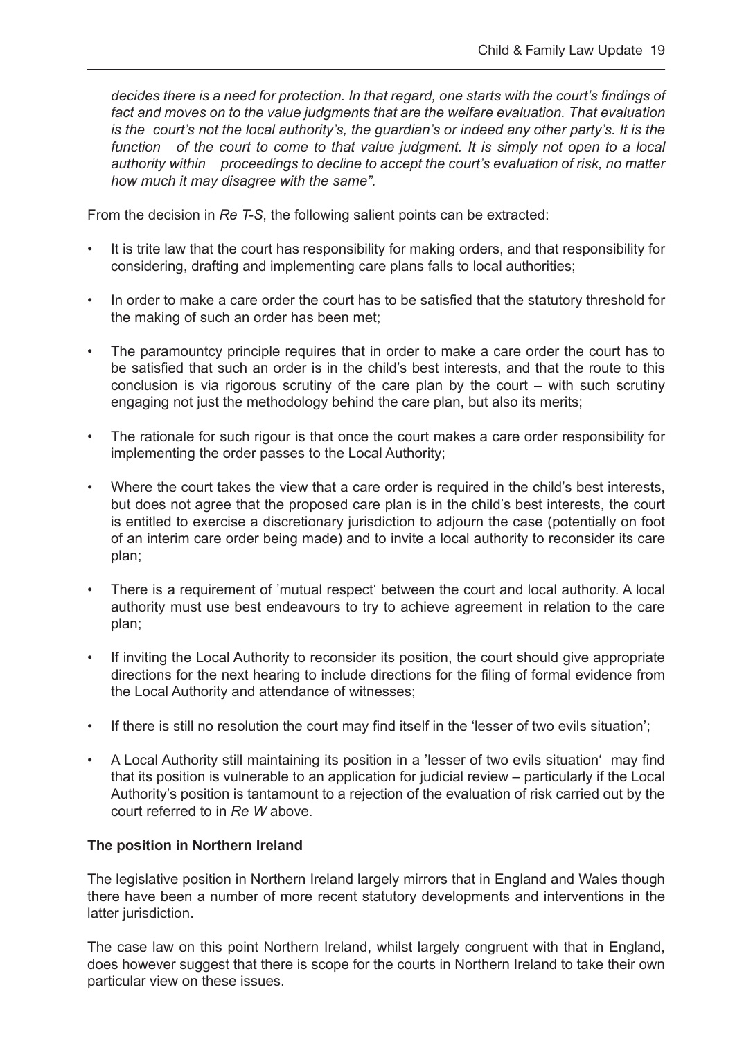*decides there is a need for protection. In that regard, one starts with the court's findings of fact and moves on to the value judgments that are the welfare evaluation. That evaluation is the court's not the local authority's, the guardian's or indeed any other party's. It is the function of the court to come to that value judgment. It is simply not open to a local authority within proceedings to decline to accept the court's evaluation of risk, no matter how much it may disagree with the same".*

From the decision in *Re T-S*, the following salient points can be extracted:

- It is trite law that the court has responsibility for making orders, and that responsibility for considering, drafting and implementing care plans falls to local authorities;
- In order to make a care order the court has to be satisfied that the statutory threshold for the making of such an order has been met;
- The paramountcy principle requires that in order to make a care order the court has to be satisfied that such an order is in the child's best interests, and that the route to this conclusion is via rigorous scrutiny of the care plan by the court – with such scrutiny engaging not just the methodology behind the care plan, but also its merits;
- The rationale for such rigour is that once the court makes a care order responsibility for implementing the order passes to the Local Authority;
- Where the court takes the view that a care order is required in the child's best interests, but does not agree that the proposed care plan is in the child's best interests, the court is entitled to exercise a discretionary jurisdiction to adjourn the case (potentially on foot of an interim care order being made) and to invite a local authority to reconsider its care plan;
- There is a requirement of 'mutual respect' between the court and local authority. A local authority must use best endeavours to try to achieve agreement in relation to the care plan;
- If inviting the Local Authority to reconsider its position, the court should give appropriate directions for the next hearing to include directions for the filing of formal evidence from the Local Authority and attendance of witnesses;
- If there is still no resolution the court may find itself in the 'lesser of two evils situation';
- A Local Authority still maintaining its position in a 'lesser of two evils situation' may find that its position is vulnerable to an application for judicial review – particularly if the Local Authority's position is tantamount to a rejection of the evaluation of risk carried out by the court referred to in *Re W* above.

**The position in Northern Ireland**

The legislative position in Northern Ireland largely mirrors that in England and Wales though there have been a number of more recent statutory developments and interventions in the latter jurisdiction.

The case law on this point Northern Ireland, whilst largely congruent with that in England, does however suggest that there is scope for the courts in Northern Ireland to take their own particular view on these issues.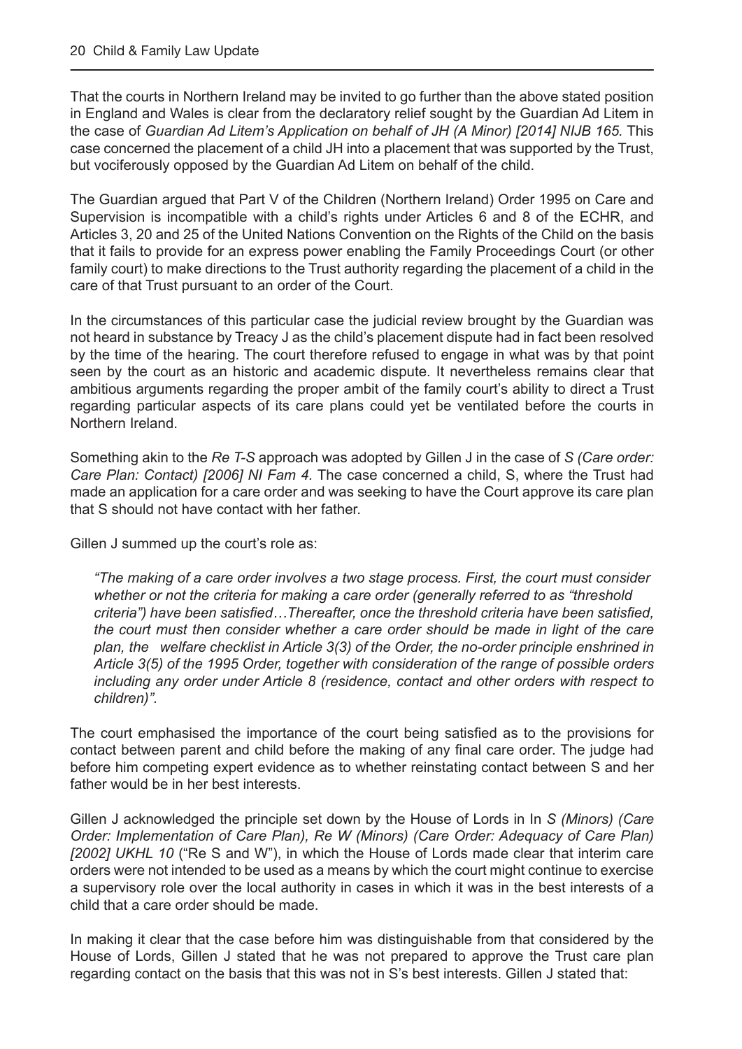That the courts in Northern Ireland may be invited to go further than the above stated position in England and Wales is clear from the declaratory relief sought by the Guardian Ad Litem in the case of *Guardian Ad Litem's Application on behalf of JH (A Minor) [2014] NIJB 165.* This case concerned the placement of a child JH into a placement that was supported by the Trust, but vociferously opposed by the Guardian Ad Litem on behalf of the child.

The Guardian argued that Part V of the Children (Northern Ireland) Order 1995 on Care and Supervision is incompatible with a child's rights under Articles 6 and 8 of the ECHR, and Articles 3, 20 and 25 of the United Nations Convention on the Rights of the Child on the basis that it fails to provide for an express power enabling the Family Proceedings Court (or other family court) to make directions to the Trust authority regarding the placement of a child in the care of that Trust pursuant to an order of the Court.

In the circumstances of this particular case the judicial review brought by the Guardian was not heard in substance by Treacy J as the child's placement dispute had in fact been resolved by the time of the hearing. The court therefore refused to engage in what was by that point seen by the court as an historic and academic dispute. It nevertheless remains clear that ambitious arguments regarding the proper ambit of the family court's ability to direct a Trust regarding particular aspects of its care plans could yet be ventilated before the courts in Northern Ireland.

Something akin to the *Re T-S* approach was adopted by Gillen J in the case of *S (Care order: Care Plan: Contact) [2006] NI Fam 4.* The case concerned a child, S, where the Trust had made an application for a care order and was seeking to have the Court approve its care plan that S should not have contact with her father.

Gillen J summed up the court's role as:

> *"The making of a care order involves a two stage process. First, the court must consider whether or not the criteria for making a care order (generally referred to as "threshold criteria") have been satisfied…Thereafter, once the threshold criteria have been satisfied, the court must then consider whether a care order should be made in light of the care plan, the welfare checklist in Article 3(3) of the Order, the no-order principle enshrined in Article 3(5) of the 1995 Order, together with consideration of the range of possible orders including any order under Article 8 (residence, contact and other orders with respect to children)".*

The court emphasised the importance of the court being satisfied as to the provisions for contact between parent and child before the making of any final care order. The judge had before him competing expert evidence as to whether reinstating contact between S and her father would be in her best interests.

Gillen J acknowledged the principle set down by the House of Lords in In *S (Minors) (Care Order: Implementation of Care Plan), Re W (Minors) (Care Order: Adequacy of Care Plan) [2002] UKHL 10* ("Re S and W"), in which the House of Lords made clear that interim care orders were not intended to be used as a means by which the court might continue to exercise a supervisory role over the local authority in cases in which it was in the best interests of a child that a care order should be made.

In making it clear that the case before him was distinguishable from that considered by the House of Lords, Gillen J stated that he was not prepared to approve the Trust care plan regarding contact on the basis that this was not in S's best interests. Gillen J stated that: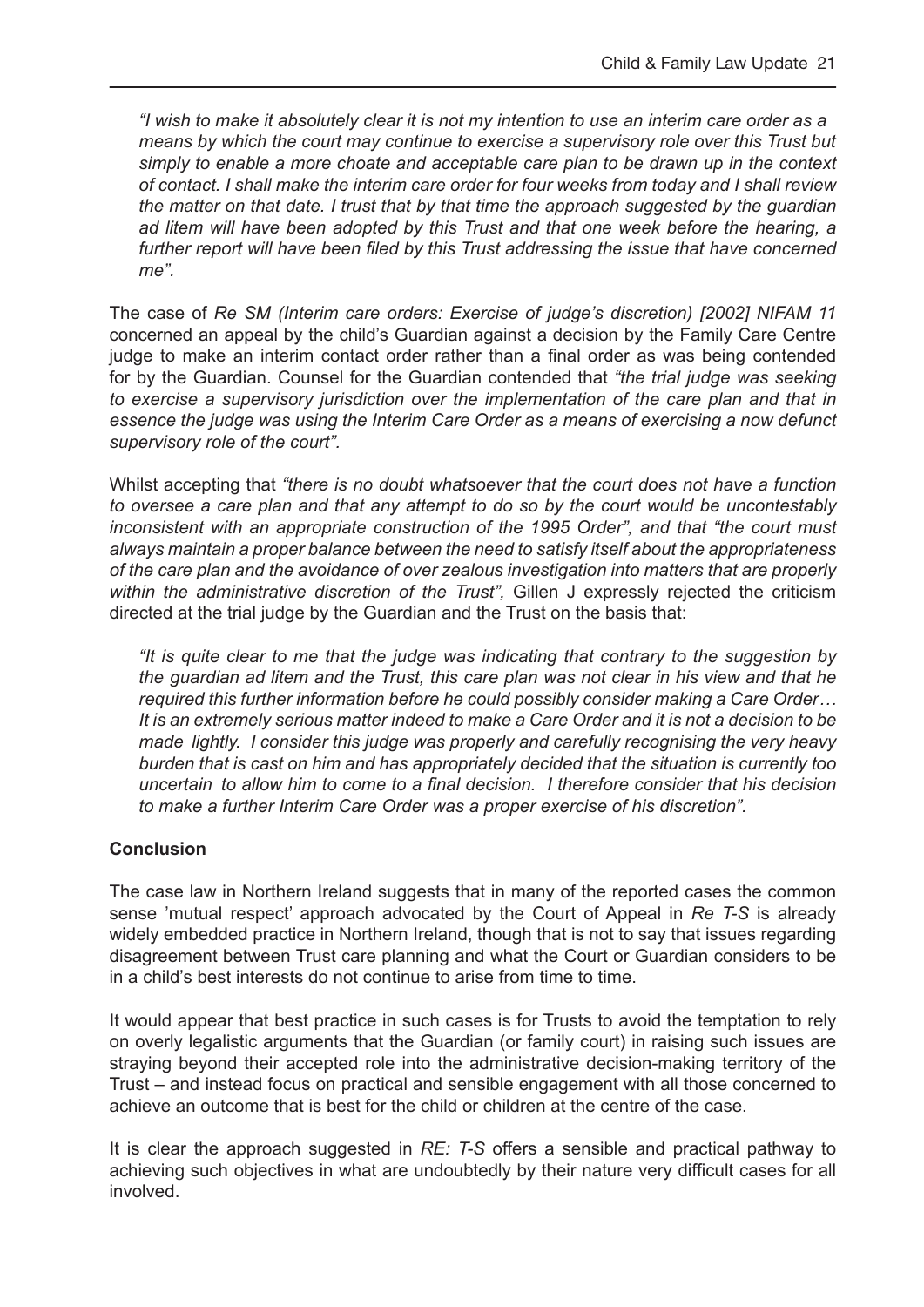*"I wish to make it absolutely clear it is not my intention to use an interim care order as a means by which the court may continue to exercise a supervisory role over this Trust but simply to enable a more choate and acceptable care plan to be drawn up in the context of contact. I shall make the interim care order for four weeks from today and I shall review the matter on that date. I trust that by that time the approach suggested by the guardian ad litem will have been adopted by this Trust and that one week before the hearing, a further report will have been filed by this Trust addressing the issue that have concerned me"*.

The case of *Re SM (Interim care orders: Exercise of judge's discretion) [2002] NIFAM 11* concerned an appeal by the child's Guardian against a decision by the Family Care Centre judge to make an interim contact order rather than a final order as was being contended for by the Guardian. Counsel for the Guardian contended that *"the trial judge was seeking to exercise a supervisory jurisdiction over the implementation of the care plan and that in essence the judge was using the Interim Care Order as a means of exercising a now defunct supervisory role of the court"*.

Whilst accepting that *"there is no doubt whatsoever that the court does not have a function to oversee a care plan and that any attempt to do so by the court would be uncontestably inconsistent with an appropriate construction of the 1995 Order", and that "the court must always maintain a proper balance between the need to satisfy itself about the appropriateness of the care plan and the avoidance of over zealous investigation into matters that are properly within the administrative discretion of the Trust",* Gillen J expressly rejected the criticism directed at the trial judge by the Guardian and the Trust on the basis that:

*"It is quite clear to me that the judge was indicating that contrary to the suggestion by the guardian ad litem and the Trust, this care plan was not clear in his view and that he required this further information before he could possibly consider making a Care Order… It is an extremely serious matter indeed to make a Care Order and it is not a decision to be made lightly. I consider this judge was properly and carefully recognising the very heavy burden that is cast on him and has appropriately decided that the situation is currently too uncertain to allow him to come to a final decision. I therefore consider that his decision to make a further Interim Care Order was a proper exercise of his discretion".*

**Conclusion**

The case law in Northern Ireland suggests that in many of the reported cases the common sense 'mutual respect' approach advocated by the Court of Appeal in *Re T-S* is already widely embedded practice in Northern Ireland, though that is not to say that issues regarding disagreement between Trust care planning and what the Court or Guardian considers to be in a child's best interests do not continue to arise from time to time.

It would appear that best practice in such cases is for Trusts to avoid the temptation to rely on overly legalistic arguments that the Guardian (or family court) in raising such issues are straying beyond their accepted role into the administrative decision-making territory of the Trust – and instead focus on practical and sensible engagement with all those concerned to achieve an outcome that is best for the child or children at the centre of the case.

It is clear the approach suggested in *RE: T-S* offers a sensible and practical pathway to achieving such objectives in what are undoubtedly by their nature very difficult cases for all involved.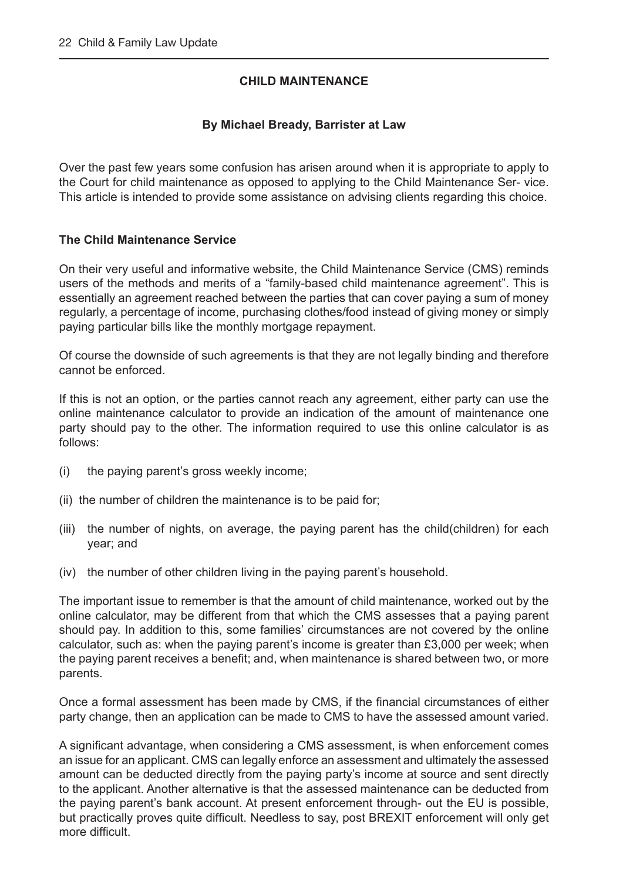## CHILD MAINTENANCE

**By Michael Bready, Barrister at Law**

Over the past few years some confusion has arisen around when it is appropriate to apply to the Court for child maintenance as opposed to applying to the Child Maintenance Service. This article is intended to provide some assistance on advising clients regarding this choice.

### The Child Maintenance Service

On their very useful and informative website, the Child Maintenance Service (CMS) reminds users of the methods and merits of a "family-based child maintenance agreement". This is essentially an agreement reached between the parties that can cover paying a sum of money regularly, a percentage of income, purchasing clothes/food instead of giving money or simply paying particular bills like the monthly mortgage repayment.

Of course the downside of such agreements is that they are not legally binding and therefore cannot be enforced.

If this is not an option, or the parties cannot reach any agreement, either party can use the online maintenance calculator to provide an indication of the amount of maintenance one party should pay to the other. The information required to use this online calculator is as follows:

(i) the paying parent's gross weekly income;

(ii) the number of children the maintenance is to be paid for;

(iii) the number of nights, on average, the paying parent has the child(children) for each year; and

(iv) the number of other children living in the paying parent's household.

The important issue to remember is that the amount of child maintenance, worked out by the online calculator, may be different from that which the CMS assesses that a paying parent should pay. In addition to this, some families' circumstances are not covered by the online calculator, such as: when the paying parent's income is greater than £3,000 per week; when the paying parent receives a benefit; and, when maintenance is shared between two, or more parents.

Once a formal assessment has been made by CMS, if the financial circumstances of either party change, then an application can be made to CMS to have the assessed amount varied.

A significant advantage, when considering a CMS assessment, is when enforcement comes an issue for an applicant. CMS can legally enforce an assessment and ultimately the assessed amount can be deducted directly from the paying party's income at source and sent directly to the applicant. Another alternative is that the assessed maintenance can be deducted from the paying parent's bank account. At present enforcement throughout the EU is possible, but practically proves quite difficult. Needless to say, post BREXIT enforcement will only get more difficult.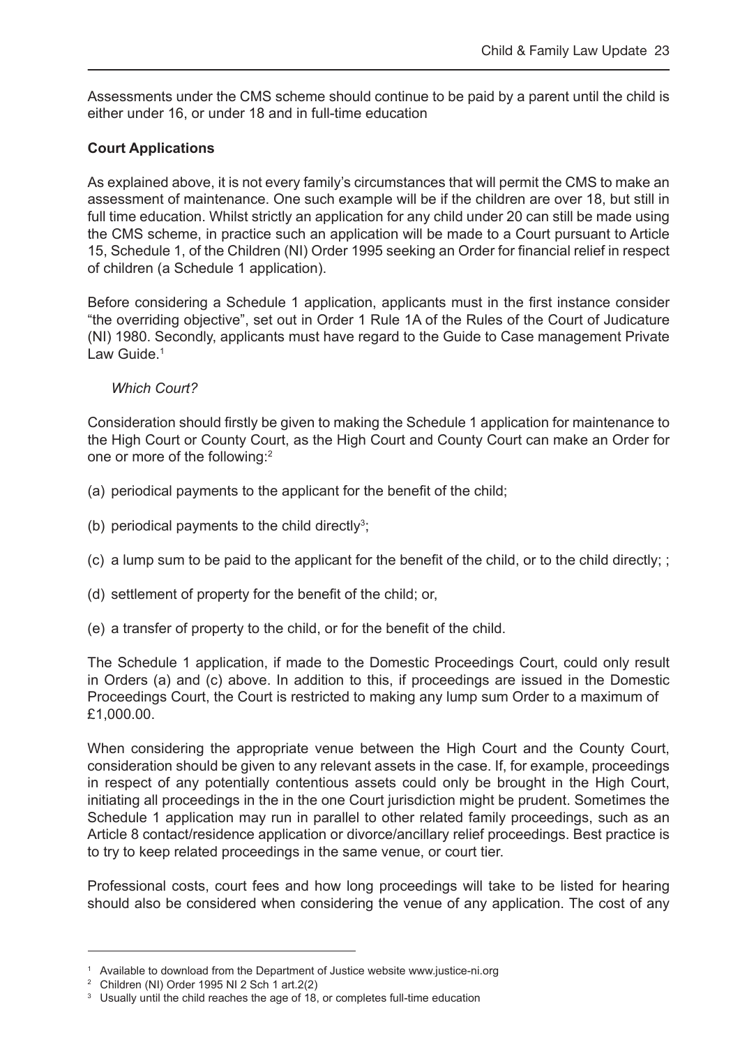Assessments under the CMS scheme should continue to be paid by a parent until the child is either under 16, or under 18 and in full-time education

**Court Applications**

As explained above, it is not every family's circumstances that will permit the CMS to make an assessment of maintenance. One such example will be if the children are over 18, but still in full time education. Whilst strictly an application for any child under 20 can still be made using the CMS scheme, in practice such an application will be made to a Court pursuant to Article 15, Schedule 1, of the Children (NI) Order 1995 seeking an Order for financial relief in respect of children (a Schedule 1 application).

Before considering a Schedule 1 application, applicants must in the first instance consider "the overriding objective", set out in Order 1 Rule 1A of the Rules of the Court of Judicature (NI) 1980. Secondly, applicants must have regard to the Guide to Case management Private Law Guide.[1]

*Which Court?*

Consideration should firstly be given to making the Schedule 1 application for maintenance to the High Court or County Court, as the High Court and County Court can make an Order for one or more of the following:[2]

(a) periodical payments to the applicant for the benefit of the child;

(b) periodical payments to the child directly[3];

(c) a lump sum to be paid to the applicant for the benefit of the child, or to the child directly; ;

(d) settlement of property for the benefit of the child; or,

(e) a transfer of property to the child, or for the benefit of the child.

The Schedule 1 application, if made to the Domestic Proceedings Court, could only result in Orders (a) and (c) above. In addition to this, if proceedings are issued in the Domestic Proceedings Court, the Court is restricted to making any lump sum Order to a maximum of £1,000.00.

When considering the appropriate venue between the High Court and the County Court, consideration should be given to any relevant assets in the case. If, for example, proceedings in respect of any potentially contentious assets could only be brought in the High Court, initiating all proceedings in the in the one Court jurisdiction might be prudent. Sometimes the Schedule 1 application may run in parallel to other related family proceedings, such as an Article 8 contact/residence application or divorce/ancillary relief proceedings. Best practice is to try to keep related proceedings in the same venue, or court tier.

Professional costs, court fees and how long proceedings will take to be listed for hearing should also be considered when considering the venue of any application. The cost of any

---

[1] Available to download from the Department of Justice website www.justice-ni.org

[2] Children (NI) Order 1995 NI 2 Sch 1 art.2(2)

[3] Usually until the child reaches the age of 18, or completes full-time education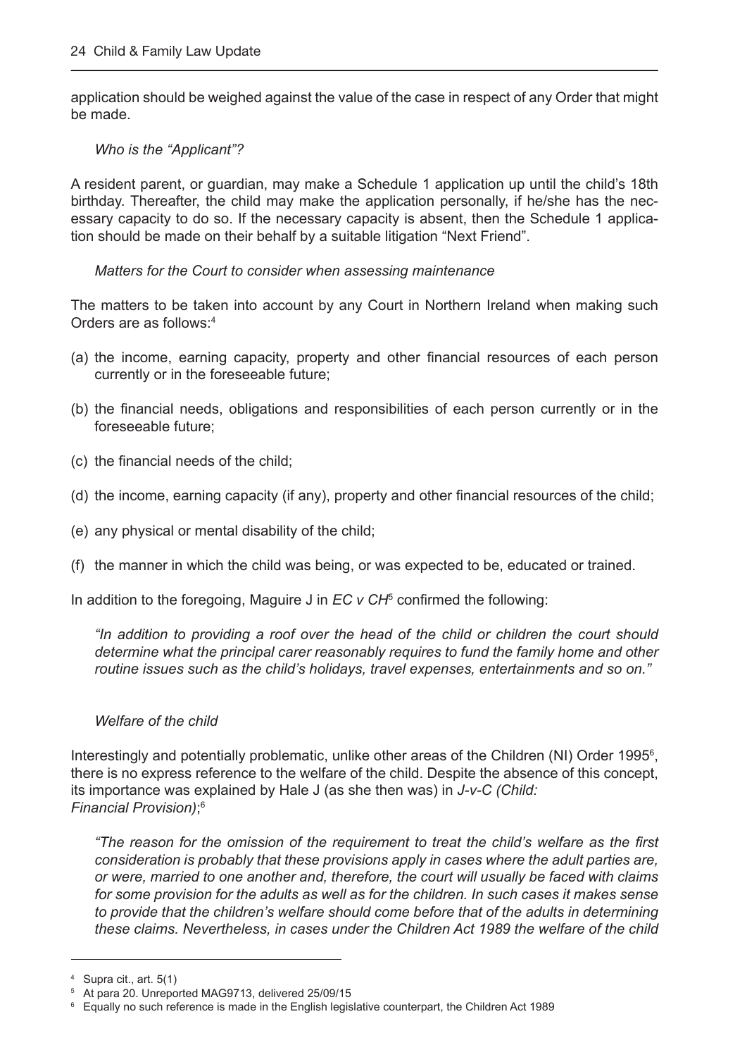application should be weighed against the value of the case in respect of any Order that might be made.

*Who is the "Applicant"?*

A resident parent, or guardian, may make a Schedule 1 application up until the child's 18th birthday. Thereafter, the child may make the application personally, if he/she has the necessary capacity to do so. If the necessary capacity is absent, then the Schedule 1 application should be made on their behalf by a suitable litigation "Next Friend".

*Matters for the Court to consider when assessing maintenance*

The matters to be taken into account by any Court in Northern Ireland when making such Orders are as follows:[4]

(a) the income, earning capacity, property and other financial resources of each person currently or in the foreseeable future;

(b) the financial needs, obligations and responsibilities of each person currently or in the foreseeable future;

(c) the financial needs of the child;

(d) the income, earning capacity (if any), property and other financial resources of the child;

(e) any physical or mental disability of the child;

(f) the manner in which the child was being, or was expected to be, educated or trained.

In addition to the foregoing, Maguire J in *EC v CH*[5] confirmed the following:

> *"In addition to providing a roof over the head of the child or children the court should determine what the principal carer reasonably requires to fund the family home and other routine issues such as the child's holidays, travel expenses, entertainments and so on."*

*Welfare of the child*

Interestingly and potentially problematic, unlike other areas of the Children (NI) Order 1995[6], there is no express reference to the welfare of the child. Despite the absence of this concept, its importance was explained by Hale J (as she then was) in *J-v-C (Child: Financial Provision)*;[6]

> *"The reason for the omission of the requirement to treat the child's welfare as the first consideration is probably that these provisions apply in cases where the adult parties are, or were, married to one another and, therefore, the court will usually be faced with claims for some provision for the adults as well as for the children. In such cases it makes sense to provide that the children's welfare should come before that of the adults in determining these claims. Nevertheless, in cases under the Children Act 1989 the welfare of the child*

---

[4] Supra cit., art. 5(1)

[5] At para 20. Unreported MAG9713, delivered 25/09/15

[6] Equally no such reference is made in the English legislative counterpart, the Children Act 1989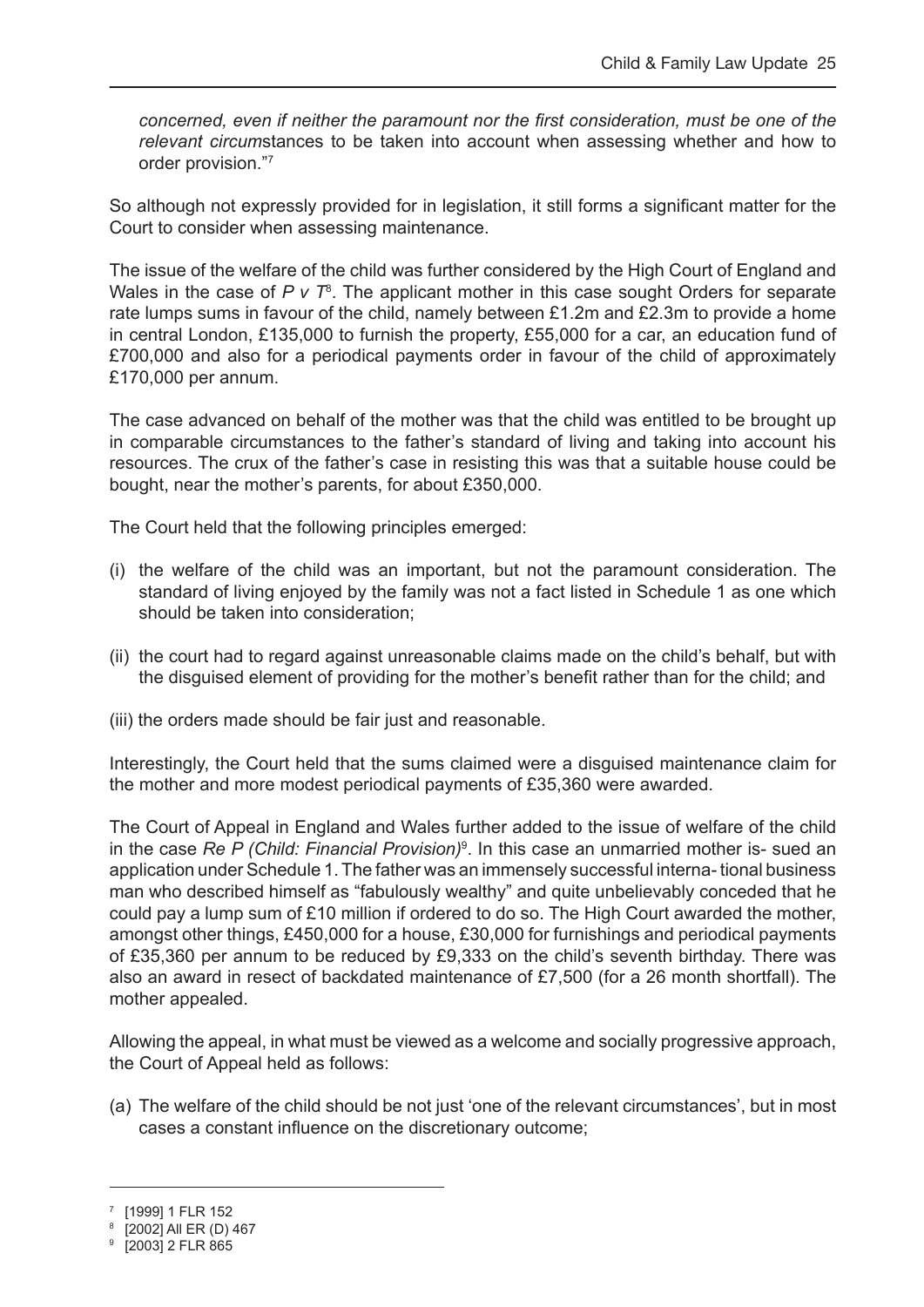*concerned, even if neither the paramount nor the first consideration, must be one of the relevant circum*stances to be taken into account when assessing whether and how to order provision."[7]

So although not expressly provided for in legislation, it still forms a significant matter for the Court to consider when assessing maintenance.

The issue of the welfare of the child was further considered by the High Court of England and Wales in the case of *P v T*[8]. The applicant mother in this case sought Orders for separate rate lumps sums in favour of the child, namely between £1.2m and £2.3m to provide a home in central London, £135,000 to furnish the property, £55,000 for a car, an education fund of £700,000 and also for a periodical payments order in favour of the child of approximately £170,000 per annum.

The case advanced on behalf of the mother was that the child was entitled to be brought up in comparable circumstances to the father's standard of living and taking into account his resources. The crux of the father's case in resisting this was that a suitable house could be bought, near the mother's parents, for about £350,000.

The Court held that the following principles emerged:

(i) the welfare of the child was an important, but not the paramount consideration. The standard of living enjoyed by the family was not a fact listed in Schedule 1 as one which should be taken into consideration;

(ii) the court had to regard against unreasonable claims made on the child's behalf, but with the disguised element of providing for the mother's benefit rather than for the child; and

(iii) the orders made should be fair just and reasonable.

Interestingly, the Court held that the sums claimed were a disguised maintenance claim for the mother and more modest periodical payments of £35,360 were awarded.

The Court of Appeal in England and Wales further added to the issue of welfare of the child in the case *Re P (Child: Financial Provision)*[9]. In this case an unmarried mother is- sued an application under Schedule 1. The father was an immensely successful interna- tional business man who described himself as "fabulously wealthy" and quite unbelievably conceded that he could pay a lump sum of £10 million if ordered to do so. The High Court awarded the mother, amongst other things, £450,000 for a house, £30,000 for furnishings and periodical payments of £35,360 per annum to be reduced by £9,333 on the child's seventh birthday. There was also an award in resect of backdated maintenance of £7,500 (for a 26 month shortfall). The mother appealed.

Allowing the appeal, in what must be viewed as a welcome and socially progressive approach, the Court of Appeal held as follows:

(a) The welfare of the child should be not just 'one of the relevant circumstances', but in most cases a constant influence on the discretionary outcome;

---

[7] [1999] 1 FLR 152

[8] [2002] All ER (D) 467

[9] [2003] 2 FLR 865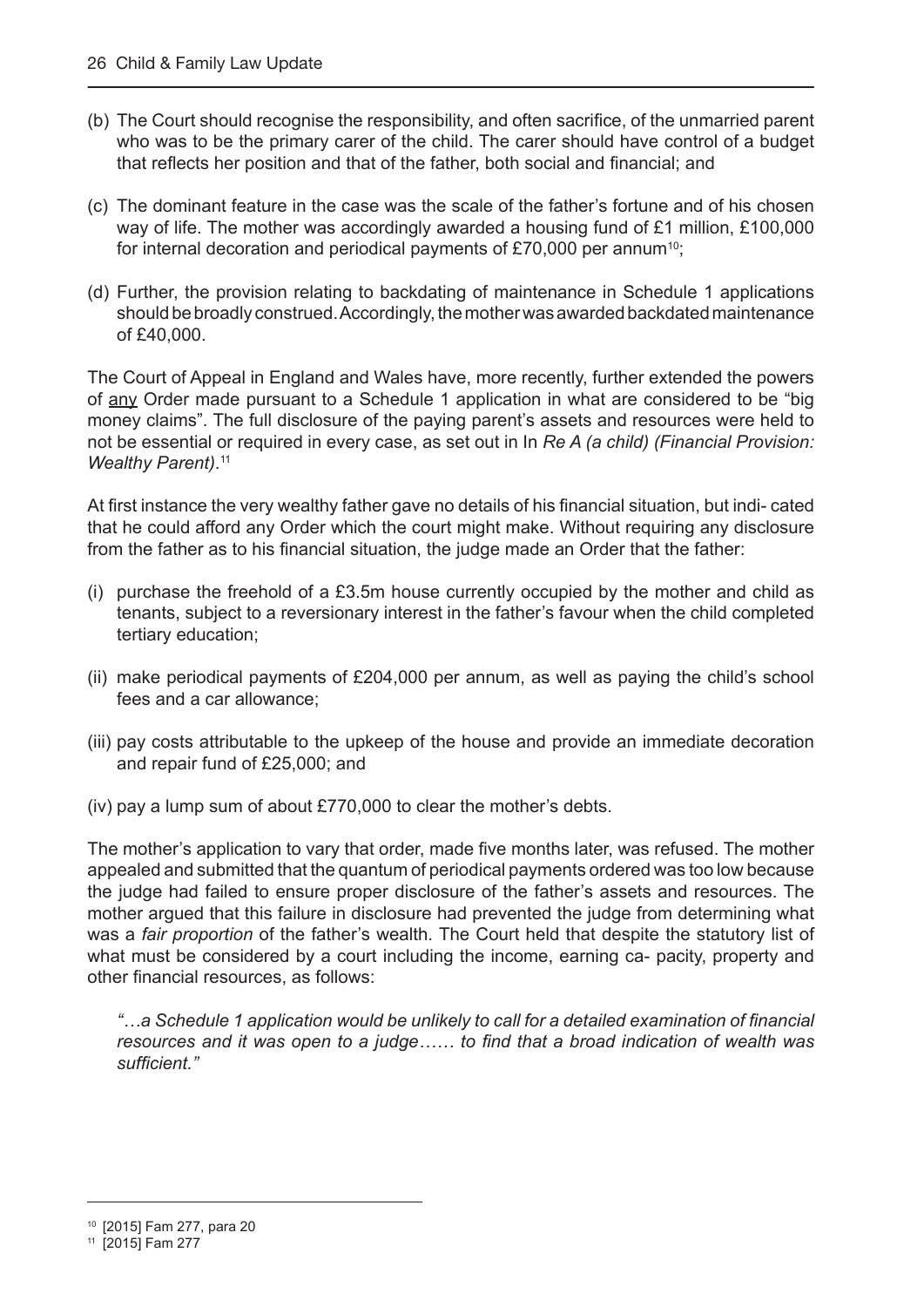(b) The Court should recognise the responsibility, and often sacrifice, of the unmarried parent who was to be the primary carer of the child. The carer should have control of a budget that reflects her position and that of the father, both social and financial; and

(c) The dominant feature in the case was the scale of the father's fortune and of his chosen way of life. The mother was accordingly awarded a housing fund of £1 million, £100,000 for internal decoration and periodical payments of £70,000 per annum[10];

(d) Further, the provision relating to backdating of maintenance in Schedule 1 applications should be broadly construed. Accordingly, the mother was awarded backdated maintenance of £40,000.

The Court of Appeal in England and Wales have, more recently, further extended the powers of <u>any</u> Order made pursuant to a Schedule 1 application in what are considered to be "big money claims". The full disclosure of the paying parent's assets and resources were held to not be essential or required in every case, as set out in In *Re A (a child) (Financial Provision: Wealthy Parent)*.[11]

At first instance the very wealthy father gave no details of his financial situation, but indi- cated that he could afford any Order which the court might make. Without requiring any disclosure from the father as to his financial situation, the judge made an Order that the father:

(i) purchase the freehold of a £3.5m house currently occupied by the mother and child as tenants, subject to a reversionary interest in the father's favour when the child completed tertiary education;

(ii) make periodical payments of £204,000 per annum, as well as paying the child's school fees and a car allowance;

(iii) pay costs attributable to the upkeep of the house and provide an immediate decoration and repair fund of £25,000; and

(iv) pay a lump sum of about £770,000 to clear the mother's debts.

The mother's application to vary that order, made five months later, was refused. The mother appealed and submitted that the quantum of periodical payments ordered was too low because the judge had failed to ensure proper disclosure of the father's assets and resources. The mother argued that this failure in disclosure had prevented the judge from determining what was a *fair proportion* of the father's wealth. The Court held that despite the statutory list of what must be considered by a court including the income, earning ca- pacity, property and other financial resources, as follows:

> *"…a Schedule 1 application would be unlikely to call for a detailed examination of financial resources and it was open to a judge…… to find that a broad indication of wealth was sufficient."*

---

[10] [2015] Fam 277, para 20

[11] [2015] Fam 277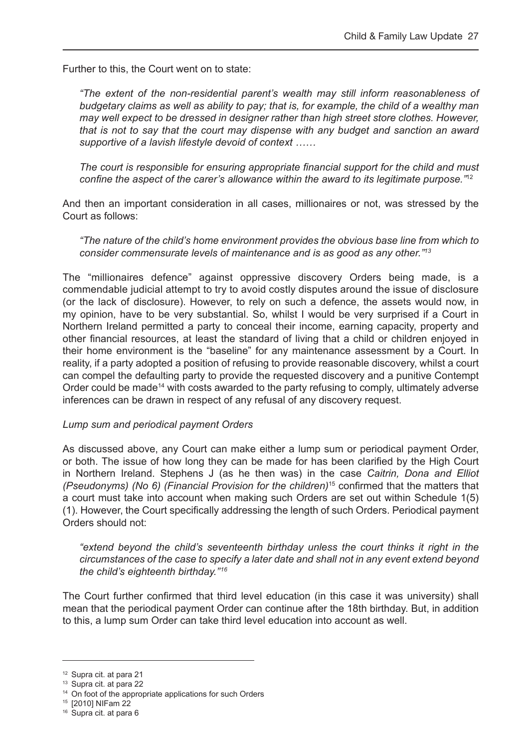Further to this, the Court went on to state:

> *"The extent of the non-residential parent's wealth may still inform reasonableness of budgetary claims as well as ability to pay; that is, for example, the child of a wealthy man may well expect to be dressed in designer rather than high street store clothes. However, that is not to say that the court may dispense with any budget and sanction an award supportive of a lavish lifestyle devoid of context ……*
>
> *The court is responsible for ensuring appropriate financial support for the child and must confine the aspect of the carer's allowance within the award to its legitimate purpose."*[12]

And then an important consideration in all cases, millionaires or not, was stressed by the Court as follows:

> *"The nature of the child's home environment provides the obvious base line from which to consider commensurate levels of maintenance and is as good as any other."*[13]

The "millionaires defence" against oppressive discovery Orders being made, is a commendable judicial attempt to try to avoid costly disputes around the issue of disclosure (or the lack of disclosure). However, to rely on such a defence, the assets would now, in my opinion, have to be very substantial. So, whilst I would be very surprised if a Court in Northern Ireland permitted a party to conceal their income, earning capacity, property and other financial resources, at least the standard of living that a child or children enjoyed in their home environment is the "baseline" for any maintenance assessment by a Court. In reality, if a party adopted a position of refusing to provide reasonable discovery, whilst a court can compel the defaulting party to provide the requested discovery and a punitive Contempt Order could be made[14] with costs awarded to the party refusing to comply, ultimately adverse inferences can be drawn in respect of any refusal of any discovery request.

*Lump sum and periodical payment Orders*

As discussed above, any Court can make either a lump sum or periodical payment Order, or both. The issue of how long they can be made for has been clarified by the High Court in Northern Ireland. Stephens J (as he then was) in the case *Caitrin, Dona and Elliot (Pseudonyms) (No 6) (Financial Provision for the children)*[15] confirmed that the matters that a court must take into account when making such Orders are set out within Schedule 1(5)(1). However, the Court specifically addressing the length of such Orders. Periodical payment Orders should not:

> *"extend beyond the child's seventeenth birthday unless the court thinks it right in the circumstances of the case to specify a later date and shall not in any event extend beyond the child's eighteenth birthday."*[16]

The Court further confirmed that third level education (in this case it was university) shall mean that the periodical payment Order can continue after the 18th birthday. But, in addition to this, a lump sum Order can take third level education into account as well.

---

[12] Supra cit. at para 21

[13] Supra cit. at para 22

[14] On foot of the appropriate applications for such Orders

[15] [2010] NIFam 22

[16] Supra cit. at para 6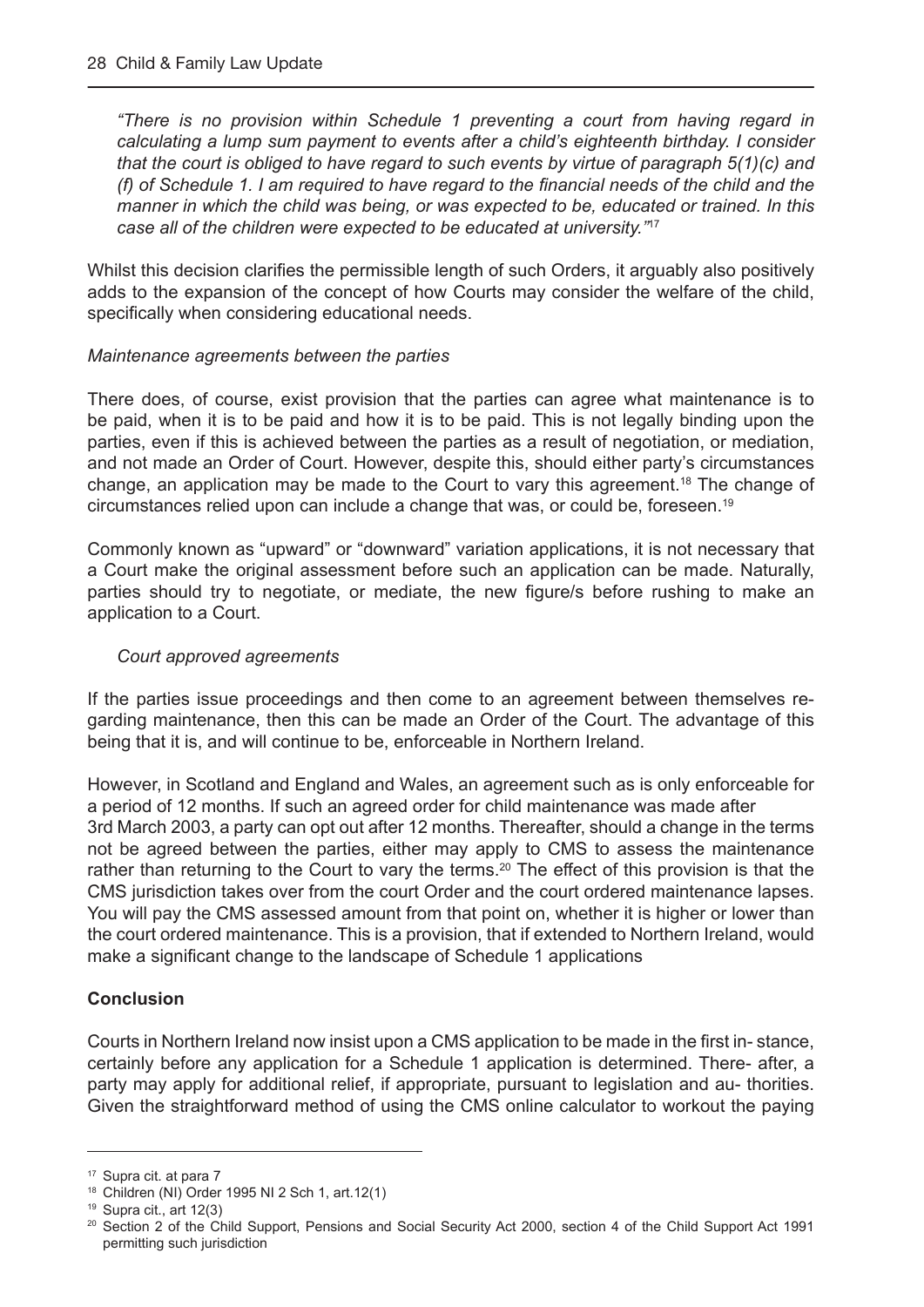*"There is no provision within Schedule 1 preventing a court from having regard in calculating a lump sum payment to events after a child's eighteenth birthday. I consider that the court is obliged to have regard to such events by virtue of paragraph 5(1)(c) and (f) of Schedule 1. I am required to have regard to the financial needs of the child and the manner in which the child was being, or was expected to be, educated or trained. In this case all of the children were expected to be educated at university."*[17]

Whilst this decision clarifies the permissible length of such Orders, it arguably also positively adds to the expansion of the concept of how Courts may consider the welfare of the child, specifically when considering educational needs.

*Maintenance agreements between the parties*

There does, of course, exist provision that the parties can agree what maintenance is to be paid, when it is to be paid and how it is to be paid. This is not legally binding upon the parties, even if this is achieved between the parties as a result of negotiation, or mediation, and not made an Order of Court. However, despite this, should either party's circumstances change, an application may be made to the Court to vary this agreement.[18] The change of circumstances relied upon can include a change that was, or could be, foreseen.[19]

Commonly known as "upward" or "downward" variation applications, it is not necessary that a Court make the original assessment before such an application can be made. Naturally, parties should try to negotiate, or mediate, the new figure/s before rushing to make an application to a Court.

*Court approved agreements*

If the parties issue proceedings and then come to an agreement between themselves regarding maintenance, then this can be made an Order of the Court. The advantage of this being that it is, and will continue to be, enforceable in Northern Ireland.

However, in Scotland and England and Wales, an agreement such as is only enforceable for a period of 12 months. If such an agreed order for child maintenance was made after 3rd March 2003, a party can opt out after 12 months. Thereafter, should a change in the terms not be agreed between the parties, either may apply to CMS to assess the maintenance rather than returning to the Court to vary the terms.[20] The effect of this provision is that the CMS jurisdiction takes over from the court Order and the court ordered maintenance lapses. You will pay the CMS assessed amount from that point on, whether it is higher or lower than the court ordered maintenance. This is a provision, that if extended to Northern Ireland, would make a significant change to the landscape of Schedule 1 applications

**Conclusion**

Courts in Northern Ireland now insist upon a CMS application to be made in the first instance, certainly before any application for a Schedule 1 application is determined. Thereafter, a party may apply for additional relief, if appropriate, pursuant to legislation and authorities. Given the straightforward method of using the CMS online calculator to workout the paying

---

[17] Supra cit. at para 7

[18] Children (NI) Order 1995 NI 2 Sch 1, art.12(1)

[19] Supra cit., art 12(3)

[20] Section 2 of the Child Support, Pensions and Social Security Act 2000, section 4 of the Child Support Act 1991 permitting such jurisdiction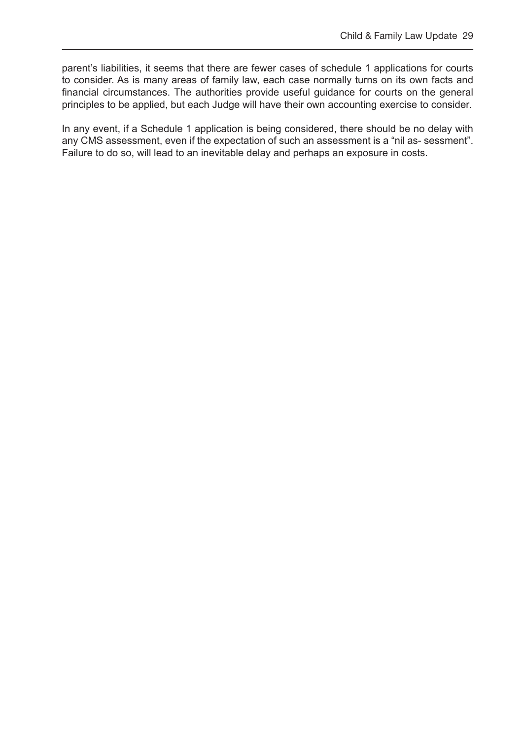parent's liabilities, it seems that there are fewer cases of schedule 1 applications for courts to consider. As is many areas of family law, each case normally turns on its own facts and financial circumstances. The authorities provide useful guidance for courts on the general principles to be applied, but each Judge will have their own accounting exercise to consider.

In any event, if a Schedule 1 application is being considered, there should be no delay with any CMS assessment, even if the expectation of such an assessment is a "nil as- sessment". Failure to do so, will lead to an inevitable delay and perhaps an exposure in costs.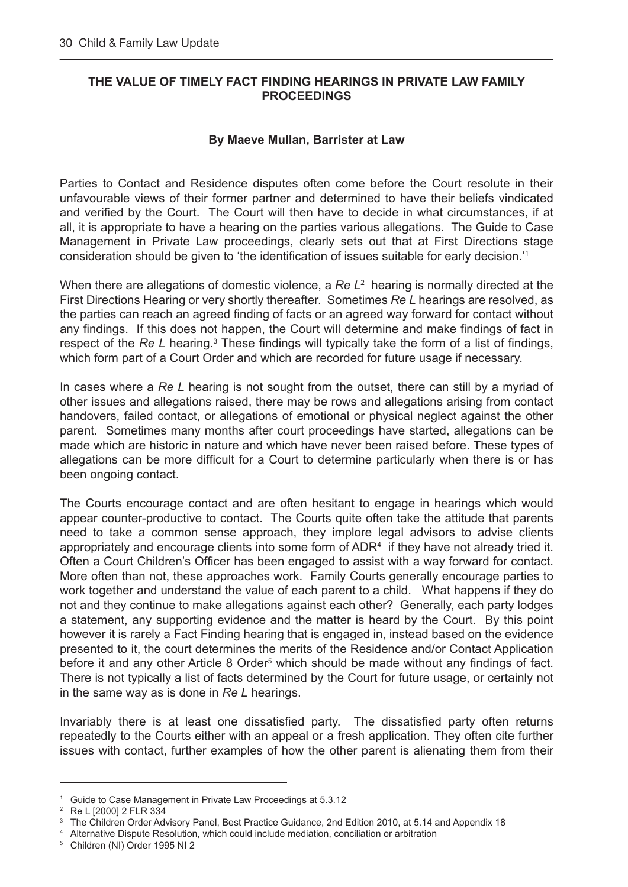**THE VALUE OF TIMELY FACT FINDING HEARINGS IN PRIVATE LAW FAMILY PROCEEDINGS**

**By Maeve Mullan, Barrister at Law**

Parties to Contact and Residence disputes often come before the Court resolute in their unfavourable views of their former partner and determined to have their beliefs vindicated and verified by the Court. The Court will then have to decide in what circumstances, if at all, it is appropriate to have a hearing on the parties various allegations. The Guide to Case Management in Private Law proceedings, clearly sets out that at First Directions stage consideration should be given to 'the identification of issues suitable for early decision.'[1]

When there are allegations of domestic violence, a *Re L*[2] hearing is normally directed at the First Directions Hearing or very shortly thereafter. Sometimes *Re L* hearings are resolved, as the parties can reach an agreed finding of facts or an agreed way forward for contact without any findings. If this does not happen, the Court will determine and make findings of fact in respect of the *Re L* hearing.[3] These findings will typically take the form of a list of findings, which form part of a Court Order and which are recorded for future usage if necessary.

In cases where a *Re L* hearing is not sought from the outset, there can still by a myriad of other issues and allegations raised, there may be rows and allegations arising from contact handovers, failed contact, or allegations of emotional or physical neglect against the other parent. Sometimes many months after court proceedings have started, allegations can be made which are historic in nature and which have never been raised before. These types of allegations can be more difficult for a Court to determine particularly when there is or has been ongoing contact.

The Courts encourage contact and are often hesitant to engage in hearings which would appear counter-productive to contact. The Courts quite often take the attitude that parents need to take a common sense approach, they implore legal advisors to advise clients appropriately and encourage clients into some form of ADR[4] if they have not already tried it. Often a Court Children's Officer has been engaged to assist with a way forward for contact. More often than not, these approaches work. Family Courts generally encourage parties to work together and understand the value of each parent to a child. What happens if they do not and they continue to make allegations against each other? Generally, each party lodges a statement, any supporting evidence and the matter is heard by the Court. By this point however it is rarely a Fact Finding hearing that is engaged in, instead based on the evidence presented to it, the court determines the merits of the Residence and/or Contact Application before it and any other Article 8 Order[5] which should be made without any findings of fact. There is not typically a list of facts determined by the Court for future usage, or certainly not in the same way as is done in *Re L* hearings.

Invariably there is at least one dissatisfied party. The dissatisfied party often returns repeatedly to the Courts either with an appeal or a fresh application. They often cite further issues with contact, further examples of how the other parent is alienating them from their

---

[1] Guide to Case Management in Private Law Proceedings at 5.3.12

[2] Re L [2000] 2 FLR 334

[3] The Children Order Advisory Panel, Best Practice Guidance, 2nd Edition 2010, at 5.14 and Appendix 18

[4] Alternative Dispute Resolution, which could include mediation, conciliation or arbitration

[5] Children (NI) Order 1995 NI 2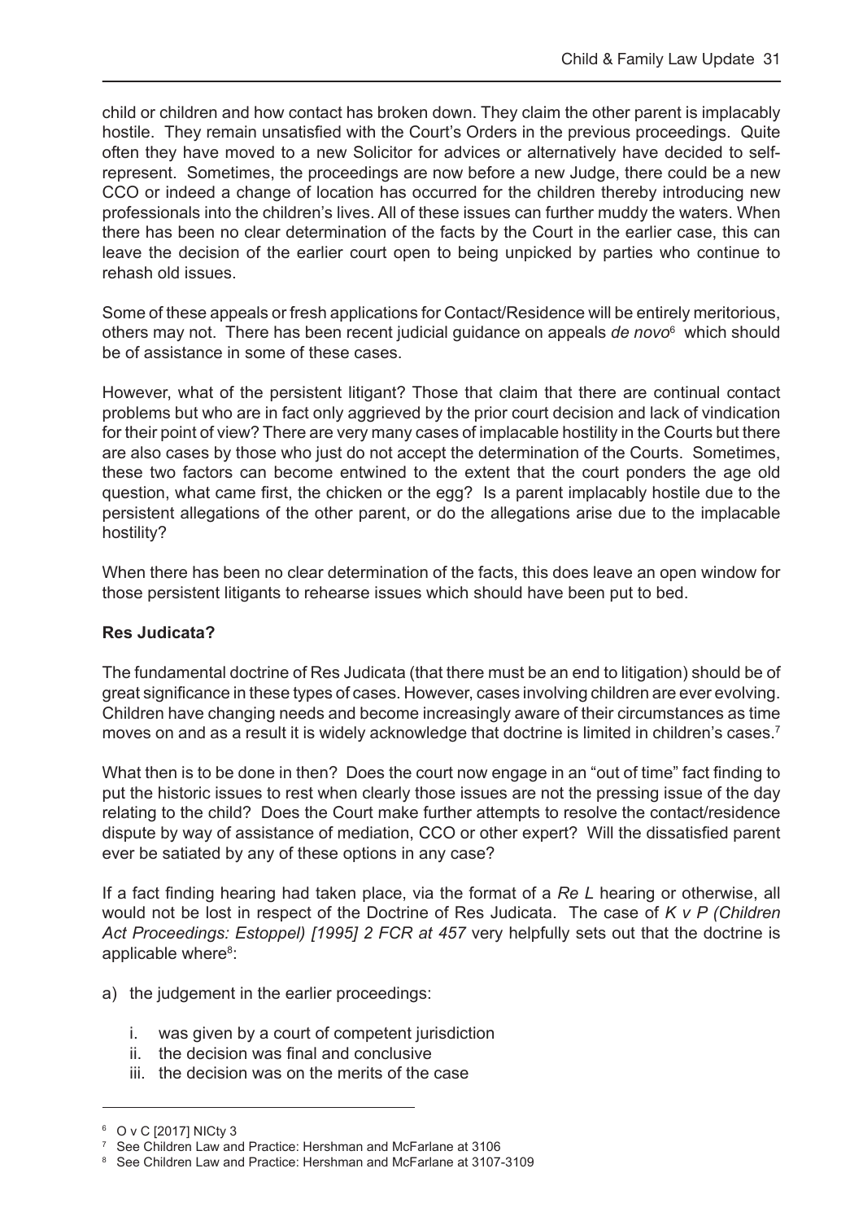child or children and how contact has broken down. They claim the other parent is implacably hostile. They remain unsatisfied with the Court's Orders in the previous proceedings. Quite often they have moved to a new Solicitor for advices or alternatively have decided to self-represent. Sometimes, the proceedings are now before a new Judge, there could be a new CCO or indeed a change of location has occurred for the children thereby introducing new professionals into the children's lives. All of these issues can further muddy the waters. When there has been no clear determination of the facts by the Court in the earlier case, this can leave the decision of the earlier court open to being unpicked by parties who continue to rehash old issues.

Some of these appeals or fresh applications for Contact/Residence will be entirely meritorious, others may not. There has been recent judicial guidance on appeals *de novo*[6] which should be of assistance in some of these cases.

However, what of the persistent litigant? Those that claim that there are continual contact problems but who are in fact only aggrieved by the prior court decision and lack of vindication for their point of view? There are very many cases of implacable hostility in the Courts but there are also cases by those who just do not accept the determination of the Courts. Sometimes, these two factors can become entwined to the extent that the court ponders the age old question, what came first, the chicken or the egg? Is a parent implacably hostile due to the persistent allegations of the other parent, or do the allegations arise due to the implacable hostility?

When there has been no clear determination of the facts, this does leave an open window for those persistent litigants to rehearse issues which should have been put to bed.

**Res Judicata?**

The fundamental doctrine of Res Judicata (that there must be an end to litigation) should be of great significance in these types of cases. However, cases involving children are ever evolving. Children have changing needs and become increasingly aware of their circumstances as time moves on and as a result it is widely acknowledge that doctrine is limited in children's cases.[7]

What then is to be done in then? Does the court now engage in an "out of time" fact finding to put the historic issues to rest when clearly those issues are not the pressing issue of the day relating to the child? Does the Court make further attempts to resolve the contact/residence dispute by way of assistance of mediation, CCO or other expert? Will the dissatisfied parent ever be satiated by any of these options in any case?

If a fact finding hearing had taken place, via the format of a *Re L* hearing or otherwise, all would not be lost in respect of the Doctrine of Res Judicata. The case of *K v P (Children Act Proceedings: Estoppel) [1995] 2 FCR at 457* very helpfully sets out that the doctrine is applicable where[8]:

a) the judgement in the earlier proceedings:

    i. was given by a court of competent jurisdiction
    ii. the decision was final and conclusive
    iii. the decision was on the merits of the case

---

[6] O v C [2017] NICty 3

[7] See Children Law and Practice: Hershman and McFarlane at 3106

[8] See Children Law and Practice: Hershman and McFarlane at 3107-3109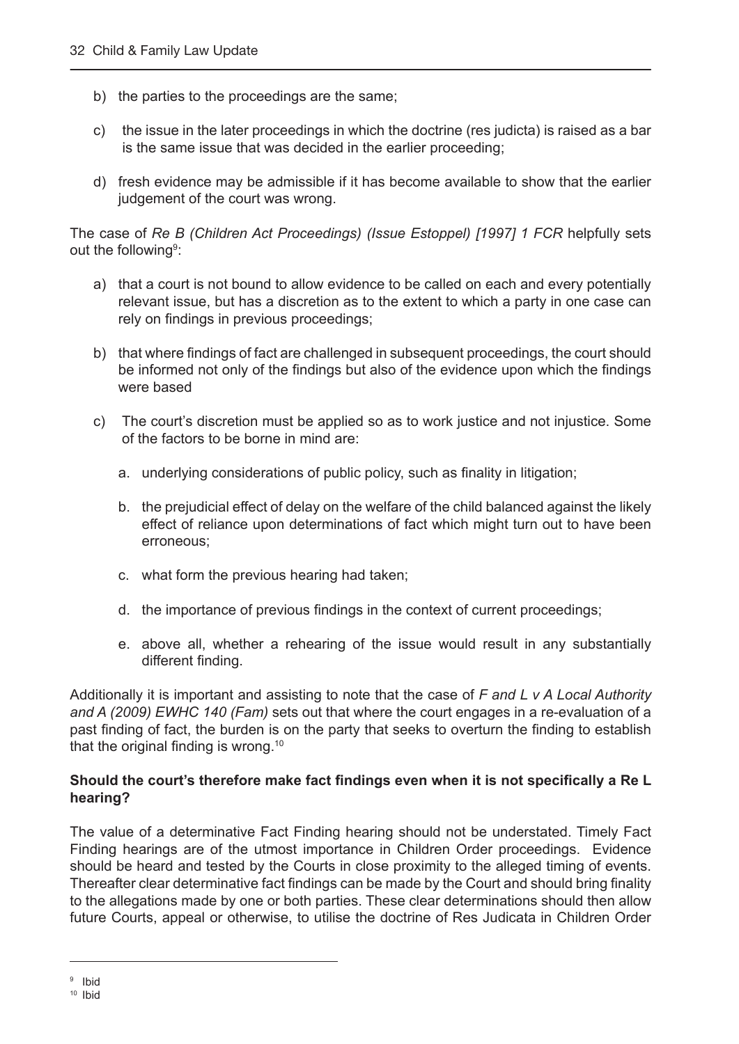b) the parties to the proceedings are the same;

c) the issue in the later proceedings in which the doctrine (res judicta) is raised as a bar is the same issue that was decided in the earlier proceeding;

d) fresh evidence may be admissible if it has become available to show that the earlier judgement of the court was wrong.

The case of *Re B (Children Act Proceedings) (Issue Estoppel) [1997] 1 FCR* helpfully sets out the following[9]:

a) that a court is not bound to allow evidence to be called on each and every potentially relevant issue, but has a discretion as to the extent to which a party in one case can rely on findings in previous proceedings;

b) that where findings of fact are challenged in subsequent proceedings, the court should be informed not only of the findings but also of the evidence upon which the findings were based

c) The court's discretion must be applied so as to work justice and not injustice. Some of the factors to be borne in mind are:

   a. underlying considerations of public policy, such as finality in litigation;

   b. the prejudicial effect of delay on the welfare of the child balanced against the likely effect of reliance upon determinations of fact which might turn out to have been erroneous;

   c. what form the previous hearing had taken;

   d. the importance of previous findings in the context of current proceedings;

   e. above all, whether a rehearing of the issue would result in any substantially different finding.

Additionally it is important and assisting to note that the case of *F and L v A Local Authority and A (2009) EWHC 140 (Fam)* sets out that where the court engages in a re-evaluation of a past finding of fact, the burden is on the party that seeks to overturn the finding to establish that the original finding is wrong.[10]

**Should the court's therefore make fact findings even when it is not specifically a Re L hearing?**

The value of a determinative Fact Finding hearing should not be understated. Timely Fact Finding hearings are of the utmost importance in Children Order proceedings. Evidence should be heard and tested by the Courts in close proximity to the alleged timing of events. Thereafter clear determinative fact findings can be made by the Court and should bring finality to the allegations made by one or both parties. These clear determinations should then allow future Courts, appeal or otherwise, to utilise the doctrine of Res Judicata in Children Order

---

[9] Ibid

[10] Ibid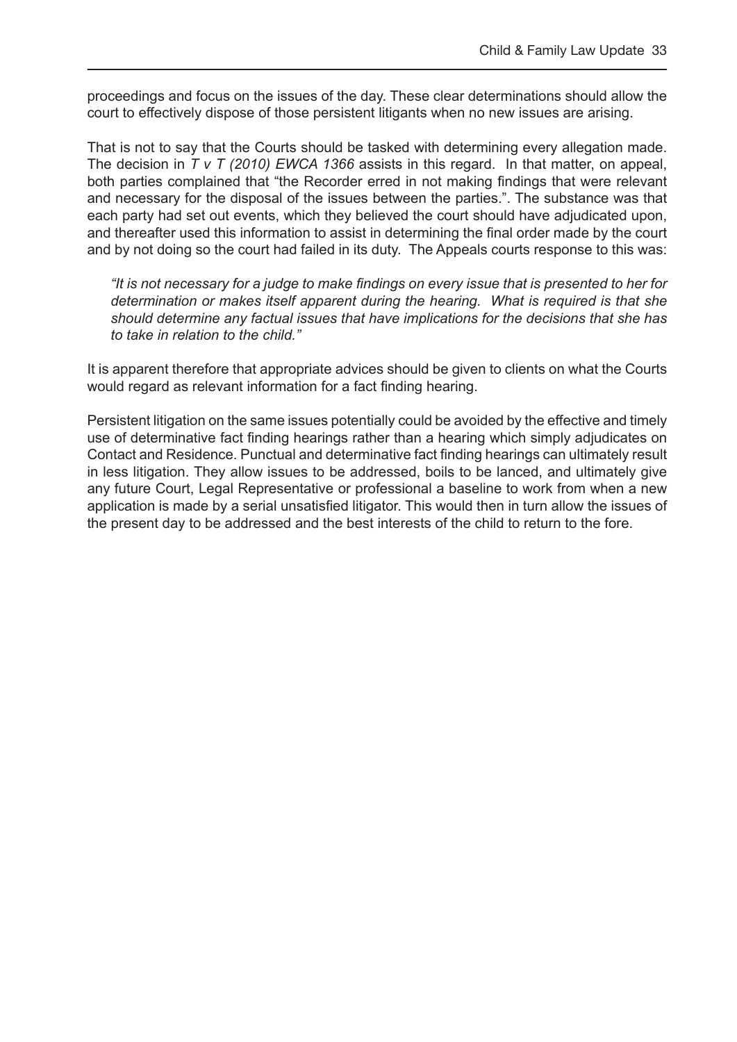proceedings and focus on the issues of the day. These clear determinations should allow the court to effectively dispose of those persistent litigants when no new issues are arising.

That is not to say that the Courts should be tasked with determining every allegation made. The decision in *T v T (2010) EWCA 1366* assists in this regard. In that matter, on appeal, both parties complained that "the Recorder erred in not making findings that were relevant and necessary for the disposal of the issues between the parties.". The substance was that each party had set out events, which they believed the court should have adjudicated upon, and thereafter used this information to assist in determining the final order made by the court and by not doing so the court had failed in its duty. The Appeals courts response to this was:

> *"It is not necessary for a judge to make findings on every issue that is presented to her for determination or makes itself apparent during the hearing. What is required is that she should determine any factual issues that have implications for the decisions that she has to take in relation to the child."*

It is apparent therefore that appropriate advices should be given to clients on what the Courts would regard as relevant information for a fact finding hearing.

Persistent litigation on the same issues potentially could be avoided by the effective and timely use of determinative fact finding hearings rather than a hearing which simply adjudicates on Contact and Residence. Punctual and determinative fact finding hearings can ultimately result in less litigation. They allow issues to be addressed, boils to be lanced, and ultimately give any future Court, Legal Representative or professional a baseline to work from when a new application is made by a serial unsatisfied litigator. This would then in turn allow the issues of the present day to be addressed and the best interests of the child to return to the fore.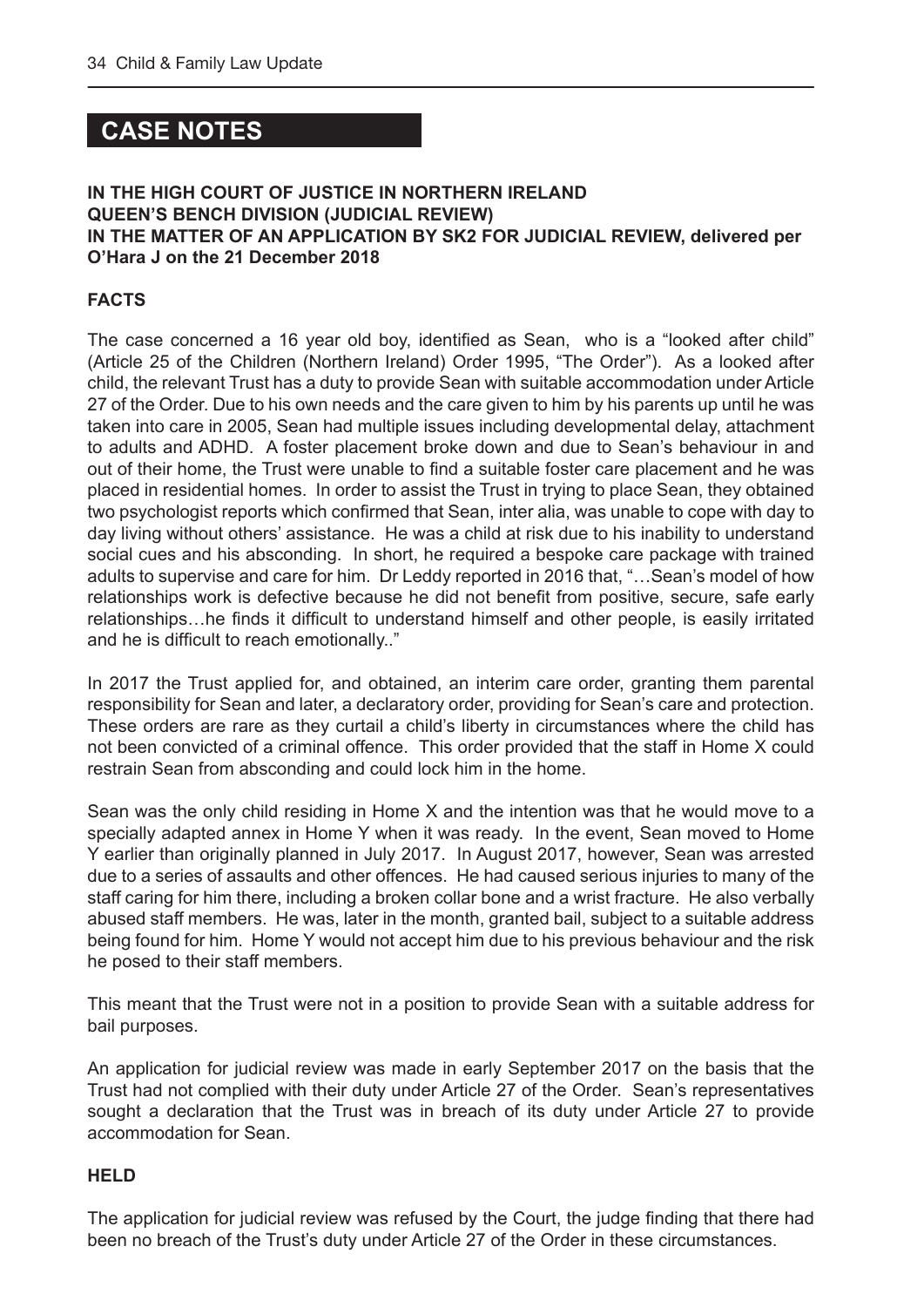## CASE NOTES

**IN THE HIGH COURT OF JUSTICE IN NORTHERN IRELAND**
**QUEEN'S BENCH DIVISION (JUDICIAL REVIEW)**
**IN THE MATTER OF AN APPLICATION BY SK2 FOR JUDICIAL REVIEW, delivered per O'Hara J on the 21 December 2018**

### FACTS

The case concerned a 16 year old boy, identified as Sean, who is a "looked after child" (Article 25 of the Children (Northern Ireland) Order 1995, "The Order"). As a looked after child, the relevant Trust has a duty to provide Sean with suitable accommodation under Article 27 of the Order. Due to his own needs and the care given to him by his parents up until he was taken into care in 2005, Sean had multiple issues including developmental delay, attachment to adults and ADHD. A foster placement broke down and due to Sean's behaviour in and out of their home, the Trust were unable to find a suitable foster care placement and he was placed in residential homes. In order to assist the Trust in trying to place Sean, they obtained two psychologist reports which confirmed that Sean, inter alia, was unable to cope with day to day living without others' assistance. He was a child at risk due to his inability to understand social cues and his absconding. In short, he required a bespoke care package with trained adults to supervise and care for him. Dr Leddy reported in 2016 that, "…Sean's model of how relationships work is defective because he did not benefit from positive, secure, safe early relationships…he finds it difficult to understand himself and other people, is easily irritated and he is difficult to reach emotionally.."

In 2017 the Trust applied for, and obtained, an interim care order, granting them parental responsibility for Sean and later, a declaratory order, providing for Sean's care and protection. These orders are rare as they curtail a child's liberty in circumstances where the child has not been convicted of a criminal offence. This order provided that the staff in Home X could restrain Sean from absconding and could lock him in the home.

Sean was the only child residing in Home X and the intention was that he would move to a specially adapted annex in Home Y when it was ready. In the event, Sean moved to Home Y earlier than originally planned in July 2017. In August 2017, however, Sean was arrested due to a series of assaults and other offences. He had caused serious injuries to many of the staff caring for him there, including a broken collar bone and a wrist fracture. He also verbally abused staff members. He was, later in the month, granted bail, subject to a suitable address being found for him. Home Y would not accept him due to his previous behaviour and the risk he posed to their staff members.

This meant that the Trust were not in a position to provide Sean with a suitable address for bail purposes.

An application for judicial review was made in early September 2017 on the basis that the Trust had not complied with their duty under Article 27 of the Order. Sean's representatives sought a declaration that the Trust was in breach of its duty under Article 27 to provide accommodation for Sean.

### HELD

The application for judicial review was refused by the Court, the judge finding that there had been no breach of the Trust's duty under Article 27 of the Order in these circumstances.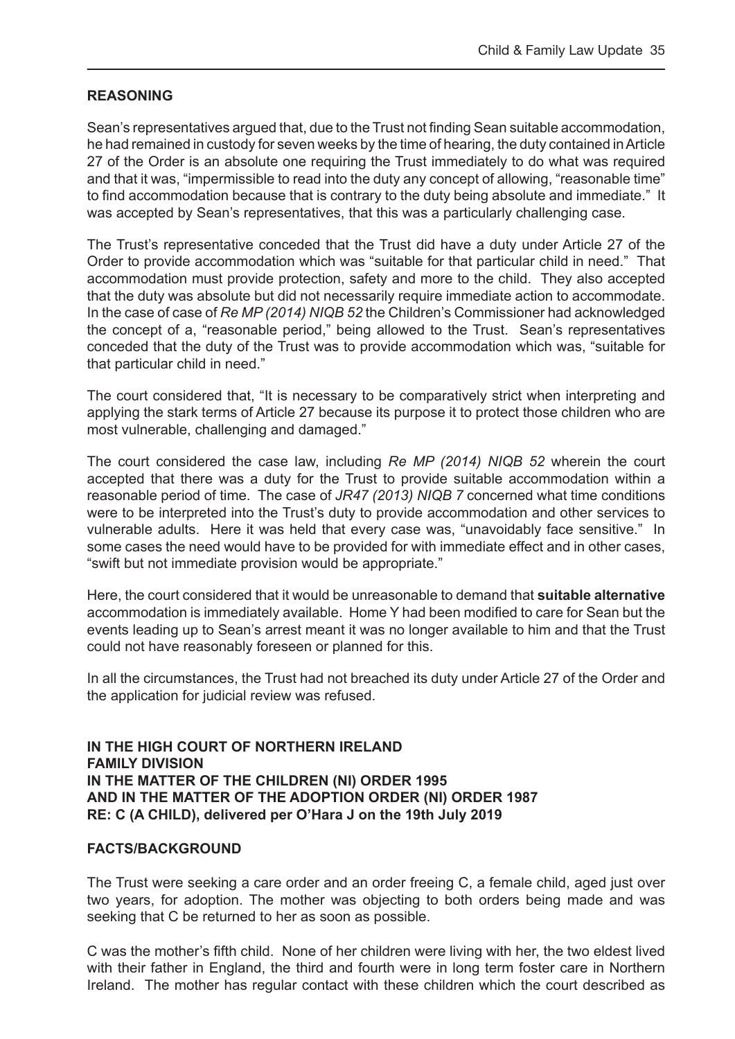**REASONING**

Sean's representatives argued that, due to the Trust not finding Sean suitable accommodation, he had remained in custody for seven weeks by the time of hearing, the duty contained in Article 27 of the Order is an absolute one requiring the Trust immediately to do what was required and that it was, "impermissible to read into the duty any concept of allowing, "reasonable time" to find accommodation because that is contrary to the duty being absolute and immediate." It was accepted by Sean's representatives, that this was a particularly challenging case.

The Trust's representative conceded that the Trust did have a duty under Article 27 of the Order to provide accommodation which was "suitable for that particular child in need." That accommodation must provide protection, safety and more to the child. They also accepted that the duty was absolute but did not necessarily require immediate action to accommodate. In the case of case of *Re MP (2014) NIQB 52* the Children's Commissioner had acknowledged the concept of a, "reasonable period," being allowed to the Trust. Sean's representatives conceded that the duty of the Trust was to provide accommodation which was, "suitable for that particular child in need."

The court considered that, "It is necessary to be comparatively strict when interpreting and applying the stark terms of Article 27 because its purpose it to protect those children who are most vulnerable, challenging and damaged."

The court considered the case law, including *Re MP (2014) NIQB 52* wherein the court accepted that there was a duty for the Trust to provide suitable accommodation within a reasonable period of time. The case of *JR47 (2013) NIQB 7* concerned what time conditions were to be interpreted into the Trust's duty to provide accommodation and other services to vulnerable adults. Here it was held that every case was, "unavoidably face sensitive." In some cases the need would have to be provided for with immediate effect and in other cases, "swift but not immediate provision would be appropriate."

Here, the court considered that it would be unreasonable to demand that **suitable alternative** accommodation is immediately available. Home Y had been modified to care for Sean but the events leading up to Sean's arrest meant it was no longer available to him and that the Trust could not have reasonably foreseen or planned for this.

In all the circumstances, the Trust had not breached its duty under Article 27 of the Order and the application for judicial review was refused.

**IN THE HIGH COURT OF NORTHERN IRELAND**
**FAMILY DIVISION**
**IN THE MATTER OF THE CHILDREN (NI) ORDER 1995**
**AND IN THE MATTER OF THE ADOPTION ORDER (NI) ORDER 1987**
**RE: C (A CHILD), delivered per O'Hara J on the 19th July 2019**

**FACTS/BACKGROUND**

The Trust were seeking a care order and an order freeing C, a female child, aged just over two years, for adoption. The mother was objecting to both orders being made and was seeking that C be returned to her as soon as possible.

C was the mother's fifth child. None of her children were living with her, the two eldest lived with their father in England, the third and fourth were in long term foster care in Northern Ireland. The mother has regular contact with these children which the court described as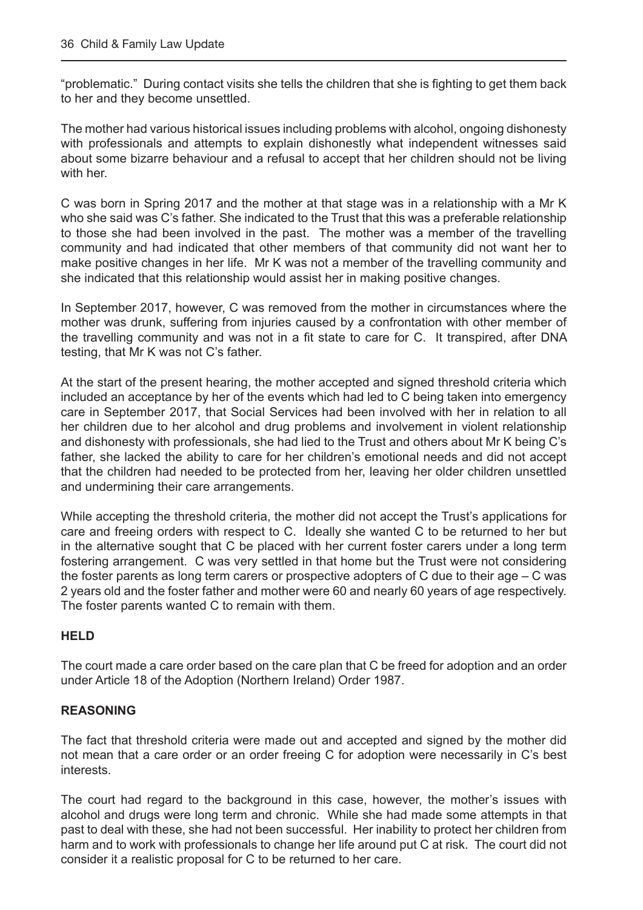"problematic." During contact visits she tells the children that she is fighting to get them back to her and they become unsettled.

The mother had various historical issues including problems with alcohol, ongoing dishonesty with professionals and attempts to explain dishonestly what independent witnesses said about some bizarre behaviour and a refusal to accept that her children should not be living with her.

C was born in Spring 2017 and the mother at that stage was in a relationship with a Mr K who she said was C's father. She indicated to the Trust that this was a preferable relationship to those she had been involved in the past. The mother was a member of the travelling community and had indicated that other members of that community did not want her to make positive changes in her life. Mr K was not a member of the travelling community and she indicated that this relationship would assist her in making positive changes.

In September 2017, however, C was removed from the mother in circumstances where the mother was drunk, suffering from injuries caused by a confrontation with other member of the travelling community and was not in a fit state to care for C. It transpired, after DNA testing, that Mr K was not C's father.

At the start of the present hearing, the mother accepted and signed threshold criteria which included an acceptance by her of the events which had led to C being taken into emergency care in September 2017, that Social Services had been involved with her in relation to all her children due to her alcohol and drug problems and involvement in violent relationship and dishonesty with professionals, she had lied to the Trust and others about Mr K being C's father, she lacked the ability to care for her children's emotional needs and did not accept that the children had needed to be protected from her, leaving her older children unsettled and undermining their care arrangements.

While accepting the threshold criteria, the mother did not accept the Trust's applications for care and freeing orders with respect to C. Ideally she wanted C to be returned to her but in the alternative sought that C be placed with her current foster carers under a long term fostering arrangement. C was very settled in that home but the Trust were not considering the foster parents as long term carers or prospective adopters of C due to their age – C was 2 years old and the foster father and mother were 60 and nearly 60 years of age respectively. The foster parents wanted C to remain with them.

**HELD**

The court made a care order based on the care plan that C be freed for adoption and an order under Article 18 of the Adoption (Northern Ireland) Order 1987.

**REASONING**

The fact that threshold criteria were made out and accepted and signed by the mother did not mean that a care order or an order freeing C for adoption were necessarily in C's best interests.

The court had regard to the background in this case, however, the mother's issues with alcohol and drugs were long term and chronic. While she had made some attempts in that past to deal with these, she had not been successful. Her inability to protect her children from harm and to work with professionals to change her life around put C at risk. The court did not consider it a realistic proposal for C to be returned to her care.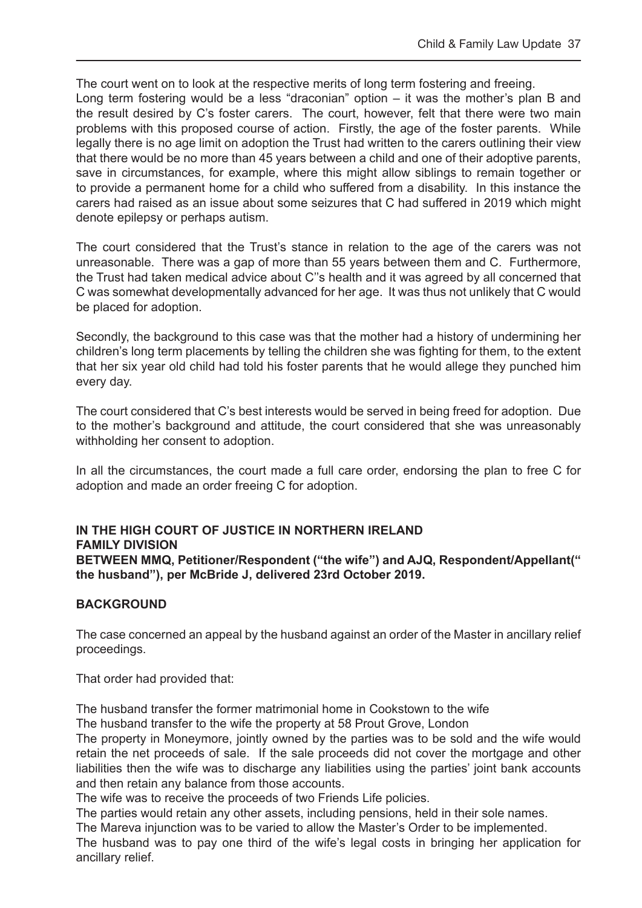The court went on to look at the respective merits of long term fostering and freeing. Long term fostering would be a less "draconian" option – it was the mother's plan B and the result desired by C's foster carers. The court, however, felt that there were two main problems with this proposed course of action. Firstly, the age of the foster parents. While legally there is no age limit on adoption the Trust had written to the carers outlining their view that there would be no more than 45 years between a child and one of their adoptive parents, save in circumstances, for example, where this might allow siblings to remain together or to provide a permanent home for a child who suffered from a disability. In this instance the carers had raised as an issue about some seizures that C had suffered in 2019 which might denote epilepsy or perhaps autism.

The court considered that the Trust's stance in relation to the age of the carers was not unreasonable. There was a gap of more than 55 years between them and C. Furthermore, the Trust had taken medical advice about C"s health and it was agreed by all concerned that C was somewhat developmentally advanced for her age. It was thus not unlikely that C would be placed for adoption.

Secondly, the background to this case was that the mother had a history of undermining her children's long term placements by telling the children she was fighting for them, to the extent that her six year old child had told his foster parents that he would allege they punched him every day.

The court considered that C's best interests would be served in being freed for adoption. Due to the mother's background and attitude, the court considered that she was unreasonably withholding her consent to adoption.

In all the circumstances, the court made a full care order, endorsing the plan to free C for adoption and made an order freeing C for adoption.

**IN THE HIGH COURT OF JUSTICE IN NORTHERN IRELAND**
**FAMILY DIVISION**
**BETWEEN MMQ, Petitioner/Respondent ("the wife") and AJQ, Respondent/Appellant(" the husband"), per McBride J, delivered 23rd October 2019.**

**BACKGROUND**

The case concerned an appeal by the husband against an order of the Master in ancillary relief proceedings.

That order had provided that:

The husband transfer the former matrimonial home in Cookstown to the wife
The husband transfer to the wife the property at 58 Prout Grove, London
The property in Moneymore, jointly owned by the parties was to be sold and the wife would retain the net proceeds of sale. If the sale proceeds did not cover the mortgage and other liabilities then the wife was to discharge any liabilities using the parties' joint bank accounts and then retain any balance from those accounts.
The wife was to receive the proceeds of two Friends Life policies.
The parties would retain any other assets, including pensions, held in their sole names.
The Mareva injunction was to be varied to allow the Master's Order to be implemented.
The husband was to pay one third of the wife's legal costs in bringing her application for ancillary relief.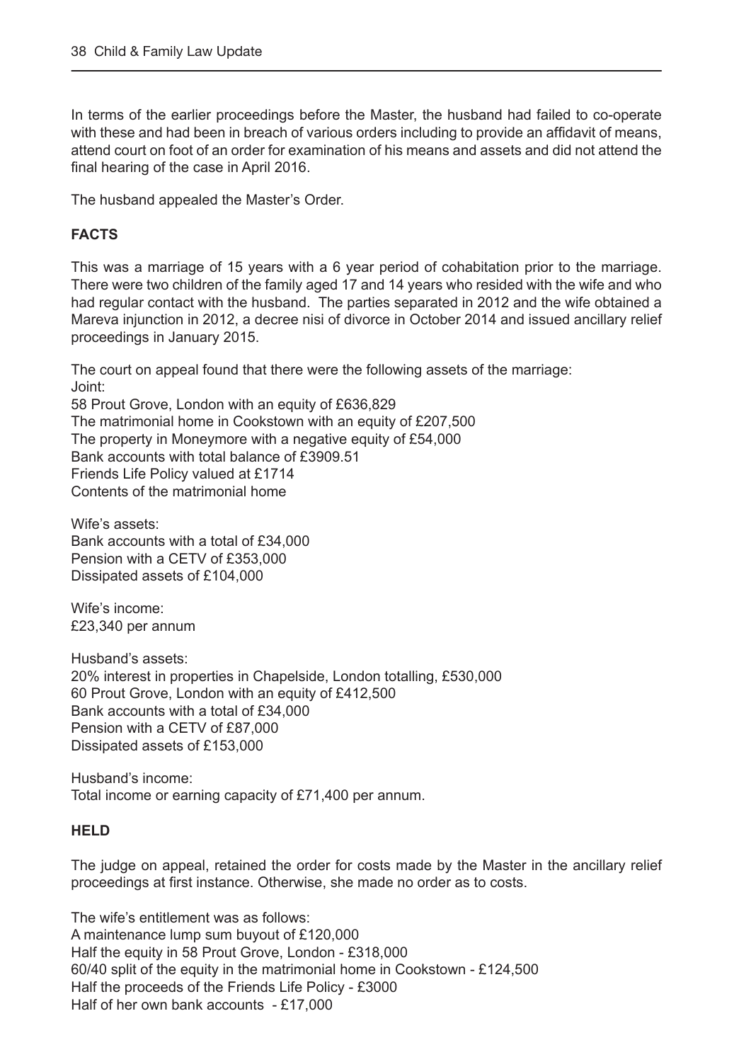In terms of the earlier proceedings before the Master, the husband had failed to co-operate with these and had been in breach of various orders including to provide an affidavit of means, attend court on foot of an order for examination of his means and assets and did not attend the final hearing of the case in April 2016.

The husband appealed the Master's Order.

**FACTS**

This was a marriage of 15 years with a 6 year period of cohabitation prior to the marriage. There were two children of the family aged 17 and 14 years who resided with the wife and who had regular contact with the husband. The parties separated in 2012 and the wife obtained a Mareva injunction in 2012, a decree nisi of divorce in October 2014 and issued ancillary relief proceedings in January 2015.

The court on appeal found that there were the following assets of the marriage:
Joint:
58 Prout Grove, London with an equity of £636,829
The matrimonial home in Cookstown with an equity of £207,500
The property in Moneymore with a negative equity of £54,000
Bank accounts with total balance of £3909.51
Friends Life Policy valued at £1714
Contents of the matrimonial home

Wife's assets:
Bank accounts with a total of £34,000
Pension with a CETV of £353,000
Dissipated assets of £104,000

Wife's income:
£23,340 per annum

Husband's assets:
20% interest in properties in Chapelside, London totalling, £530,000
60 Prout Grove, London with an equity of £412,500
Bank accounts with a total of £34,000
Pension with a CETV of £87,000
Dissipated assets of £153,000

Husband's income:
Total income or earning capacity of £71,400 per annum.

**HELD**

The judge on appeal, retained the order for costs made by the Master in the ancillary relief proceedings at first instance. Otherwise, she made no order as to costs.

The wife's entitlement was as follows:
A maintenance lump sum buyout of £120,000
Half the equity in 58 Prout Grove, London - £318,000
60/40 split of the equity in the matrimonial home in Cookstown - £124,500
Half the proceeds of the Friends Life Policy - £3000
Half of her own bank accounts - £17,000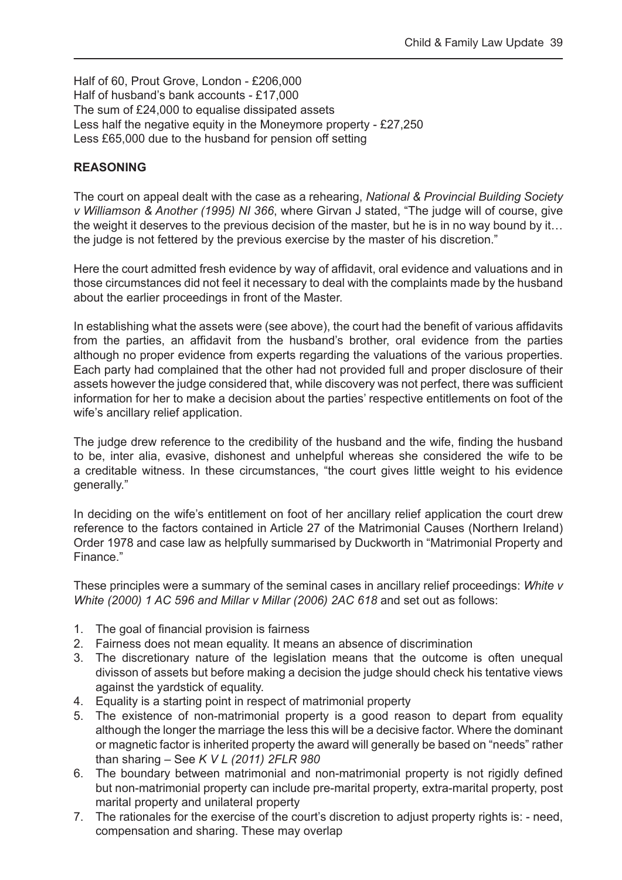Half of 60, Prout Grove, London - £206,000
Half of husband's bank accounts - £17,000
The sum of £24,000 to equalise dissipated assets
Less half the negative equity in the Moneymore property - £27,250
Less £65,000 due to the husband for pension off setting

**REASONING**

The court on appeal dealt with the case as a rehearing, *National & Provincial Building Society v Williamson & Another (1995) NI 366*, where Girvan J stated, "The judge will of course, give the weight it deserves to the previous decision of the master, but he is in no way bound by it… the judge is not fettered by the previous exercise by the master of his discretion."

Here the court admitted fresh evidence by way of affidavit, oral evidence and valuations and in those circumstances did not feel it necessary to deal with the complaints made by the husband about the earlier proceedings in front of the Master.

In establishing what the assets were (see above), the court had the benefit of various affidavits from the parties, an affidavit from the husband's brother, oral evidence from the parties although no proper evidence from experts regarding the valuations of the various properties. Each party had complained that the other had not provided full and proper disclosure of their assets however the judge considered that, while discovery was not perfect, there was sufficient information for her to make a decision about the parties' respective entitlements on foot of the wife's ancillary relief application.

The judge drew reference to the credibility of the husband and the wife, finding the husband to be, inter alia, evasive, dishonest and unhelpful whereas she considered the wife to be a creditable witness. In these circumstances, "the court gives little weight to his evidence generally."

In deciding on the wife's entitlement on foot of her ancillary relief application the court drew reference to the factors contained in Article 27 of the Matrimonial Causes (Northern Ireland) Order 1978 and case law as helpfully summarised by Duckworth in "Matrimonial Property and Finance."

These principles were a summary of the seminal cases in ancillary relief proceedings: *White v White (2000) 1 AC 596 and Millar v Millar (2006) 2AC 618* and set out as follows:

1. The goal of financial provision is fairness
2. Fairness does not mean equality. It means an absence of discrimination
3. The discretionary nature of the legislation means that the outcome is often unequal divisson of assets but before making a decision the judge should check his tentative views against the yardstick of equality.
4. Equality is a starting point in respect of matrimonial property
5. The existence of non-matrimonial property is a good reason to depart from equality although the longer the marriage the less this will be a decisive factor. Where the dominant or magnetic factor is inherited property the award will generally be based on "needs" rather than sharing – See *K V L (2011) 2FLR 980*
6. The boundary between matrimonial and non-matrimonial property is not rigidly defined but non-matrimonial property can include pre-marital property, extra-marital property, post marital property and unilateral property
7. The rationales for the exercise of the court's discretion to adjust property rights is: - need, compensation and sharing. These may overlap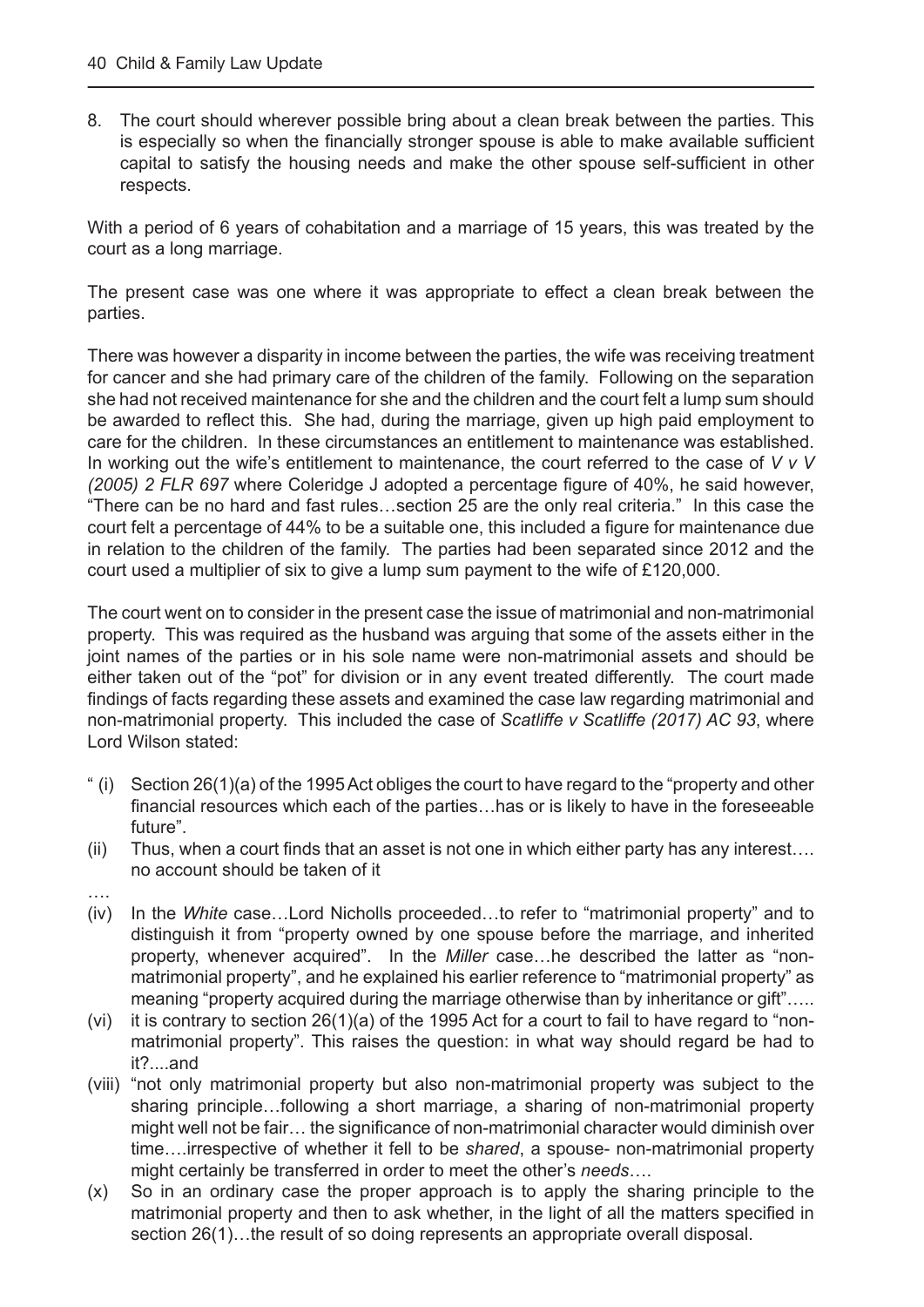8. The court should wherever possible bring about a clean break between the parties. This is especially so when the financially stronger spouse is able to make available sufficient capital to satisfy the housing needs and make the other spouse self-sufficient in other respects.

With a period of 6 years of cohabitation and a marriage of 15 years, this was treated by the court as a long marriage.

The present case was one where it was appropriate to effect a clean break between the parties.

There was however a disparity in income between the parties, the wife was receiving treatment for cancer and she had primary care of the children of the family. Following on the separation she had not received maintenance for she and the children and the court felt a lump sum should be awarded to reflect this. She had, during the marriage, given up high paid employment to care for the children. In these circumstances an entitlement to maintenance was established. In working out the wife's entitlement to maintenance, the court referred to the case of *V v V (2005) 2 FLR 697* where Coleridge J adopted a percentage figure of 40%, he said however, "There can be no hard and fast rules…section 25 are the only real criteria." In this case the court felt a percentage of 44% to be a suitable one, this included a figure for maintenance due in relation to the children of the family. The parties had been separated since 2012 and the court used a multiplier of six to give a lump sum payment to the wife of £120,000.

The court went on to consider in the present case the issue of matrimonial and non-matrimonial property. This was required as the husband was arguing that some of the assets either in the joint names of the parties or in his sole name were non-matrimonial assets and should be either taken out of the "pot" for division or in any event treated differently. The court made findings of facts regarding these assets and examined the case law regarding matrimonial and non-matrimonial property. This included the case of *Scatliffe v Scatliffe (2017) AC 93*, where Lord Wilson stated:

" (i) Section 26(1)(a) of the 1995 Act obliges the court to have regard to the "property and other financial resources which each of the parties…has or is likely to have in the foreseeable future".

(ii) Thus, when a court finds that an asset is not one in which either party has any interest…. no account should be taken of it

….

(iv) In the *White* case…Lord Nicholls proceeded…to refer to "matrimonial property" and to distinguish it from "property owned by one spouse before the marriage, and inherited property, whenever acquired". In the *Miller* case…he described the latter as "non-matrimonial property", and he explained his earlier reference to "matrimonial property" as meaning "property acquired during the marriage otherwise than by inheritance or gift"…..

(vi) it is contrary to section 26(1)(a) of the 1995 Act for a court to fail to have regard to "non-matrimonial property". This raises the question: in what way should regard be had to it?....and

(viii) "not only matrimonial property but also non-matrimonial property was subject to the sharing principle…following a short marriage, a sharing of non-matrimonial property might well not be fair… the significance of non-matrimonial character would diminish over time….irrespective of whether it fell to be *shared*, a spouse- non-matrimonial property might certainly be transferred in order to meet the other's *needs*….

(x) So in an ordinary case the proper approach is to apply the sharing principle to the matrimonial property and then to ask whether, in the light of all the matters specified in section 26(1)…the result of so doing represents an appropriate overall disposal.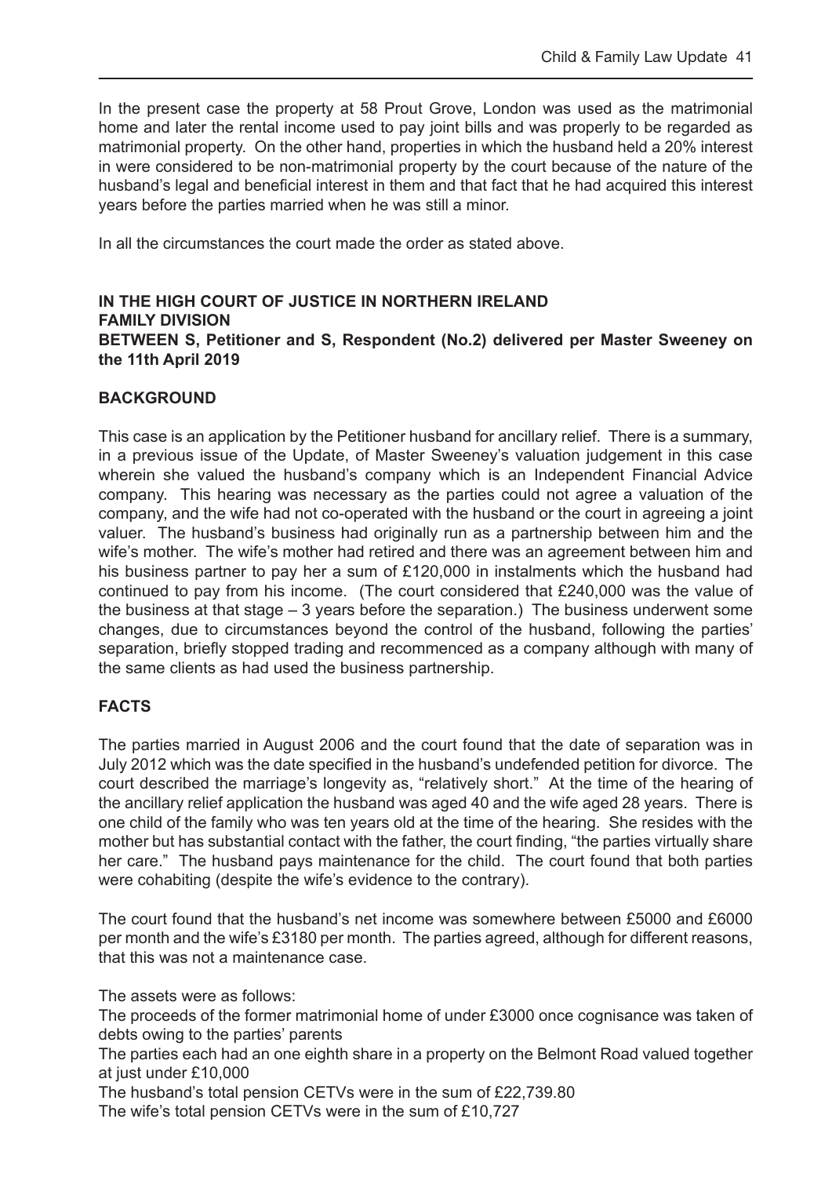In the present case the property at 58 Prout Grove, London was used as the matrimonial home and later the rental income used to pay joint bills and was properly to be regarded as matrimonial property. On the other hand, properties in which the husband held a 20% interest in were considered to be non-matrimonial property by the court because of the nature of the husband's legal and beneficial interest in them and that fact that he had acquired this interest years before the parties married when he was still a minor.

In all the circumstances the court made the order as stated above.

**IN THE HIGH COURT OF JUSTICE IN NORTHERN IRELAND**
**FAMILY DIVISION**
**BETWEEN S, Petitioner and S, Respondent (No.2) delivered per Master Sweeney on the 11th April 2019**

**BACKGROUND**

This case is an application by the Petitioner husband for ancillary relief. There is a summary, in a previous issue of the Update, of Master Sweeney's valuation judgement in this case wherein she valued the husband's company which is an Independent Financial Advice company. This hearing was necessary as the parties could not agree a valuation of the company, and the wife had not co-operated with the husband or the court in agreeing a joint valuer. The husband's business had originally run as a partnership between him and the wife's mother. The wife's mother had retired and there was an agreement between him and his business partner to pay her a sum of £120,000 in instalments which the husband had continued to pay from his income. (The court considered that £240,000 was the value of the business at that stage – 3 years before the separation.) The business underwent some changes, due to circumstances beyond the control of the husband, following the parties' separation, briefly stopped trading and recommenced as a company although with many of the same clients as had used the business partnership.

**FACTS**

The parties married in August 2006 and the court found that the date of separation was in July 2012 which was the date specified in the husband's undefended petition for divorce. The court described the marriage's longevity as, "relatively short." At the time of the hearing of the ancillary relief application the husband was aged 40 and the wife aged 28 years. There is one child of the family who was ten years old at the time of the hearing. She resides with the mother but has substantial contact with the father, the court finding, "the parties virtually share her care." The husband pays maintenance for the child. The court found that both parties were cohabiting (despite the wife's evidence to the contrary).

The court found that the husband's net income was somewhere between £5000 and £6000 per month and the wife's £3180 per month. The parties agreed, although for different reasons, that this was not a maintenance case.

The assets were as follows:

The proceeds of the former matrimonial home of under £3000 once cognisance was taken of debts owing to the parties' parents

The parties each had an one eighth share in a property on the Belmont Road valued together at just under £10,000

The husband's total pension CETVs were in the sum of £22,739.80

The wife's total pension CETVs were in the sum of £10,727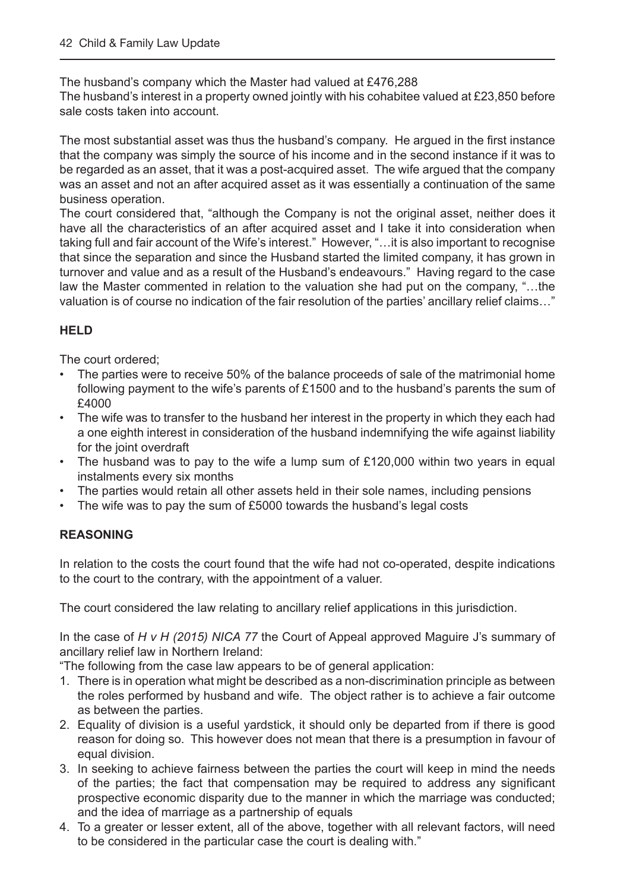The husband's company which the Master had valued at £476,288
The husband's interest in a property owned jointly with his cohabitee valued at £23,850 before sale costs taken into account.

The most substantial asset was thus the husband's company. He argued in the first instance that the company was simply the source of his income and in the second instance if it was to be regarded as an asset, that it was a post-acquired asset. The wife argued that the company was an asset and not an after acquired asset as it was essentially a continuation of the same business operation.
The court considered that, "although the Company is not the original asset, neither does it have all the characteristics of an after acquired asset and I take it into consideration when taking full and fair account of the Wife's interest." However, "…it is also important to recognise that since the separation and since the Husband started the limited company, it has grown in turnover and value and as a result of the Husband's endeavours." Having regard to the case law the Master commented in relation to the valuation she had put on the company, "…the valuation is of course no indication of the fair resolution of the parties' ancillary relief claims…"

**HELD**

The court ordered;

- The parties were to receive 50% of the balance proceeds of sale of the matrimonial home following payment to the wife's parents of £1500 and to the husband's parents the sum of £4000
- The wife was to transfer to the husband her interest in the property in which they each had a one eighth interest in consideration of the husband indemnifying the wife against liability for the joint overdraft
- The husband was to pay to the wife a lump sum of £120,000 within two years in equal instalments every six months
- The parties would retain all other assets held in their sole names, including pensions
- The wife was to pay the sum of £5000 towards the husband's legal costs

**REASONING**

In relation to the costs the court found that the wife had not co-operated, despite indications to the court to the contrary, with the appointment of a valuer.

The court considered the law relating to ancillary relief applications in this jurisdiction.

In the case of *H v H (2015) NICA 77* the Court of Appeal approved Maguire J's summary of ancillary relief law in Northern Ireland:
"The following from the case law appears to be of general application:

1. There is in operation what might be described as a non-discrimination principle as between the roles performed by husband and wife. The object rather is to achieve a fair outcome as between the parties.
2. Equality of division is a useful yardstick, it should only be departed from if there is good reason for doing so. This however does not mean that there is a presumption in favour of equal division.
3. In seeking to achieve fairness between the parties the court will keep in mind the needs of the parties; the fact that compensation may be required to address any significant prospective economic disparity due to the manner in which the marriage was conducted; and the idea of marriage as a partnership of equals
4. To a greater or lesser extent, all of the above, together with all relevant factors, will need to be considered in the particular case the court is dealing with."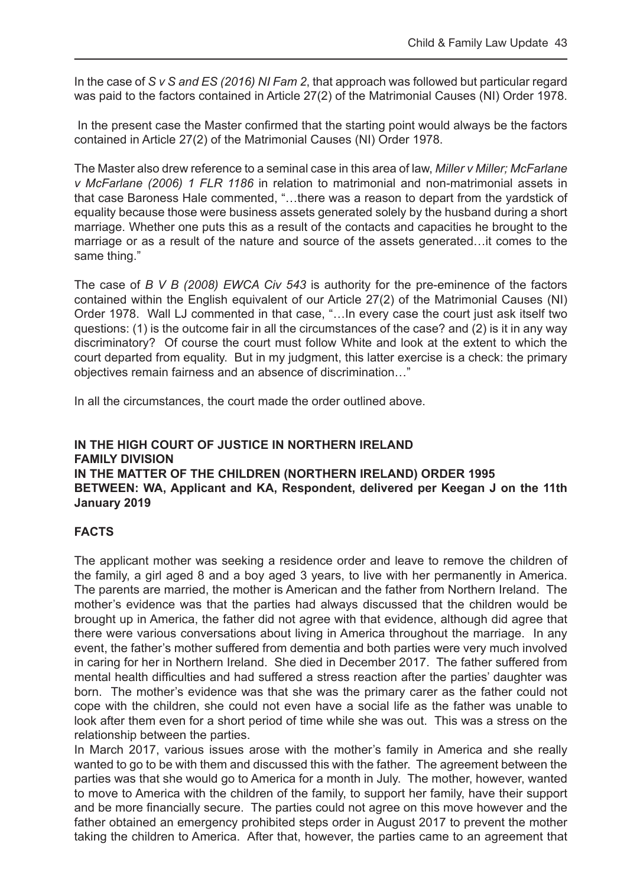In the case of *S v S and ES (2016) NI Fam 2*, that approach was followed but particular regard was paid to the factors contained in Article 27(2) of the Matrimonial Causes (NI) Order 1978.

In the present case the Master confirmed that the starting point would always be the factors contained in Article 27(2) of the Matrimonial Causes (NI) Order 1978.

The Master also drew reference to a seminal case in this area of law, *Miller v Miller; McFarlane v McFarlane (2006) 1 FLR 1186* in relation to matrimonial and non-matrimonial assets in that case Baroness Hale commented, "…there was a reason to depart from the yardstick of equality because those were business assets generated solely by the husband during a short marriage. Whether one puts this as a result of the contacts and capacities he brought to the marriage or as a result of the nature and source of the assets generated…it comes to the same thing."

The case of *B V B (2008) EWCA Civ 543* is authority for the pre-eminence of the factors contained within the English equivalent of our Article 27(2) of the Matrimonial Causes (NI) Order 1978. Wall LJ commented in that case, "…In every case the court just ask itself two questions: (1) is the outcome fair in all the circumstances of the case? and (2) is it in any way discriminatory? Of course the court must follow White and look at the extent to which the court departed from equality. But in my judgment, this latter exercise is a check: the primary objectives remain fairness and an absence of discrimination…"

In all the circumstances, the court made the order outlined above.

**IN THE HIGH COURT OF JUSTICE IN NORTHERN IRELAND**
**FAMILY DIVISION**
**IN THE MATTER OF THE CHILDREN (NORTHERN IRELAND) ORDER 1995**
**BETWEEN: WA, Applicant and KA, Respondent, delivered per Keegan J on the 11th January 2019**

**FACTS**

The applicant mother was seeking a residence order and leave to remove the children of the family, a girl aged 8 and a boy aged 3 years, to live with her permanently in America. The parents are married, the mother is American and the father from Northern Ireland. The mother's evidence was that the parties had always discussed that the children would be brought up in America, the father did not agree with that evidence, although did agree that there were various conversations about living in America throughout the marriage. In any event, the father's mother suffered from dementia and both parties were very much involved in caring for her in Northern Ireland. She died in December 2017. The father suffered from mental health difficulties and had suffered a stress reaction after the parties' daughter was born. The mother's evidence was that she was the primary carer as the father could not cope with the children, she could not even have a social life as the father was unable to look after them even for a short period of time while she was out. This was a stress on the relationship between the parties.

In March 2017, various issues arose with the mother's family in America and she really wanted to go to be with them and discussed this with the father. The agreement between the parties was that she would go to America for a month in July. The mother, however, wanted to move to America with the children of the family, to support her family, have their support and be more financially secure. The parties could not agree on this move however and the father obtained an emergency prohibited steps order in August 2017 to prevent the mother taking the children to America. After that, however, the parties came to an agreement that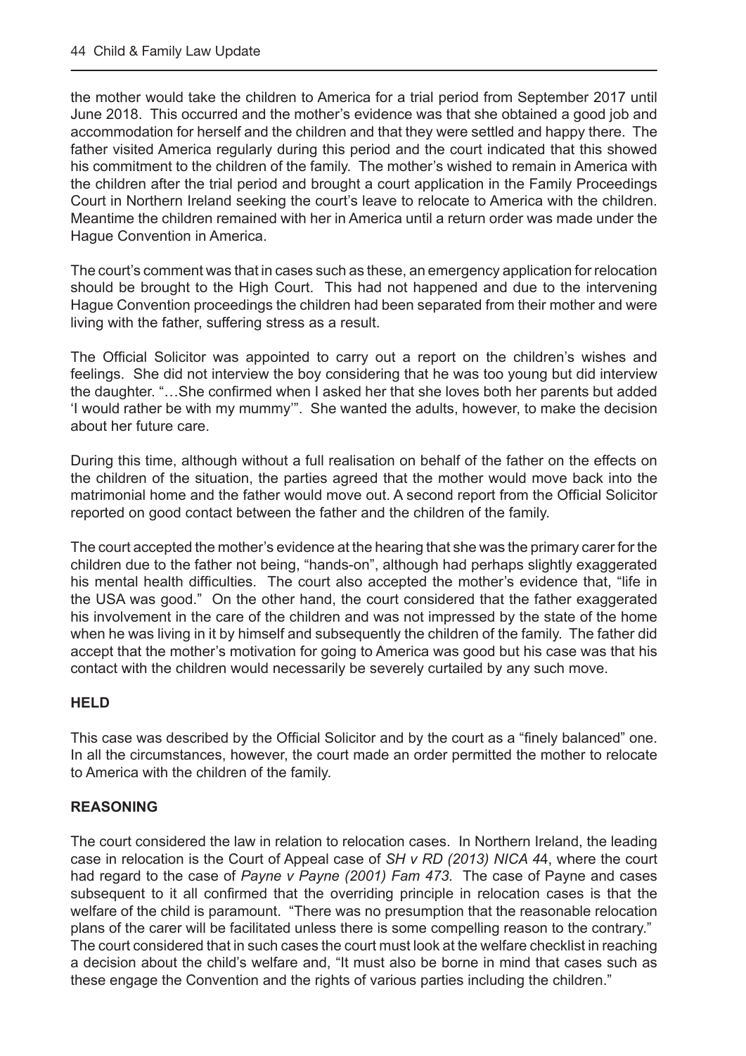the mother would take the children to America for a trial period from September 2017 until June 2018. This occurred and the mother's evidence was that she obtained a good job and accommodation for herself and the children and that they were settled and happy there. The father visited America regularly during this period and the court indicated that this showed his commitment to the children of the family. The mother's wished to remain in America with the children after the trial period and brought a court application in the Family Proceedings Court in Northern Ireland seeking the court's leave to relocate to America with the children. Meantime the children remained with her in America until a return order was made under the Hague Convention in America.

The court's comment was that in cases such as these, an emergency application for relocation should be brought to the High Court. This had not happened and due to the intervening Hague Convention proceedings the children had been separated from their mother and were living with the father, suffering stress as a result.

The Official Solicitor was appointed to carry out a report on the children's wishes and feelings. She did not interview the boy considering that he was too young but did interview the daughter. "…She confirmed when I asked her that she loves both her parents but added 'I would rather be with my mummy'". She wanted the adults, however, to make the decision about her future care.

During this time, although without a full realisation on behalf of the father on the effects on the children of the situation, the parties agreed that the mother would move back into the matrimonial home and the father would move out. A second report from the Official Solicitor reported on good contact between the father and the children of the family.

The court accepted the mother's evidence at the hearing that she was the primary carer for the children due to the father not being, "hands-on", although had perhaps slightly exaggerated his mental health difficulties. The court also accepted the mother's evidence that, "life in the USA was good." On the other hand, the court considered that the father exaggerated his involvement in the care of the children and was not impressed by the state of the home when he was living in it by himself and subsequently the children of the family. The father did accept that the mother's motivation for going to America was good but his case was that his contact with the children would necessarily be severely curtailed by any such move.

**HELD**

This case was described by the Official Solicitor and by the court as a "finely balanced" one. In all the circumstances, however, the court made an order permitted the mother to relocate to America with the children of the family.

**REASONING**

The court considered the law in relation to relocation cases. In Northern Ireland, the leading case in relocation is the Court of Appeal case of *SH v RD (2013) NICA 44*, where the court had regard to the case of *Payne v Payne (2001) Fam 473*. The case of Payne and cases subsequent to it all confirmed that the overriding principle in relocation cases is that the welfare of the child is paramount. "There was no presumption that the reasonable relocation plans of the carer will be facilitated unless there is some compelling reason to the contrary." The court considered that in such cases the court must look at the welfare checklist in reaching a decision about the child's welfare and, "It must also be borne in mind that cases such as these engage the Convention and the rights of various parties including the children."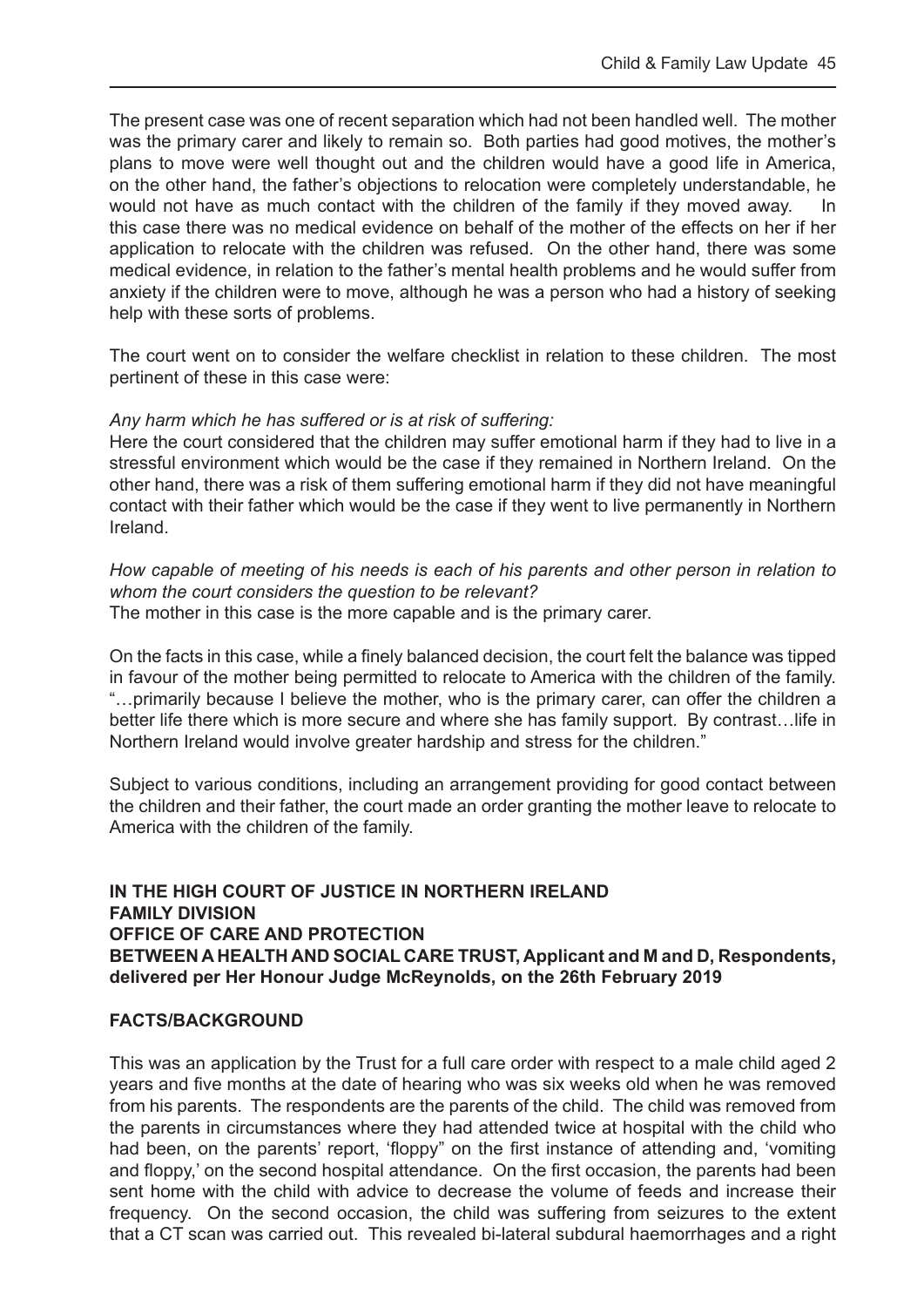The present case was one of recent separation which had not been handled well. The mother was the primary carer and likely to remain so. Both parties had good motives, the mother's plans to move were well thought out and the children would have a good life in America, on the other hand, the father's objections to relocation were completely understandable, he would not have as much contact with the children of the family if they moved away. In this case there was no medical evidence on behalf of the mother of the effects on her if her application to relocate with the children was refused. On the other hand, there was some medical evidence, in relation to the father's mental health problems and he would suffer from anxiety if the children were to move, although he was a person who had a history of seeking help with these sorts of problems.

The court went on to consider the welfare checklist in relation to these children. The most pertinent of these in this case were:

*Any harm which he has suffered or is at risk of suffering:*
Here the court considered that the children may suffer emotional harm if they had to live in a stressful environment which would be the case if they remained in Northern Ireland. On the other hand, there was a risk of them suffering emotional harm if they did not have meaningful contact with their father which would be the case if they went to live permanently in Northern Ireland.

*How capable of meeting of his needs is each of his parents and other person in relation to whom the court considers the question to be relevant?*
The mother in this case is the more capable and is the primary carer.

On the facts in this case, while a finely balanced decision, the court felt the balance was tipped in favour of the mother being permitted to relocate to America with the children of the family. "…primarily because I believe the mother, who is the primary carer, can offer the children a better life there which is more secure and where she has family support. By contrast…life in Northern Ireland would involve greater hardship and stress for the children."

Subject to various conditions, including an arrangement providing for good contact between the children and their father, the court made an order granting the mother leave to relocate to America with the children of the family.

**IN THE HIGH COURT OF JUSTICE IN NORTHERN IRELAND**
**FAMILY DIVISION**
**OFFICE OF CARE AND PROTECTION**
**BETWEEN A HEALTH AND SOCIAL CARE TRUST, Applicant and M and D, Respondents, delivered per Her Honour Judge McReynolds, on the 26th February 2019**

**FACTS/BACKGROUND**

This was an application by the Trust for a full care order with respect to a male child aged 2 years and five months at the date of hearing who was six weeks old when he was removed from his parents. The respondents are the parents of the child. The child was removed from the parents in circumstances where they had attended twice at hospital with the child who had been, on the parents' report, 'floppy" on the first instance of attending and, 'vomiting and floppy,' on the second hospital attendance. On the first occasion, the parents had been sent home with the child with advice to decrease the volume of feeds and increase their frequency. On the second occasion, the child was suffering from seizures to the extent that a CT scan was carried out. This revealed bi-lateral subdural haemorrhages and a right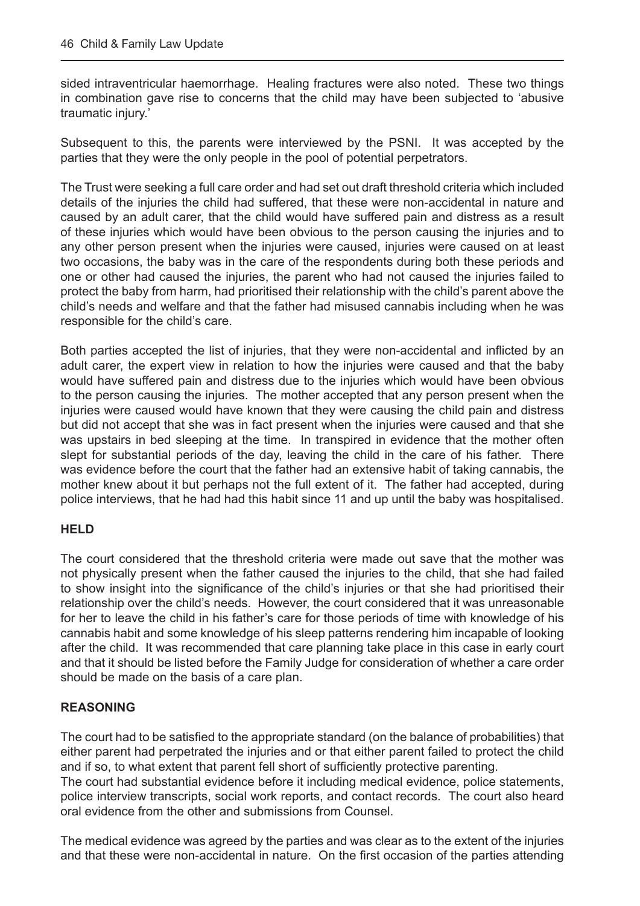sided intraventricular haemorrhage. Healing fractures were also noted. These two things in combination gave rise to concerns that the child may have been subjected to 'abusive traumatic injury.'

Subsequent to this, the parents were interviewed by the PSNI. It was accepted by the parties that they were the only people in the pool of potential perpetrators.

The Trust were seeking a full care order and had set out draft threshold criteria which included details of the injuries the child had suffered, that these were non-accidental in nature and caused by an adult carer, that the child would have suffered pain and distress as a result of these injuries which would have been obvious to the person causing the injuries and to any other person present when the injuries were caused, injuries were caused on at least two occasions, the baby was in the care of the respondents during both these periods and one or other had caused the injuries, the parent who had not caused the injuries failed to protect the baby from harm, had prioritised their relationship with the child's parent above the child's needs and welfare and that the father had misused cannabis including when he was responsible for the child's care.

Both parties accepted the list of injuries, that they were non-accidental and inflicted by an adult carer, the expert view in relation to how the injuries were caused and that the baby would have suffered pain and distress due to the injuries which would have been obvious to the person causing the injuries. The mother accepted that any person present when the injuries were caused would have known that they were causing the child pain and distress but did not accept that she was in fact present when the injuries were caused and that she was upstairs in bed sleeping at the time. In transpired in evidence that the mother often slept for substantial periods of the day, leaving the child in the care of his father. There was evidence before the court that the father had an extensive habit of taking cannabis, the mother knew about it but perhaps not the full extent of it. The father had accepted, during police interviews, that he had had this habit since 11 and up until the baby was hospitalised.

**HELD**

The court considered that the threshold criteria were made out save that the mother was not physically present when the father caused the injuries to the child, that she had failed to show insight into the significance of the child's injuries or that she had prioritised their relationship over the child's needs. However, the court considered that it was unreasonable for her to leave the child in his father's care for those periods of time with knowledge of his cannabis habit and some knowledge of his sleep patterns rendering him incapable of looking after the child. It was recommended that care planning take place in this case in early court and that it should be listed before the Family Judge for consideration of whether a care order should be made on the basis of a care plan.

**REASONING**

The court had to be satisfied to the appropriate standard (on the balance of probabilities) that either parent had perpetrated the injuries and or that either parent failed to protect the child and if so, to what extent that parent fell short of sufficiently protective parenting.
The court had substantial evidence before it including medical evidence, police statements, police interview transcripts, social work reports, and contact records. The court also heard oral evidence from the other and submissions from Counsel.

The medical evidence was agreed by the parties and was clear as to the extent of the injuries and that these were non-accidental in nature. On the first occasion of the parties attending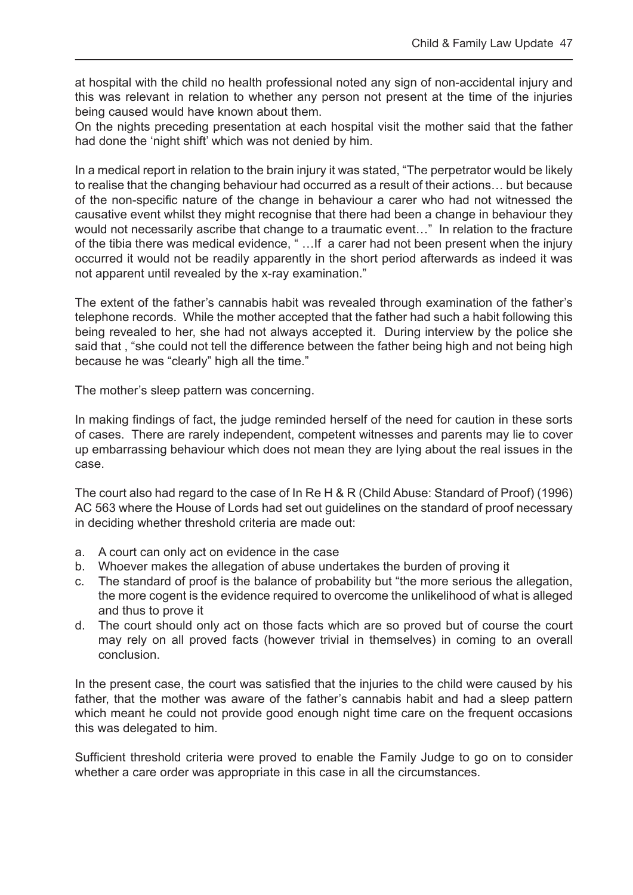at hospital with the child no health professional noted any sign of non-accidental injury and this was relevant in relation to whether any person not present at the time of the injuries being caused would have known about them.

On the nights preceding presentation at each hospital visit the mother said that the father had done the 'night shift' which was not denied by him.

In a medical report in relation to the brain injury it was stated, "The perpetrator would be likely to realise that the changing behaviour had occurred as a result of their actions… but because of the non-specific nature of the change in behaviour a carer who had not witnessed the causative event whilst they might recognise that there had been a change in behaviour they would not necessarily ascribe that change to a traumatic event…" In relation to the fracture of the tibia there was medical evidence, " …If a carer had not been present when the injury occurred it would not be readily apparently in the short period afterwards as indeed it was not apparent until revealed by the x-ray examination."

The extent of the father's cannabis habit was revealed through examination of the father's telephone records. While the mother accepted that the father had such a habit following this being revealed to her, she had not always accepted it. During interview by the police she said that , "she could not tell the difference between the father being high and not being high because he was "clearly" high all the time."

The mother's sleep pattern was concerning.

In making findings of fact, the judge reminded herself of the need for caution in these sorts of cases. There are rarely independent, competent witnesses and parents may lie to cover up embarrassing behaviour which does not mean they are lying about the real issues in the case.

The court also had regard to the case of In Re H & R (Child Abuse: Standard of Proof) (1996) AC 563 where the House of Lords had set out guidelines on the standard of proof necessary in deciding whether threshold criteria are made out:

a. A court can only act on evidence in the case
b. Whoever makes the allegation of abuse undertakes the burden of proving it
c. The standard of proof is the balance of probability but "the more serious the allegation, the more cogent is the evidence required to overcome the unlikelihood of what is alleged and thus to prove it
d. The court should only act on those facts which are so proved but of course the court may rely on all proved facts (however trivial in themselves) in coming to an overall conclusion.

In the present case, the court was satisfied that the injuries to the child were caused by his father, that the mother was aware of the father's cannabis habit and had a sleep pattern which meant he could not provide good enough night time care on the frequent occasions this was delegated to him.

Sufficient threshold criteria were proved to enable the Family Judge to go on to consider whether a care order was appropriate in this case in all the circumstances.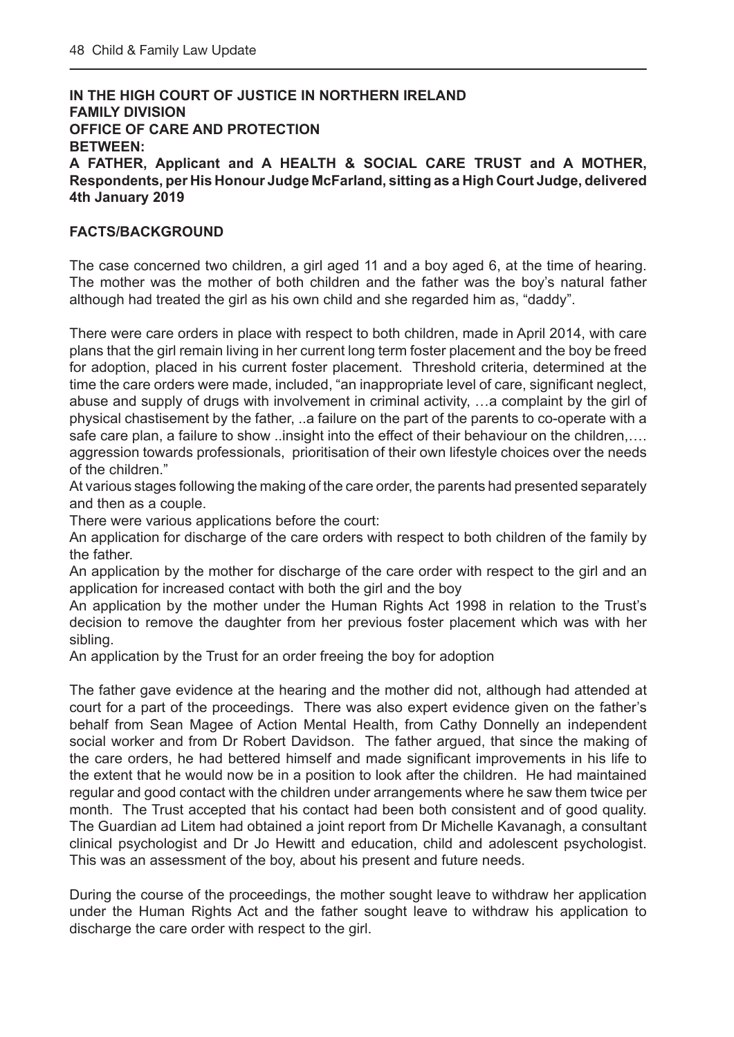**IN THE HIGH COURT OF JUSTICE IN NORTHERN IRELAND**
**FAMILY DIVISION**
**OFFICE OF CARE AND PROTECTION**
**BETWEEN:**
**A FATHER, Applicant and A HEALTH & SOCIAL CARE TRUST and A MOTHER, Respondents, per His Honour Judge McFarland, sitting as a High Court Judge, delivered 4th January 2019**

**FACTS/BACKGROUND**

The case concerned two children, a girl aged 11 and a boy aged 6, at the time of hearing. The mother was the mother of both children and the father was the boy's natural father although had treated the girl as his own child and she regarded him as, "daddy".

There were care orders in place with respect to both children, made in April 2014, with care plans that the girl remain living in her current long term foster placement and the boy be freed for adoption, placed in his current foster placement. Threshold criteria, determined at the time the care orders were made, included, "an inappropriate level of care, significant neglect, abuse and supply of drugs with involvement in criminal activity, …a complaint by the girl of physical chastisement by the father, ..a failure on the part of the parents to co-operate with a safe care plan, a failure to show ..insight into the effect of their behaviour on the children,…. aggression towards professionals, prioritisation of their own lifestyle choices over the needs of the children."

At various stages following the making of the care order, the parents had presented separately and then as a couple.

There were various applications before the court:

An application for discharge of the care orders with respect to both children of the family by the father.

An application by the mother for discharge of the care order with respect to the girl and an application for increased contact with both the girl and the boy

An application by the mother under the Human Rights Act 1998 in relation to the Trust's decision to remove the daughter from her previous foster placement which was with her sibling.

An application by the Trust for an order freeing the boy for adoption

The father gave evidence at the hearing and the mother did not, although had attended at court for a part of the proceedings. There was also expert evidence given on the father's behalf from Sean Magee of Action Mental Health, from Cathy Donnelly an independent social worker and from Dr Robert Davidson. The father argued, that since the making of the care orders, he had bettered himself and made significant improvements in his life to the extent that he would now be in a position to look after the children. He had maintained regular and good contact with the children under arrangements where he saw them twice per month. The Trust accepted that his contact had been both consistent and of good quality. The Guardian ad Litem had obtained a joint report from Dr Michelle Kavanagh, a consultant clinical psychologist and Dr Jo Hewitt and education, child and adolescent psychologist. This was an assessment of the boy, about his present and future needs.

During the course of the proceedings, the mother sought leave to withdraw her application under the Human Rights Act and the father sought leave to withdraw his application to discharge the care order with respect to the girl.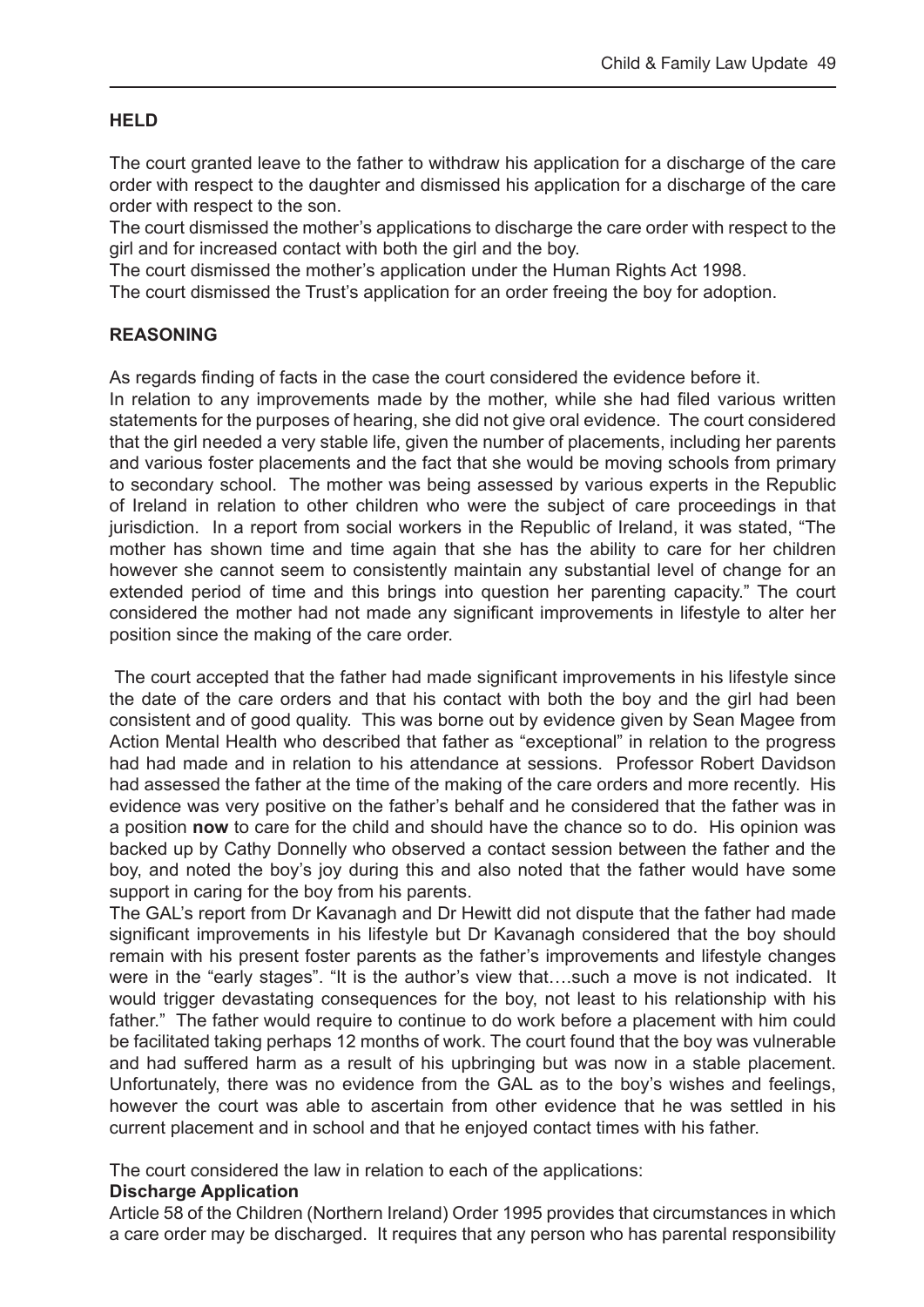**HELD**

The court granted leave to the father to withdraw his application for a discharge of the care order with respect to the daughter and dismissed his application for a discharge of the care order with respect to the son.

The court dismissed the mother's applications to discharge the care order with respect to the girl and for increased contact with both the girl and the boy.

The court dismissed the mother's application under the Human Rights Act 1998.

The court dismissed the Trust's application for an order freeing the boy for adoption.

**REASONING**

As regards finding of facts in the case the court considered the evidence before it.

In relation to any improvements made by the mother, while she had filed various written statements for the purposes of hearing, she did not give oral evidence. The court considered that the girl needed a very stable life, given the number of placements, including her parents and various foster placements and the fact that she would be moving schools from primary to secondary school. The mother was being assessed by various experts in the Republic of Ireland in relation to other children who were the subject of care proceedings in that jurisdiction. In a report from social workers in the Republic of Ireland, it was stated, "The mother has shown time and time again that she has the ability to care for her children however she cannot seem to consistently maintain any substantial level of change for an extended period of time and this brings into question her parenting capacity." The court considered the mother had not made any significant improvements in lifestyle to alter her position since the making of the care order.

The court accepted that the father had made significant improvements in his lifestyle since the date of the care orders and that his contact with both the boy and the girl had been consistent and of good quality. This was borne out by evidence given by Sean Magee from Action Mental Health who described that father as "exceptional" in relation to the progress had had made and in relation to his attendance at sessions. Professor Robert Davidson had assessed the father at the time of the making of the care orders and more recently. His evidence was very positive on the father's behalf and he considered that the father was in a position **now** to care for the child and should have the chance so to do. His opinion was backed up by Cathy Donnelly who observed a contact session between the father and the boy, and noted the boy's joy during this and also noted that the father would have some support in caring for the boy from his parents.

The GAL's report from Dr Kavanagh and Dr Hewitt did not dispute that the father had made significant improvements in his lifestyle but Dr Kavanagh considered that the boy should remain with his present foster parents as the father's improvements and lifestyle changes were in the "early stages". "It is the author's view that….such a move is not indicated. It would trigger devastating consequences for the boy, not least to his relationship with his father." The father would require to continue to do work before a placement with him could be facilitated taking perhaps 12 months of work. The court found that the boy was vulnerable and had suffered harm as a result of his upbringing but was now in a stable placement. Unfortunately, there was no evidence from the GAL as to the boy's wishes and feelings, however the court was able to ascertain from other evidence that he was settled in his current placement and in school and that he enjoyed contact times with his father.

The court considered the law in relation to each of the applications:

**Discharge Application**

Article 58 of the Children (Northern Ireland) Order 1995 provides that circumstances in which a care order may be discharged. It requires that any person who has parental responsibility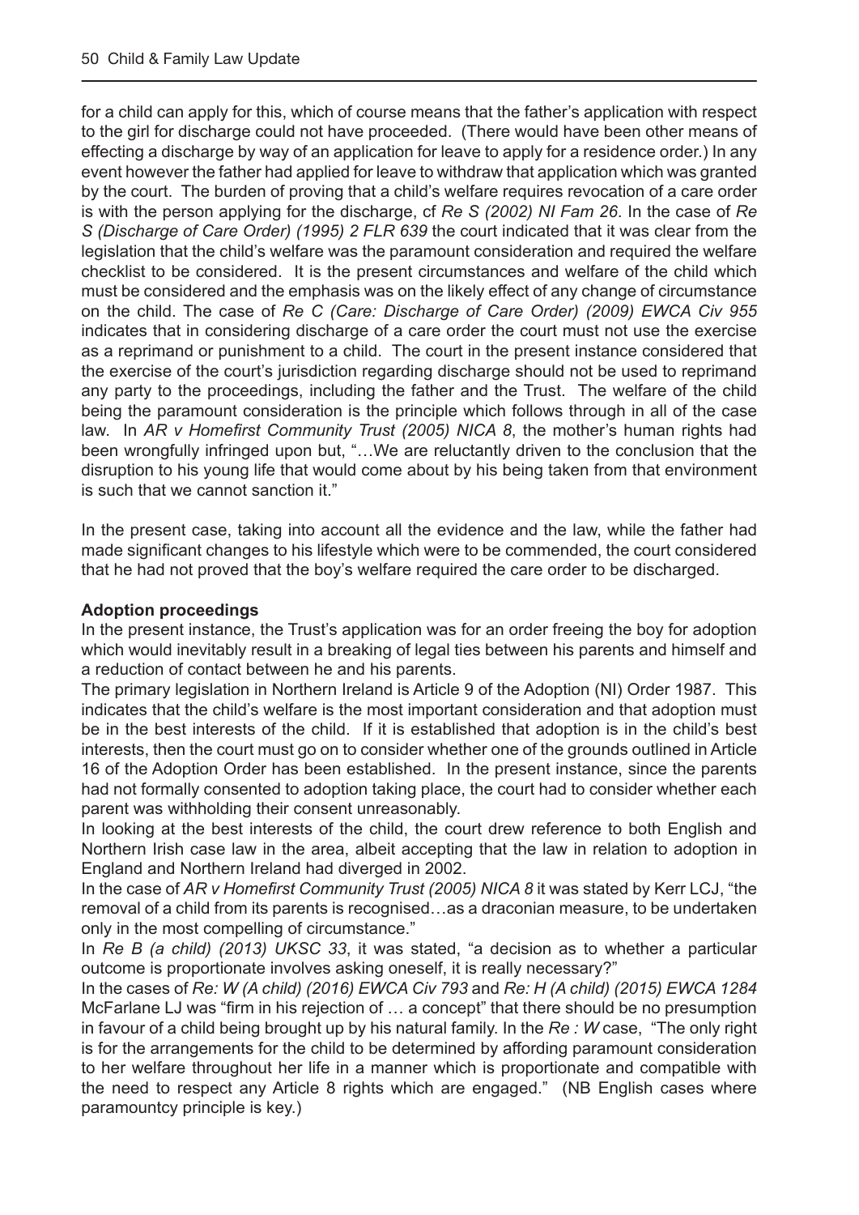for a child can apply for this, which of course means that the father's application with respect to the girl for discharge could not have proceeded. (There would have been other means of effecting a discharge by way of an application for leave to apply for a residence order.) In any event however the father had applied for leave to withdraw that application which was granted by the court. The burden of proving that a child's welfare requires revocation of a care order is with the person applying for the discharge, cf *Re S (2002) NI Fam 26*. In the case of *Re S (Discharge of Care Order) (1995) 2 FLR 639* the court indicated that it was clear from the legislation that the child's welfare was the paramount consideration and required the welfare checklist to be considered. It is the present circumstances and welfare of the child which must be considered and the emphasis was on the likely effect of any change of circumstance on the child. The case of *Re C (Care: Discharge of Care Order) (2009) EWCA Civ 955* indicates that in considering discharge of a care order the court must not use the exercise as a reprimand or punishment to a child. The court in the present instance considered that the exercise of the court's jurisdiction regarding discharge should not be used to reprimand any party to the proceedings, including the father and the Trust. The welfare of the child being the paramount consideration is the principle which follows through in all of the case law. In *AR v Homefirst Community Trust (2005) NICA 8*, the mother's human rights had been wrongfully infringed upon but, "…We are reluctantly driven to the conclusion that the disruption to his young life that would come about by his being taken from that environment is such that we cannot sanction it."

In the present case, taking into account all the evidence and the law, while the father had made significant changes to his lifestyle which were to be commended, the court considered that he had not proved that the boy's welfare required the care order to be discharged.

**Adoption proceedings**

In the present instance, the Trust's application was for an order freeing the boy for adoption which would inevitably result in a breaking of legal ties between his parents and himself and a reduction of contact between he and his parents.

The primary legislation in Northern Ireland is Article 9 of the Adoption (NI) Order 1987. This indicates that the child's welfare is the most important consideration and that adoption must be in the best interests of the child. If it is established that adoption is in the child's best interests, then the court must go on to consider whether one of the grounds outlined in Article 16 of the Adoption Order has been established. In the present instance, since the parents had not formally consented to adoption taking place, the court had to consider whether each parent was withholding their consent unreasonably.

In looking at the best interests of the child, the court drew reference to both English and Northern Irish case law in the area, albeit accepting that the law in relation to adoption in England and Northern Ireland had diverged in 2002.

In the case of *AR v Homefirst Community Trust (2005) NICA 8* it was stated by Kerr LCJ, "the removal of a child from its parents is recognised…as a draconian measure, to be undertaken only in the most compelling of circumstance."

In *Re B (a child) (2013) UKSC 33*, it was stated, "a decision as to whether a particular outcome is proportionate involves asking oneself, it is really necessary?"

In the cases of *Re: W (A child) (2016) EWCA Civ 793* and *Re: H (A child) (2015) EWCA 1284* McFarlane LJ was "firm in his rejection of … a concept" that there should be no presumption in favour of a child being brought up by his natural family. In the *Re : W* case, "The only right is for the arrangements for the child to be determined by affording paramount consideration to her welfare throughout her life in a manner which is proportionate and compatible with the need to respect any Article 8 rights which are engaged." (NB English cases where paramountcy principle is key.)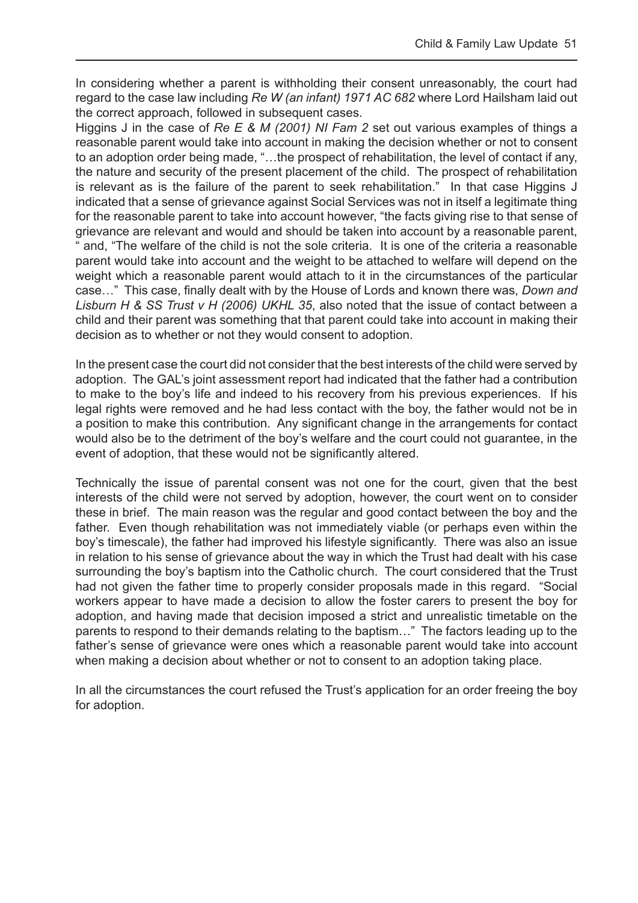In considering whether a parent is withholding their consent unreasonably, the court had regard to the case law including *Re W (an infant) 1971 AC 682* where Lord Hailsham laid out the correct approach, followed in subsequent cases.

Higgins J in the case of *Re E & M (2001) NI Fam 2* set out various examples of things a reasonable parent would take into account in making the decision whether or not to consent to an adoption order being made, "…the prospect of rehabilitation, the level of contact if any, the nature and security of the present placement of the child. The prospect of rehabilitation is relevant as is the failure of the parent to seek rehabilitation." In that case Higgins J indicated that a sense of grievance against Social Services was not in itself a legitimate thing for the reasonable parent to take into account however, "the facts giving rise to that sense of grievance are relevant and would and should be taken into account by a reasonable parent, " and, "The welfare of the child is not the sole criteria. It is one of the criteria a reasonable parent would take into account and the weight to be attached to welfare will depend on the weight which a reasonable parent would attach to it in the circumstances of the particular case…" This case, finally dealt with by the House of Lords and known there was, *Down and Lisburn H & SS Trust v H (2006) UKHL 35*, also noted that the issue of contact between a child and their parent was something that that parent could take into account in making their decision as to whether or not they would consent to adoption.

In the present case the court did not consider that the best interests of the child were served by adoption. The GAL's joint assessment report had indicated that the father had a contribution to make to the boy's life and indeed to his recovery from his previous experiences. If his legal rights were removed and he had less contact with the boy, the father would not be in a position to make this contribution. Any significant change in the arrangements for contact would also be to the detriment of the boy's welfare and the court could not guarantee, in the event of adoption, that these would not be significantly altered.

Technically the issue of parental consent was not one for the court, given that the best interests of the child were not served by adoption, however, the court went on to consider these in brief. The main reason was the regular and good contact between the boy and the father. Even though rehabilitation was not immediately viable (or perhaps even within the boy's timescale), the father had improved his lifestyle significantly. There was also an issue in relation to his sense of grievance about the way in which the Trust had dealt with his case surrounding the boy's baptism into the Catholic church. The court considered that the Trust had not given the father time to properly consider proposals made in this regard. "Social workers appear to have made a decision to allow the foster carers to present the boy for adoption, and having made that decision imposed a strict and unrealistic timetable on the parents to respond to their demands relating to the baptism…" The factors leading up to the father's sense of grievance were ones which a reasonable parent would take into account when making a decision about whether or not to consent to an adoption taking place.

In all the circumstances the court refused the Trust's application for an order freeing the boy for adoption.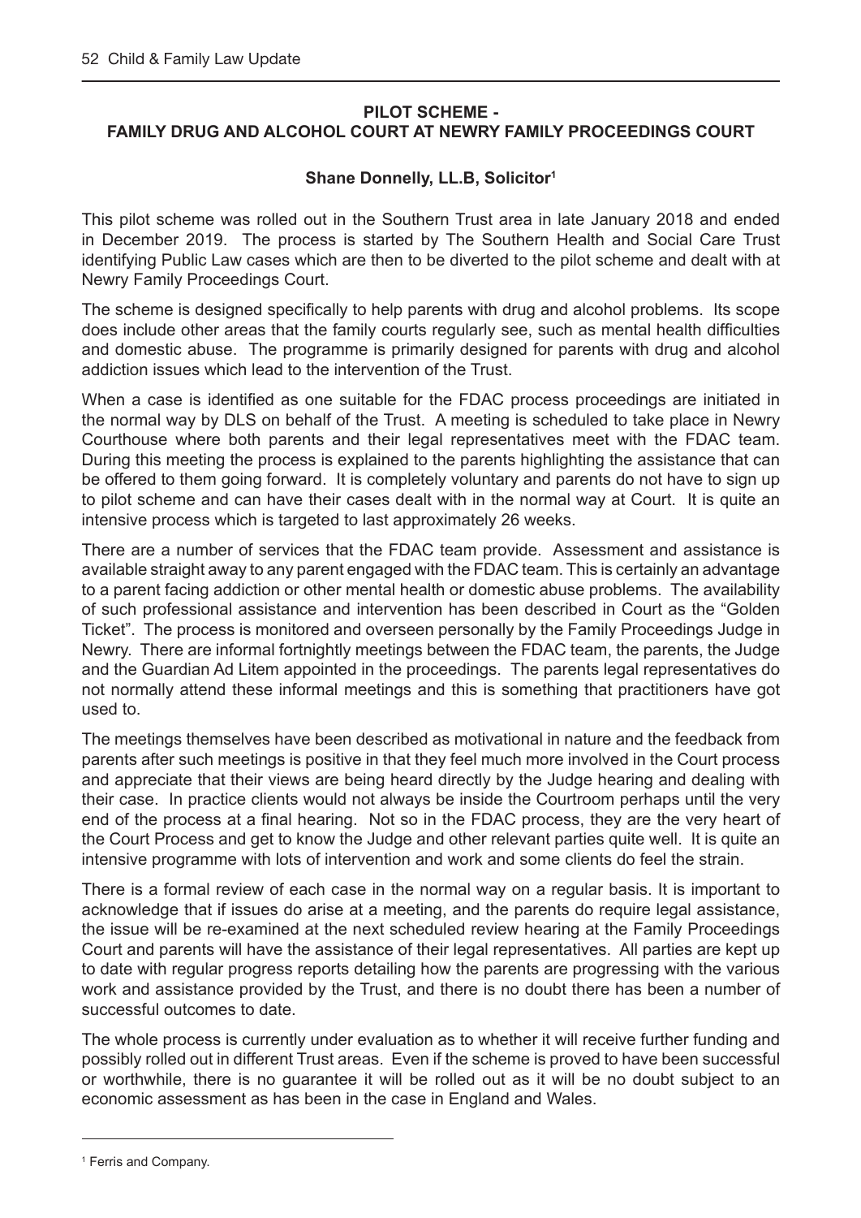## PILOT SCHEME - FAMILY DRUG AND ALCOHOL COURT AT NEWRY FAMILY PROCEEDINGS COURT

**Shane Donnelly, LL.B, Solicitor[1]**

This pilot scheme was rolled out in the Southern Trust area in late January 2018 and ended in December 2019. The process is started by The Southern Health and Social Care Trust identifying Public Law cases which are then to be diverted to the pilot scheme and dealt with at Newry Family Proceedings Court.

The scheme is designed specifically to help parents with drug and alcohol problems. Its scope does include other areas that the family courts regularly see, such as mental health difficulties and domestic abuse. The programme is primarily designed for parents with drug and alcohol addiction issues which lead to the intervention of the Trust.

When a case is identified as one suitable for the FDAC process proceedings are initiated in the normal way by DLS on behalf of the Trust. A meeting is scheduled to take place in Newry Courthouse where both parents and their legal representatives meet with the FDAC team. During this meeting the process is explained to the parents highlighting the assistance that can be offered to them going forward. It is completely voluntary and parents do not have to sign up to pilot scheme and can have their cases dealt with in the normal way at Court. It is quite an intensive process which is targeted to last approximately 26 weeks.

There are a number of services that the FDAC team provide. Assessment and assistance is available straight away to any parent engaged with the FDAC team. This is certainly an advantage to a parent facing addiction or other mental health or domestic abuse problems. The availability of such professional assistance and intervention has been described in Court as the "Golden Ticket". The process is monitored and overseen personally by the Family Proceedings Judge in Newry. There are informal fortnightly meetings between the FDAC team, the parents, the Judge and the Guardian Ad Litem appointed in the proceedings. The parents legal representatives do not normally attend these informal meetings and this is something that practitioners have got used to.

The meetings themselves have been described as motivational in nature and the feedback from parents after such meetings is positive in that they feel much more involved in the Court process and appreciate that their views are being heard directly by the Judge hearing and dealing with their case. In practice clients would not always be inside the Courtroom perhaps until the very end of the process at a final hearing. Not so in the FDAC process, they are the very heart of the Court Process and get to know the Judge and other relevant parties quite well. It is quite an intensive programme with lots of intervention and work and some clients do feel the strain.

There is a formal review of each case in the normal way on a regular basis. It is important to acknowledge that if issues do arise at a meeting, and the parents do require legal assistance, the issue will be re-examined at the next scheduled review hearing at the Family Proceedings Court and parents will have the assistance of their legal representatives. All parties are kept up to date with regular progress reports detailing how the parents are progressing with the various work and assistance provided by the Trust, and there is no doubt there has been a number of successful outcomes to date.

The whole process is currently under evaluation as to whether it will receive further funding and possibly rolled out in different Trust areas. Even if the scheme is proved to have been successful or worthwhile, there is no guarantee it will be rolled out as it will be no doubt subject to an economic assessment as has been in the case in England and Wales.

---

[1] Ferris and Company.